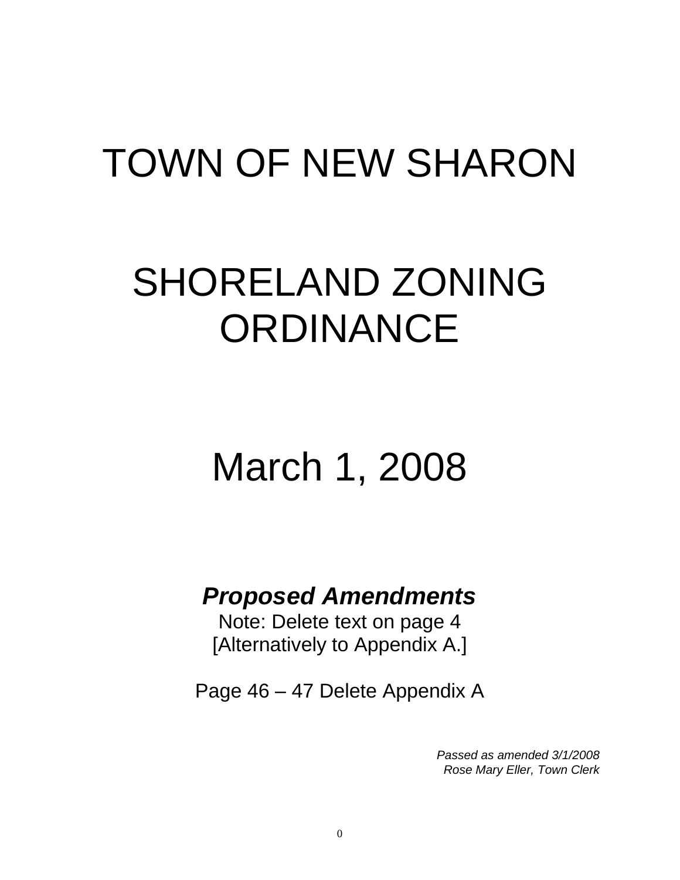# TOWN OF NEW SHARON

# SHORELAND ZONING ORDINANCE

# March 1, 2008

***Proposed Amendments***

Note: Delete text on page 4
[Alternatively to Appendix A.]

Page 46 – 47 Delete Appendix A

*Passed as amended 3/1/2008*
*Rose Mary Eller, Town Clerk*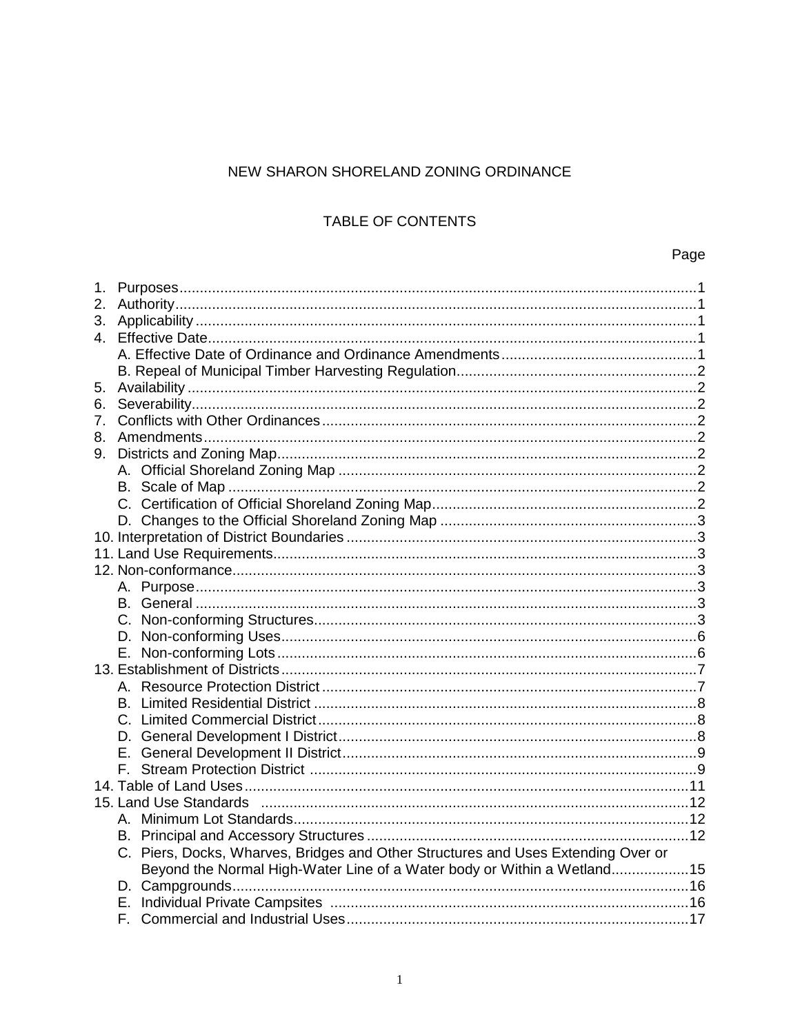# NEW SHARON SHORELAND ZONING ORDINANCE

## TABLE OF CONTENTS

| | Page |
|---|---|
| 1. Purposes | 1 |
| 2. Authority | 1 |
| 3. Applicability | 1 |
| 4. Effective Date | 1 |
| A. Effective Date of Ordinance and Ordinance Amendments | 1 |
| B. Repeal of Municipal Timber Harvesting Regulation | 2 |
| 5. Availability | 2 |
| 6. Severability | 2 |
| 7. Conflicts with Other Ordinances | 2 |
| 8. Amendments | 2 |
| 9. Districts and Zoning Map | 2 |
| A. Official Shoreland Zoning Map | 2 |
| B. Scale of Map | 2 |
| C. Certification of Official Shoreland Zoning Map | 2 |
| D. Changes to the Official Shoreland Zoning Map | 3 |
| 10. Interpretation of District Boundaries | 3 |
| 11. Land Use Requirements | 3 |
| 12. Non-conformance | 3 |
| A. Purpose | 3 |
| B. General | 3 |
| C. Non-conforming Structures | 3 |
| D. Non-conforming Uses | 6 |
| E. Non-conforming Lots | 6 |
| 13. Establishment of Districts | 7 |
| A. Resource Protection District | 7 |
| B. Limited Residential District | 8 |
| C. Limited Commercial District | 8 |
| D. General Development I District | 8 |
| E. General Development II District | 9 |
| F. Stream Protection District | 9 |
| 14. Table of Land Uses | 11 |
| 15. Land Use Standards | 12 |
| A. Minimum Lot Standards | 12 |
| B. Principal and Accessory Structures | 12 |
| C. Piers, Docks, Wharves, Bridges and Other Structures and Uses Extending Over or Beyond the Normal High-Water Line of a Water body or Within a Wetland | 15 |
| D. Campgrounds | 16 |
| E. Individual Private Campsites | 16 |
| F. Commercial and Industrial Uses | 17 |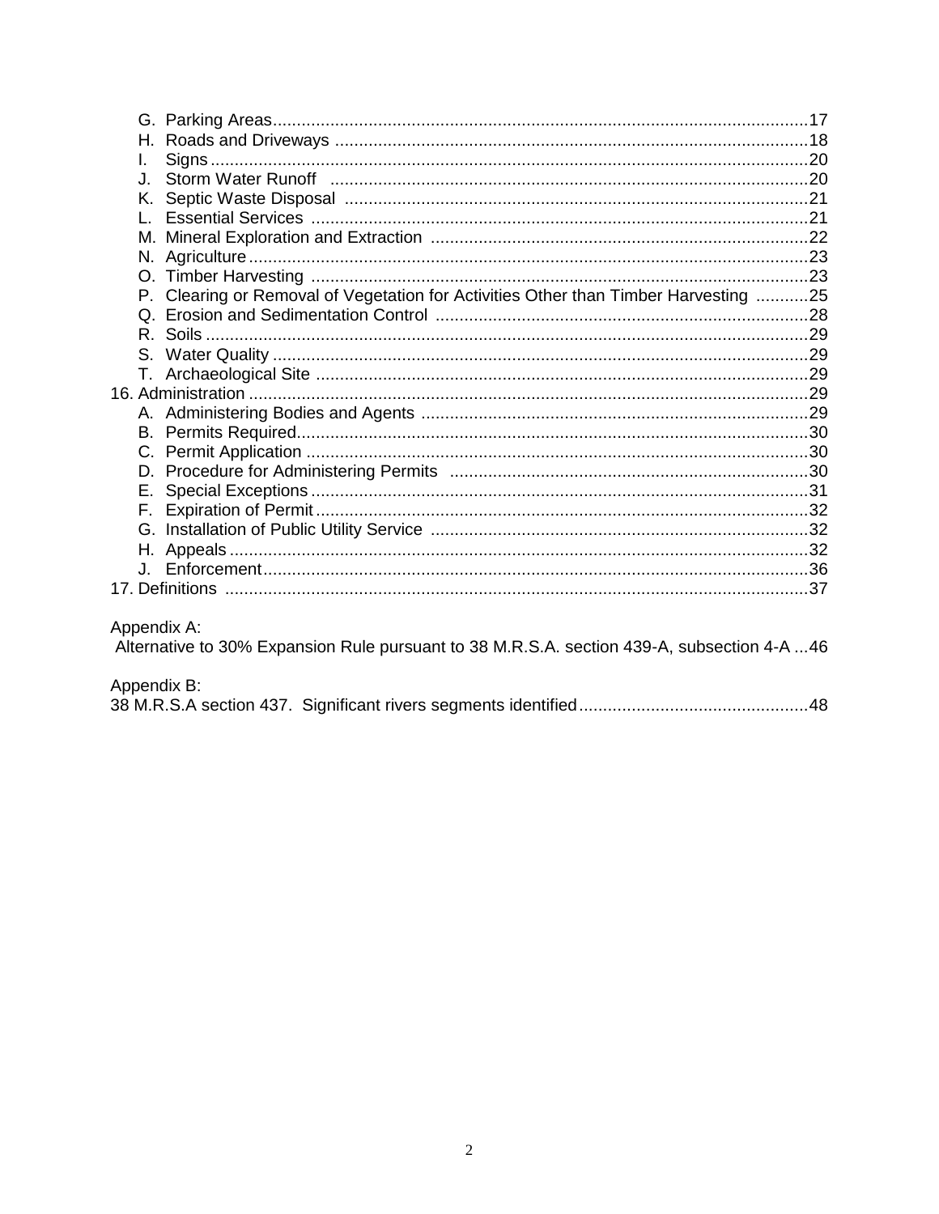G. Parking Areas ........................................................................................................ 17
H. Roads and Driveways ............................................................................................ 18
I. Signs ....................................................................................................................... 20
J. Storm Water Runoff ................................................................................................ 20
K. Septic Waste Disposal ........................................................................................... 21
L. Essential Services .................................................................................................. 21
M. Mineral Exploration and Extraction ........................................................................ 22
N. Agriculture .............................................................................................................. 23
O. Timber Harvesting .................................................................................................. 23
P. Clearing or Removal of Vegetation for Activities Other than Timber Harvesting ........... 25
Q. Erosion and Sedimentation Control ....................................................................... 28
R. Soils ........................................................................................................................ 29
S. Water Quality .......................................................................................................... 29
T. Archaeological Site ................................................................................................. 29

16. Administration ........................................................................................................ 29
A. Administering Bodies and Agents .......................................................................... 29
B. Permits Required .................................................................................................... 30
C. Permit Application .................................................................................................. 30
D. Procedure for Administering Permits ..................................................................... 30
E. Special Exceptions ................................................................................................. 31
F. Expiration of Permit ................................................................................................ 32
G. Installation of Public Utility Service ........................................................................ 32
H. Appeals ................................................................................................................... 32
J. Enforcement ............................................................................................................ 36

17. Definitions .............................................................................................................. 37

Appendix A:
Alternative to 30% Expansion Rule pursuant to 38 M.R.S.A. section 439-A, subsection 4-A ... 46

Appendix B:
38 M.R.S.A section 437. Significant rivers segments identified ................................. 48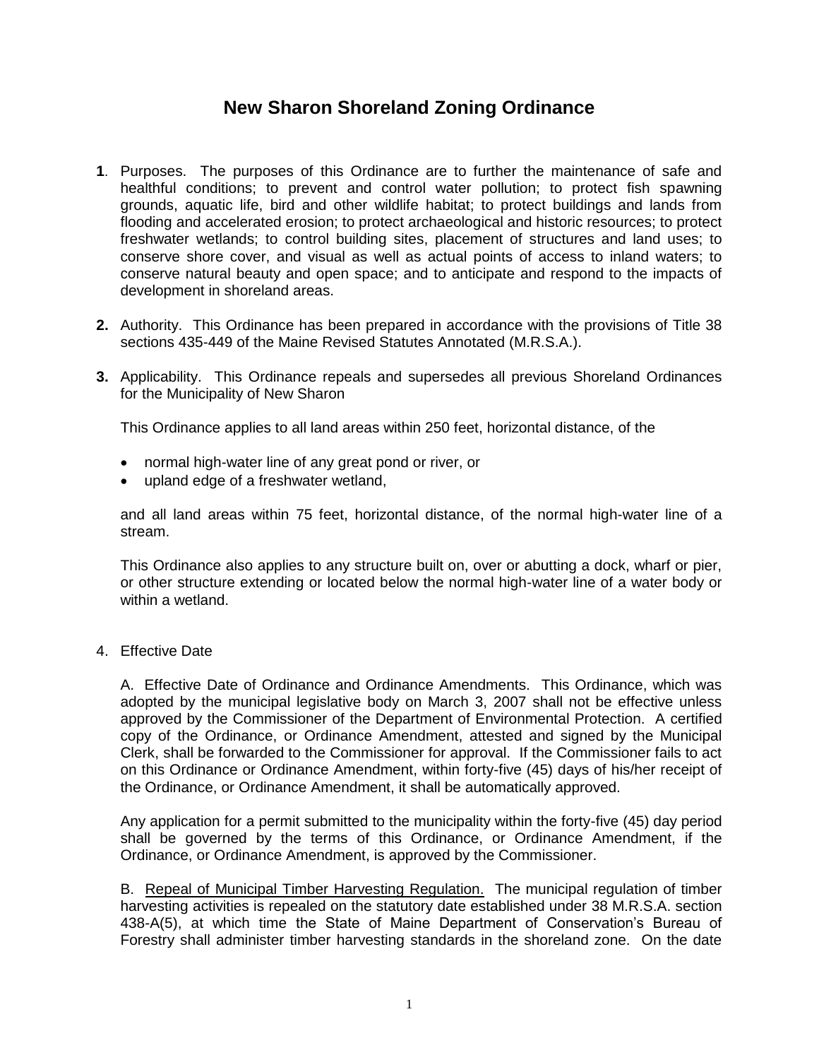# New Sharon Shoreland Zoning Ordinance

**1**. Purposes. The purposes of this Ordinance are to further the maintenance of safe and healthful conditions; to prevent and control water pollution; to protect fish spawning grounds, aquatic life, bird and other wildlife habitat; to protect buildings and lands from flooding and accelerated erosion; to protect archaeological and historic resources; to protect freshwater wetlands; to control building sites, placement of structures and land uses; to conserve shore cover, and visual as well as actual points of access to inland waters; to conserve natural beauty and open space; and to anticipate and respond to the impacts of development in shoreland areas.

**2.** Authority. This Ordinance has been prepared in accordance with the provisions of Title 38 sections 435-449 of the Maine Revised Statutes Annotated (M.R.S.A.).

**3.** Applicability. This Ordinance repeals and supersedes all previous Shoreland Ordinances for the Municipality of New Sharon

This Ordinance applies to all land areas within 250 feet, horizontal distance, of the

- normal high-water line of any great pond or river, or
- upland edge of a freshwater wetland,

and all land areas within 75 feet, horizontal distance, of the normal high-water line of a stream.

This Ordinance also applies to any structure built on, over or abutting a dock, wharf or pier, or other structure extending or located below the normal high-water line of a water body or within a wetland.

4. Effective Date

A. Effective Date of Ordinance and Ordinance Amendments. This Ordinance, which was adopted by the municipal legislative body on March 3, 2007 shall not be effective unless approved by the Commissioner of the Department of Environmental Protection. A certified copy of the Ordinance, or Ordinance Amendment, attested and signed by the Municipal Clerk, shall be forwarded to the Commissioner for approval. If the Commissioner fails to act on this Ordinance or Ordinance Amendment, within forty-five (45) days of his/her receipt of the Ordinance, or Ordinance Amendment, it shall be automatically approved.

Any application for a permit submitted to the municipality within the forty-five (45) day period shall be governed by the terms of this Ordinance, or Ordinance Amendment, if the Ordinance, or Ordinance Amendment, is approved by the Commissioner.

B. <u>Repeal of Municipal Timber Harvesting Regulation.</u> The municipal regulation of timber harvesting activities is repealed on the statutory date established under 38 M.R.S.A. section 438-A(5), at which time the State of Maine Department of Conservation's Bureau of Forestry shall administer timber harvesting standards in the shoreland zone. On the date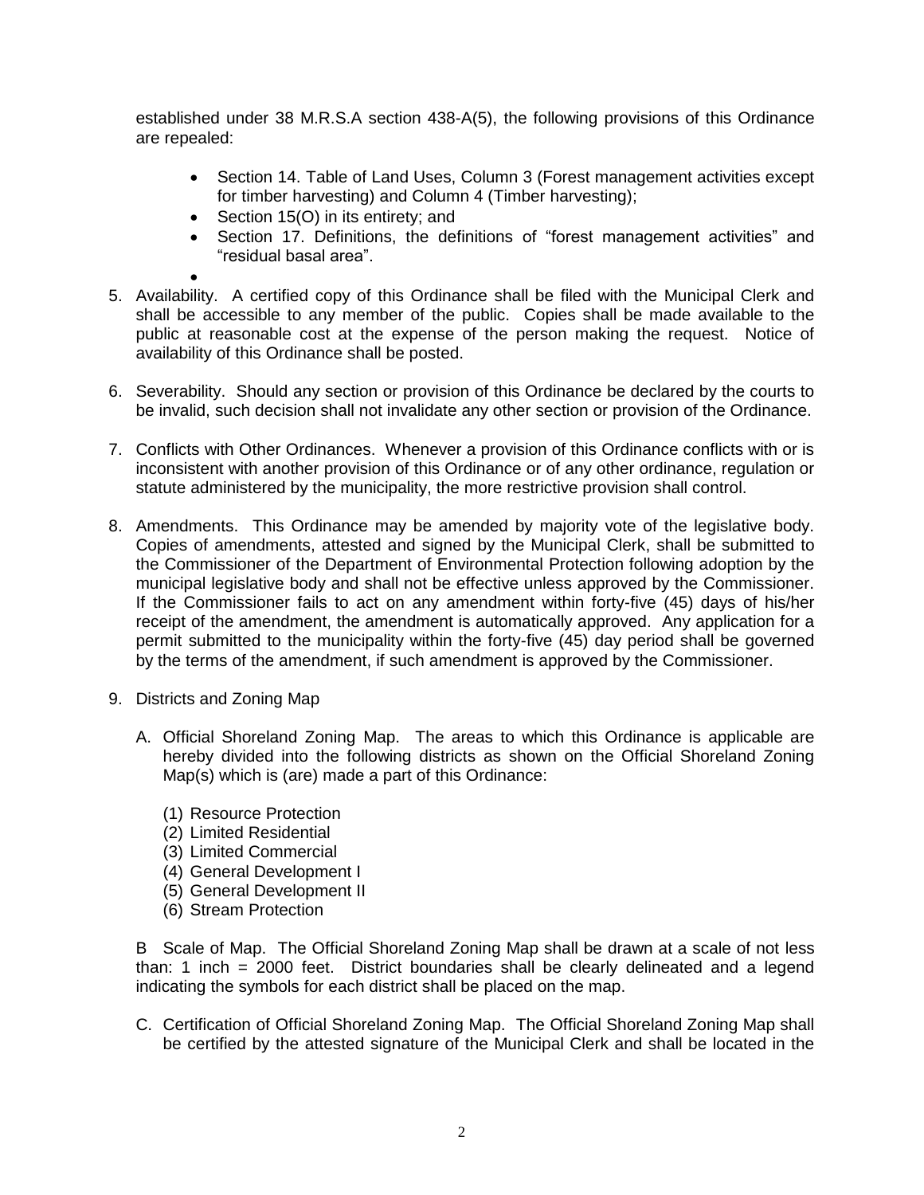established under 38 M.R.S.A section 438-A(5), the following provisions of this Ordinance are repealed:

- Section 14. Table of Land Uses, Column 3 (Forest management activities except for timber harvesting) and Column 4 (Timber harvesting);
- Section 15(O) in its entirety; and
- Section 17. Definitions, the definitions of "forest management activities" and "residual basal area".

5. Availability. A certified copy of this Ordinance shall be filed with the Municipal Clerk and shall be accessible to any member of the public. Copies shall be made available to the public at reasonable cost at the expense of the person making the request. Notice of availability of this Ordinance shall be posted.

6. Severability. Should any section or provision of this Ordinance be declared by the courts to be invalid, such decision shall not invalidate any other section or provision of the Ordinance.

7. Conflicts with Other Ordinances. Whenever a provision of this Ordinance conflicts with or is inconsistent with another provision of this Ordinance or of any other ordinance, regulation or statute administered by the municipality, the more restrictive provision shall control.

8. Amendments. This Ordinance may be amended by majority vote of the legislative body. Copies of amendments, attested and signed by the Municipal Clerk, shall be submitted to the Commissioner of the Department of Environmental Protection following adoption by the municipal legislative body and shall not be effective unless approved by the Commissioner. If the Commissioner fails to act on any amendment within forty-five (45) days of his/her receipt of the amendment, the amendment is automatically approved. Any application for a permit submitted to the municipality within the forty-five (45) day period shall be governed by the terms of the amendment, if such amendment is approved by the Commissioner.

9. Districts and Zoning Map

   A. Official Shoreland Zoning Map. The areas to which this Ordinance is applicable are hereby divided into the following districts as shown on the Official Shoreland Zoning Map(s) which is (are) made a part of this Ordinance:

      (1) Resource Protection
      (2) Limited Residential
      (3) Limited Commercial
      (4) General Development I
      (5) General Development II
      (6) Stream Protection

   B Scale of Map. The Official Shoreland Zoning Map shall be drawn at a scale of not less than: 1 inch = 2000 feet. District boundaries shall be clearly delineated and a legend indicating the symbols for each district shall be placed on the map.

   C. Certification of Official Shoreland Zoning Map. The Official Shoreland Zoning Map shall be certified by the attested signature of the Municipal Clerk and shall be located in the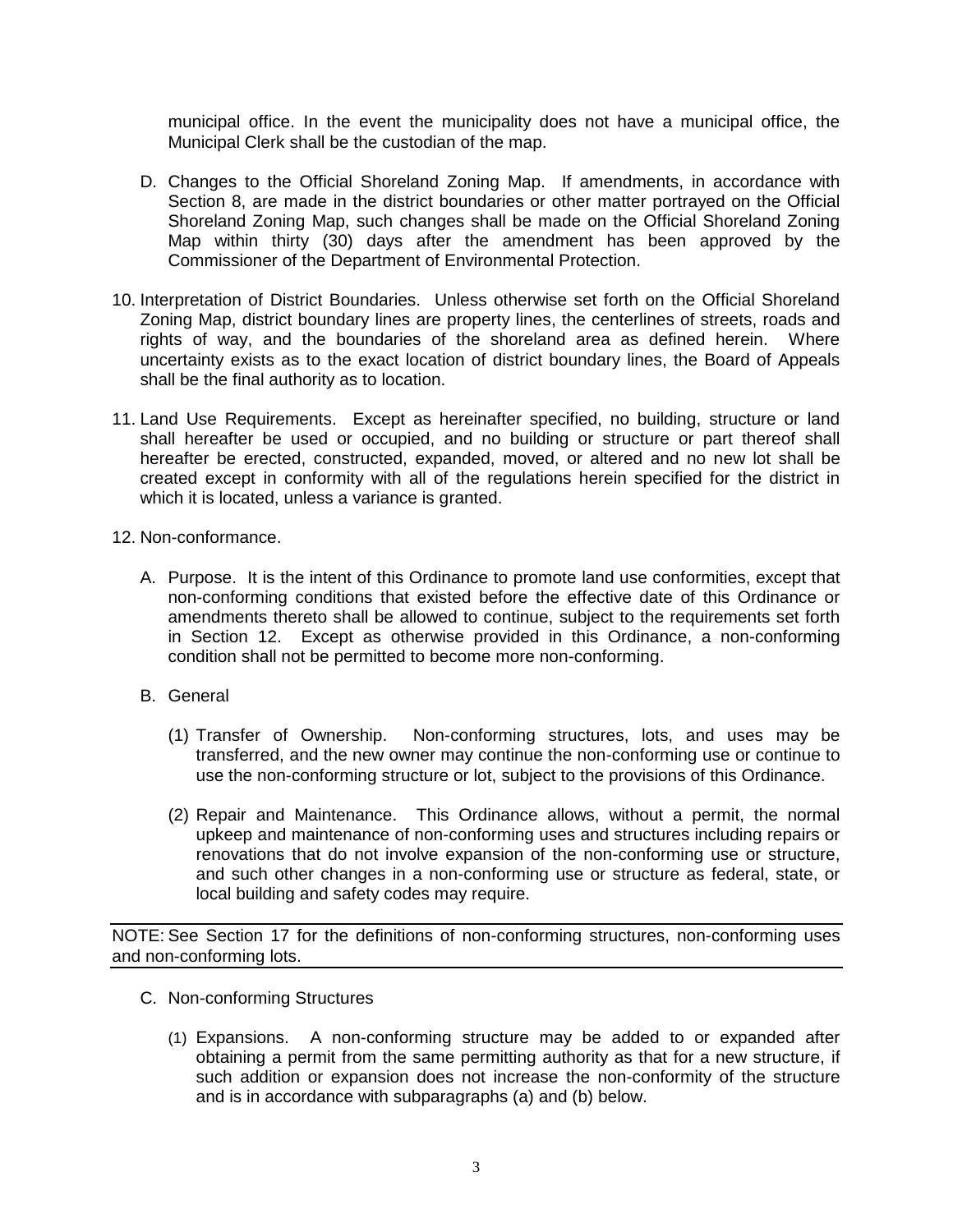municipal office. In the event the municipality does not have a municipal office, the Municipal Clerk shall be the custodian of the map.

D. Changes to the Official Shoreland Zoning Map. If amendments, in accordance with Section 8, are made in the district boundaries or other matter portrayed on the Official Shoreland Zoning Map, such changes shall be made on the Official Shoreland Zoning Map within thirty (30) days after the amendment has been approved by the Commissioner of the Department of Environmental Protection.

10. Interpretation of District Boundaries. Unless otherwise set forth on the Official Shoreland Zoning Map, district boundary lines are property lines, the centerlines of streets, roads and rights of way, and the boundaries of the shoreland area as defined herein. Where uncertainty exists as to the exact location of district boundary lines, the Board of Appeals shall be the final authority as to location.

11. Land Use Requirements. Except as hereinafter specified, no building, structure or land shall hereafter be used or occupied, and no building or structure or part thereof shall hereafter be erected, constructed, expanded, moved, or altered and no new lot shall be created except in conformity with all of the regulations herein specified for the district in which it is located, unless a variance is granted.

12. Non-conformance.

A. Purpose. It is the intent of this Ordinance to promote land use conformities, except that non-conforming conditions that existed before the effective date of this Ordinance or amendments thereto shall be allowed to continue, subject to the requirements set forth in Section 12. Except as otherwise provided in this Ordinance, a non-conforming condition shall not be permitted to become more non-conforming.

B. General

(1) Transfer of Ownership. Non-conforming structures, lots, and uses may be transferred, and the new owner may continue the non-conforming use or continue to use the non-conforming structure or lot, subject to the provisions of this Ordinance.

(2) Repair and Maintenance. This Ordinance allows, without a permit, the normal upkeep and maintenance of non-conforming uses and structures including repairs or renovations that do not involve expansion of the non-conforming use or structure, and such other changes in a non-conforming use or structure as federal, state, or local building and safety codes may require.

---

NOTE: See Section 17 for the definitions of non-conforming structures, non-conforming uses and non-conforming lots.

---

C. Non-conforming Structures

(1) Expansions. A non-conforming structure may be added to or expanded after obtaining a permit from the same permitting authority as that for a new structure, if such addition or expansion does not increase the non-conformity of the structure and is in accordance with subparagraphs (a) and (b) below.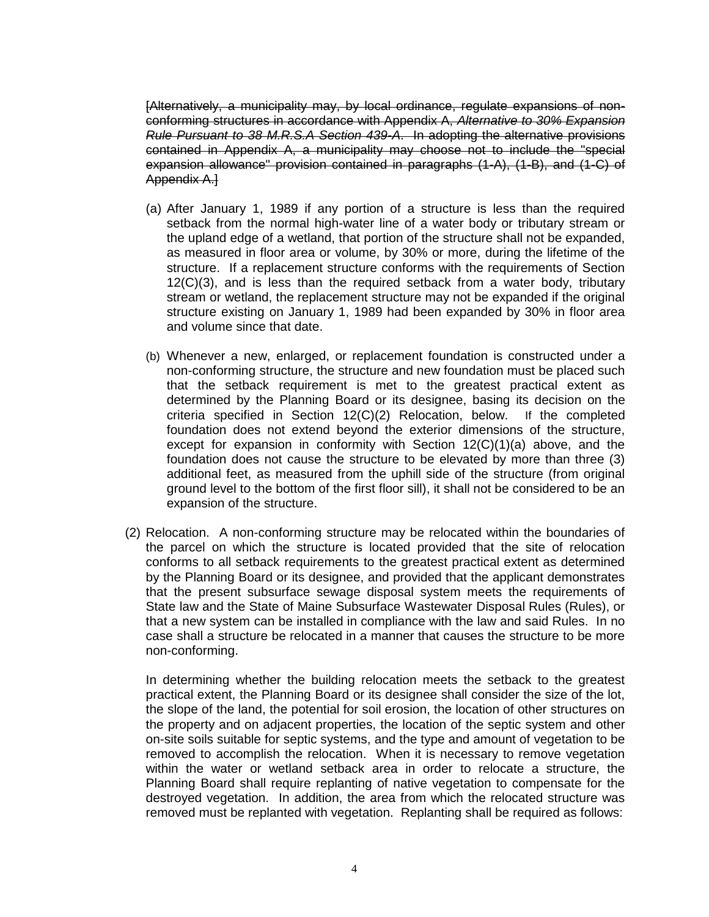~~[Alternatively, a municipality may, by local ordinance, regulate expansions of non-conforming structures in accordance with Appendix A, *Alternative to 30% Expansion Rule Pursuant to 38 M.R.S.A Section 439-A*. In adopting the alternative provisions contained in Appendix A, a municipality may choose not to include the "special expansion allowance" provision contained in paragraphs (1-A), (1-B), and (1-C) of Appendix A.]~~

(a) After January 1, 1989 if any portion of a structure is less than the required setback from the normal high-water line of a water body or tributary stream or the upland edge of a wetland, that portion of the structure shall not be expanded, as measured in floor area or volume, by 30% or more, during the lifetime of the structure. If a replacement structure conforms with the requirements of Section 12(C)(3), and is less than the required setback from a water body, tributary stream or wetland, the replacement structure may not be expanded if the original structure existing on January 1, 1989 had been expanded by 30% in floor area and volume since that date.

(b) Whenever a new, enlarged, or replacement foundation is constructed under a non-conforming structure, the structure and new foundation must be placed such that the setback requirement is met to the greatest practical extent as determined by the Planning Board or its designee, basing its decision on the criteria specified in Section 12(C)(2) Relocation, below. If the completed foundation does not extend beyond the exterior dimensions of the structure, except for expansion in conformity with Section 12(C)(1)(a) above, and the foundation does not cause the structure to be elevated by more than three (3) additional feet, as measured from the uphill side of the structure (from original ground level to the bottom of the first floor sill), it shall not be considered to be an expansion of the structure.

(2) Relocation. A non-conforming structure may be relocated within the boundaries of the parcel on which the structure is located provided that the site of relocation conforms to all setback requirements to the greatest practical extent as determined by the Planning Board or its designee, and provided that the applicant demonstrates that the present subsurface sewage disposal system meets the requirements of State law and the State of Maine Subsurface Wastewater Disposal Rules (Rules), or that a new system can be installed in compliance with the law and said Rules. In no case shall a structure be relocated in a manner that causes the structure to be more non-conforming.

In determining whether the building relocation meets the setback to the greatest practical extent, the Planning Board or its designee shall consider the size of the lot, the slope of the land, the potential for soil erosion, the location of other structures on the property and on adjacent properties, the location of the septic system and other on-site soils suitable for septic systems, and the type and amount of vegetation to be removed to accomplish the relocation. When it is necessary to remove vegetation within the water or wetland setback area in order to relocate a structure, the Planning Board shall require replanting of native vegetation to compensate for the destroyed vegetation. In addition, the area from which the relocated structure was removed must be replanted with vegetation. Replanting shall be required as follows: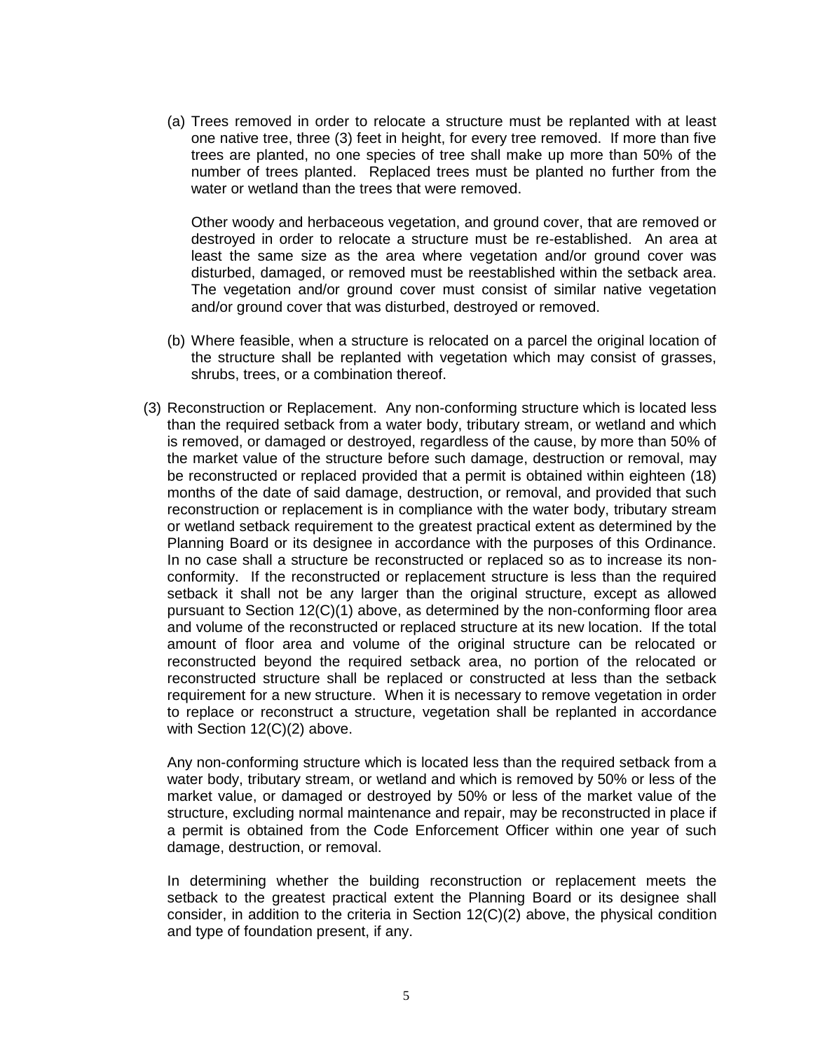(a) Trees removed in order to relocate a structure must be replanted with at least one native tree, three (3) feet in height, for every tree removed. If more than five trees are planted, no one species of tree shall make up more than 50% of the number of trees planted. Replaced trees must be planted no further from the water or wetland than the trees that were removed.

    Other woody and herbaceous vegetation, and ground cover, that are removed or destroyed in order to relocate a structure must be re-established. An area at least the same size as the area where vegetation and/or ground cover was disturbed, damaged, or removed must be reestablished within the setback area. The vegetation and/or ground cover must consist of similar native vegetation and/or ground cover that was disturbed, destroyed or removed.

(b) Where feasible, when a structure is relocated on a parcel the original location of the structure shall be replanted with vegetation which may consist of grasses, shrubs, trees, or a combination thereof.

(3) Reconstruction or Replacement. Any non-conforming structure which is located less than the required setback from a water body, tributary stream, or wetland and which is removed, or damaged or destroyed, regardless of the cause, by more than 50% of the market value of the structure before such damage, destruction or removal, may be reconstructed or replaced provided that a permit is obtained within eighteen (18) months of the date of said damage, destruction, or removal, and provided that such reconstruction or replacement is in compliance with the water body, tributary stream or wetland setback requirement to the greatest practical extent as determined by the Planning Board or its designee in accordance with the purposes of this Ordinance. In no case shall a structure be reconstructed or replaced so as to increase its non-conformity. If the reconstructed or replacement structure is less than the required setback it shall not be any larger than the original structure, except as allowed pursuant to Section 12(C)(1) above, as determined by the non-conforming floor area and volume of the reconstructed or replaced structure at its new location. If the total amount of floor area and volume of the original structure can be relocated or reconstructed beyond the required setback area, no portion of the relocated or reconstructed structure shall be replaced or constructed at less than the setback requirement for a new structure. When it is necessary to remove vegetation in order to replace or reconstruct a structure, vegetation shall be replanted in accordance with Section 12(C)(2) above.

    Any non-conforming structure which is located less than the required setback from a water body, tributary stream, or wetland and which is removed by 50% or less of the market value, or damaged or destroyed by 50% or less of the market value of the structure, excluding normal maintenance and repair, may be reconstructed in place if a permit is obtained from the Code Enforcement Officer within one year of such damage, destruction, or removal.

    In determining whether the building reconstruction or replacement meets the setback to the greatest practical extent the Planning Board or its designee shall consider, in addition to the criteria in Section 12(C)(2) above, the physical condition and type of foundation present, if any.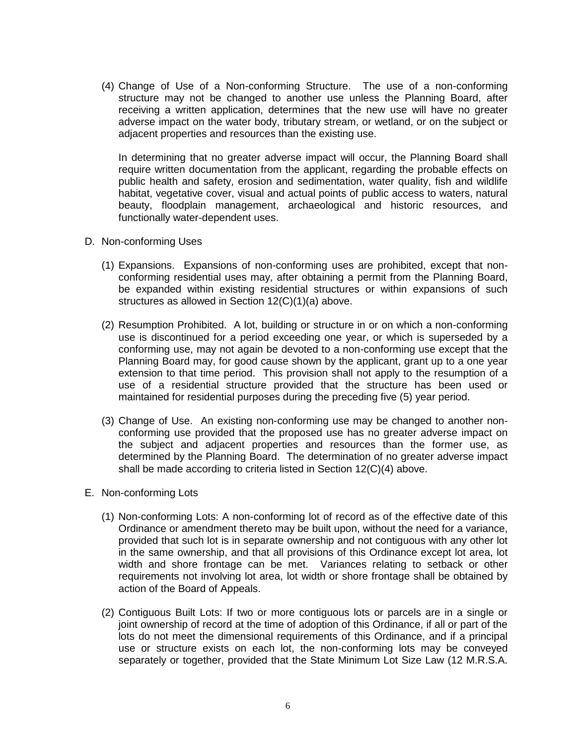(4) Change of Use of a Non-conforming Structure. The use of a non-conforming structure may not be changed to another use unless the Planning Board, after receiving a written application, determines that the new use will have no greater adverse impact on the water body, tributary stream, or wetland, or on the subject or adjacent properties and resources than the existing use.

In determining that no greater adverse impact will occur, the Planning Board shall require written documentation from the applicant, regarding the probable effects on public health and safety, erosion and sedimentation, water quality, fish and wildlife habitat, vegetative cover, visual and actual points of public access to waters, natural beauty, floodplain management, archaeological and historic resources, and functionally water-dependent uses.

D. Non-conforming Uses

(1) Expansions. Expansions of non-conforming uses are prohibited, except that non-conforming residential uses may, after obtaining a permit from the Planning Board, be expanded within existing residential structures or within expansions of such structures as allowed in Section 12(C)(1)(a) above.

(2) Resumption Prohibited. A lot, building or structure in or on which a non-conforming use is discontinued for a period exceeding one year, or which is superseded by a conforming use, may not again be devoted to a non-conforming use except that the Planning Board may, for good cause shown by the applicant, grant up to a one year extension to that time period. This provision shall not apply to the resumption of a use of a residential structure provided that the structure has been used or maintained for residential purposes during the preceding five (5) year period.

(3) Change of Use. An existing non-conforming use may be changed to another non-conforming use provided that the proposed use has no greater adverse impact on the subject and adjacent properties and resources than the former use, as determined by the Planning Board. The determination of no greater adverse impact shall be made according to criteria listed in Section 12(C)(4) above.

E. Non-conforming Lots

(1) Non-conforming Lots: A non-conforming lot of record as of the effective date of this Ordinance or amendment thereto may be built upon, without the need for a variance, provided that such lot is in separate ownership and not contiguous with any other lot in the same ownership, and that all provisions of this Ordinance except lot area, lot width and shore frontage can be met. Variances relating to setback or other requirements not involving lot area, lot width or shore frontage shall be obtained by action of the Board of Appeals.

(2) Contiguous Built Lots: If two or more contiguous lots or parcels are in a single or joint ownership of record at the time of adoption of this Ordinance, if all or part of the lots do not meet the dimensional requirements of this Ordinance, and if a principal use or structure exists on each lot, the non-conforming lots may be conveyed separately or together, provided that the State Minimum Lot Size Law (12 M.R.S.A.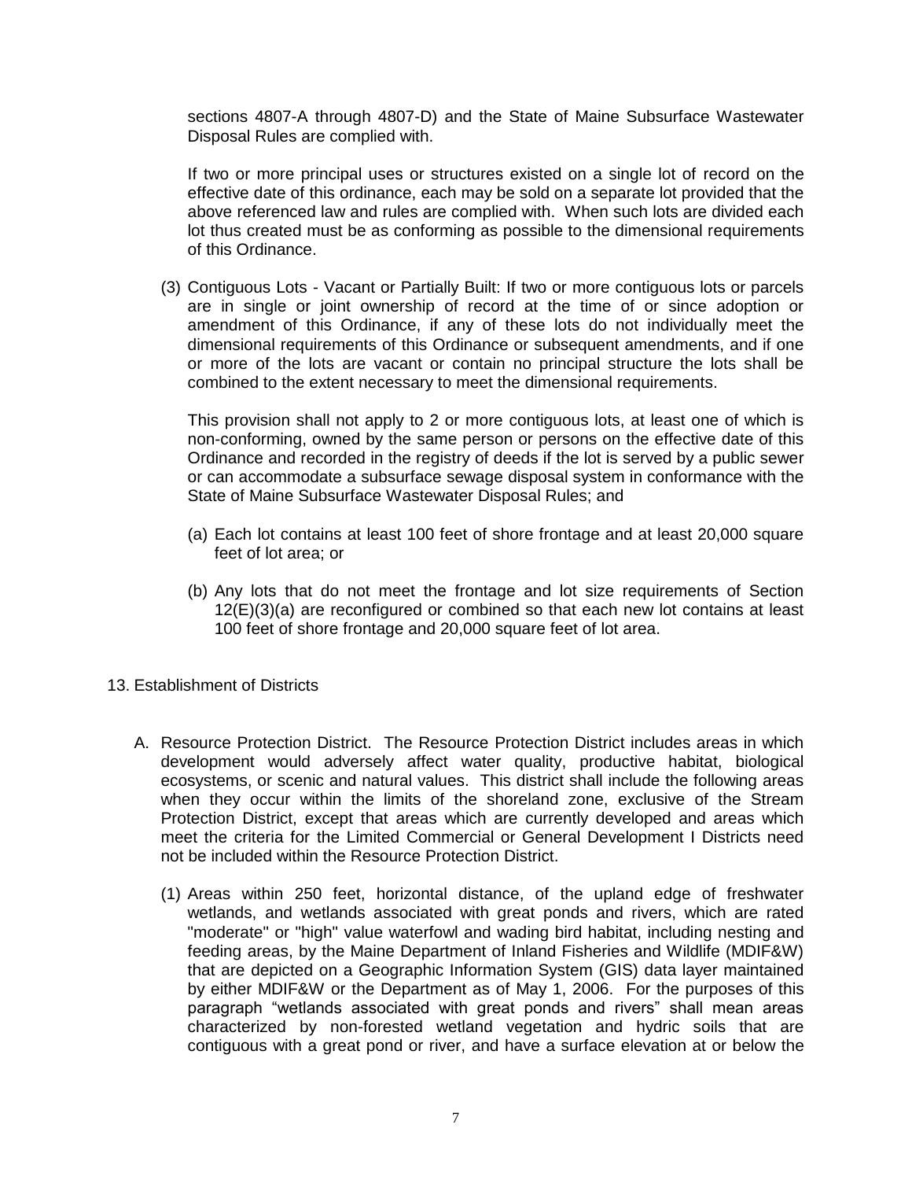sections 4807-A through 4807-D) and the State of Maine Subsurface Wastewater Disposal Rules are complied with.

If two or more principal uses or structures existed on a single lot of record on the effective date of this ordinance, each may be sold on a separate lot provided that the above referenced law and rules are complied with. When such lots are divided each lot thus created must be as conforming as possible to the dimensional requirements of this Ordinance.

(3) Contiguous Lots - Vacant or Partially Built: If two or more contiguous lots or parcels are in single or joint ownership of record at the time of or since adoption or amendment of this Ordinance, if any of these lots do not individually meet the dimensional requirements of this Ordinance or subsequent amendments, and if one or more of the lots are vacant or contain no principal structure the lots shall be combined to the extent necessary to meet the dimensional requirements.

This provision shall not apply to 2 or more contiguous lots, at least one of which is non-conforming, owned by the same person or persons on the effective date of this Ordinance and recorded in the registry of deeds if the lot is served by a public sewer or can accommodate a subsurface sewage disposal system in conformance with the State of Maine Subsurface Wastewater Disposal Rules; and

(a) Each lot contains at least 100 feet of shore frontage and at least 20,000 square feet of lot area; or

(b) Any lots that do not meet the frontage and lot size requirements of Section 12(E)(3)(a) are reconfigured or combined so that each new lot contains at least 100 feet of shore frontage and 20,000 square feet of lot area.

## 13. Establishment of Districts

A. Resource Protection District. The Resource Protection District includes areas in which development would adversely affect water quality, productive habitat, biological ecosystems, or scenic and natural values. This district shall include the following areas when they occur within the limits of the shoreland zone, exclusive of the Stream Protection District, except that areas which are currently developed and areas which meet the criteria for the Limited Commercial or General Development I Districts need not be included within the Resource Protection District.

(1) Areas within 250 feet, horizontal distance, of the upland edge of freshwater wetlands, and wetlands associated with great ponds and rivers, which are rated "moderate" or "high" value waterfowl and wading bird habitat, including nesting and feeding areas, by the Maine Department of Inland Fisheries and Wildlife (MDIF&W) that are depicted on a Geographic Information System (GIS) data layer maintained by either MDIF&W or the Department as of May 1, 2006. For the purposes of this paragraph “wetlands associated with great ponds and rivers” shall mean areas characterized by non-forested wetland vegetation and hydric soils that are contiguous with a great pond or river, and have a surface elevation at or below the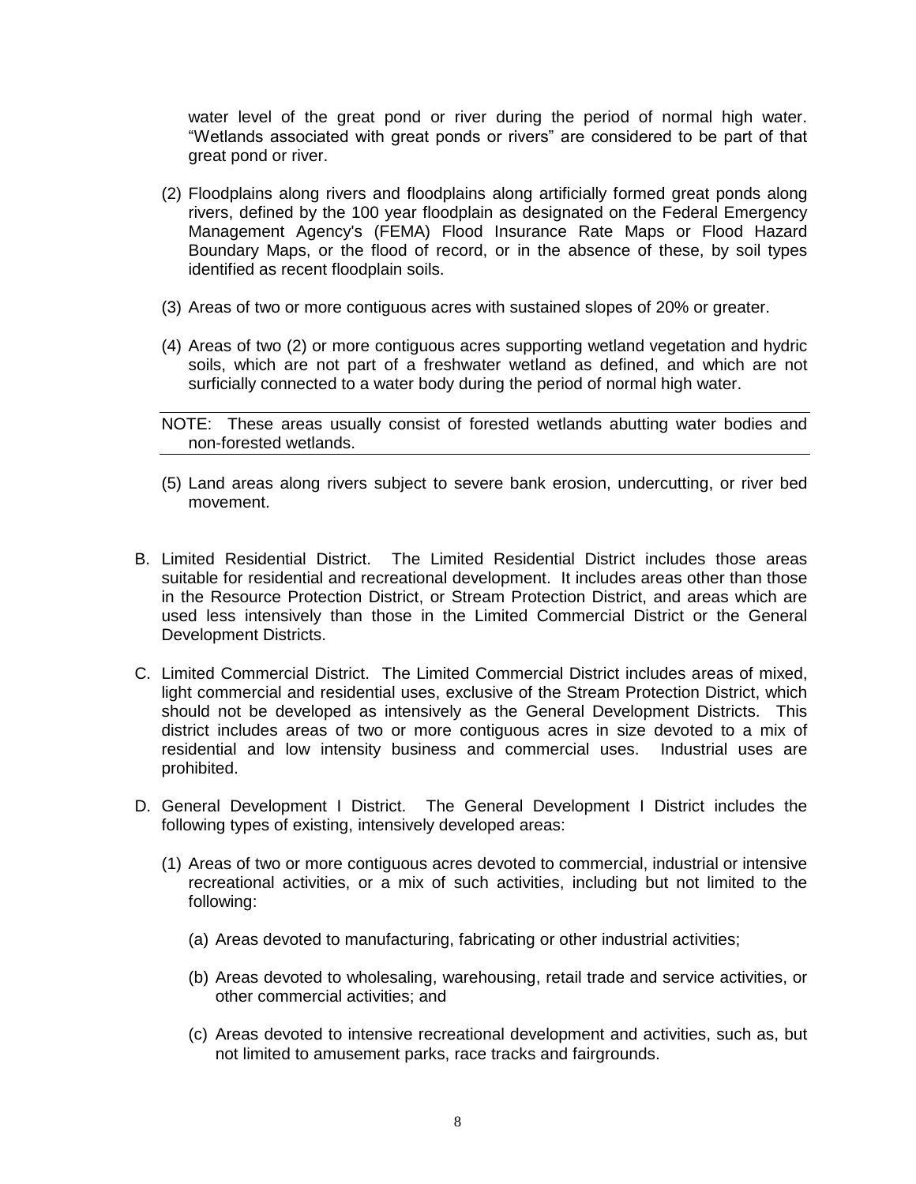water level of the great pond or river during the period of normal high water. “Wetlands associated with great ponds or rivers” are considered to be part of that great pond or river.

(2) Floodplains along rivers and floodplains along artificially formed great ponds along rivers, defined by the 100 year floodplain as designated on the Federal Emergency Management Agency's (FEMA) Flood Insurance Rate Maps or Flood Hazard Boundary Maps, or the flood of record, or in the absence of these, by soil types identified as recent floodplain soils.

(3) Areas of two or more contiguous acres with sustained slopes of 20% or greater.

(4) Areas of two (2) or more contiguous acres supporting wetland vegetation and hydric soils, which are not part of a freshwater wetland as defined, and which are not surficially connected to a water body during the period of normal high water.

NOTE: These areas usually consist of forested wetlands abutting water bodies and non-forested wetlands.

(5) Land areas along rivers subject to severe bank erosion, undercutting, or river bed movement.

B. Limited Residential District. The Limited Residential District includes those areas suitable for residential and recreational development. It includes areas other than those in the Resource Protection District, or Stream Protection District, and areas which are used less intensively than those in the Limited Commercial District or the General Development Districts.

C. Limited Commercial District. The Limited Commercial District includes areas of mixed, light commercial and residential uses, exclusive of the Stream Protection District, which should not be developed as intensively as the General Development Districts. This district includes areas of two or more contiguous acres in size devoted to a mix of residential and low intensity business and commercial uses. Industrial uses are prohibited.

D. General Development I District. The General Development I District includes the following types of existing, intensively developed areas:

(1) Areas of two or more contiguous acres devoted to commercial, industrial or intensive recreational activities, or a mix of such activities, including but not limited to the following:

(a) Areas devoted to manufacturing, fabricating or other industrial activities;

(b) Areas devoted to wholesaling, warehousing, retail trade and service activities, or other commercial activities; and

(c) Areas devoted to intensive recreational development and activities, such as, but not limited to amusement parks, race tracks and fairgrounds.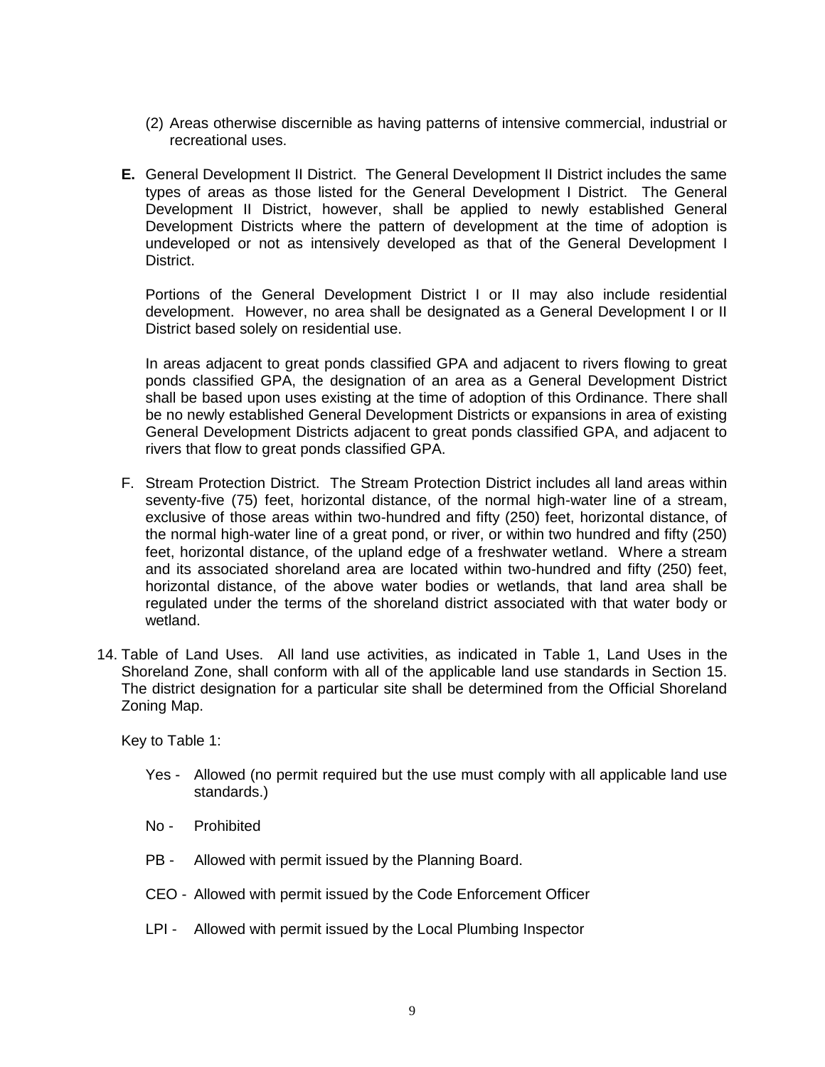(2) Areas otherwise discernible as having patterns of intensive commercial, industrial or recreational uses.

**E.** General Development II District. The General Development II District includes the same types of areas as those listed for the General Development I District. The General Development II District, however, shall be applied to newly established General Development Districts where the pattern of development at the time of adoption is undeveloped or not as intensively developed as that of the General Development I District.

Portions of the General Development District I or II may also include residential development. However, no area shall be designated as a General Development I or II District based solely on residential use.

In areas adjacent to great ponds classified GPA and adjacent to rivers flowing to great ponds classified GPA, the designation of an area as a General Development District shall be based upon uses existing at the time of adoption of this Ordinance. There shall be no newly established General Development Districts or expansions in area of existing General Development Districts adjacent to great ponds classified GPA, and adjacent to rivers that flow to great ponds classified GPA.

F. Stream Protection District. The Stream Protection District includes all land areas within seventy-five (75) feet, horizontal distance, of the normal high-water line of a stream, exclusive of those areas within two-hundred and fifty (250) feet, horizontal distance, of the normal high-water line of a great pond, or river, or within two hundred and fifty (250) feet, horizontal distance, of the upland edge of a freshwater wetland. Where a stream and its associated shoreland area are located within two-hundred and fifty (250) feet, horizontal distance, of the above water bodies or wetlands, that land area shall be regulated under the terms of the shoreland district associated with that water body or wetland.

14. Table of Land Uses. All land use activities, as indicated in Table 1, Land Uses in the Shoreland Zone, shall conform with all of the applicable land use standards in Section 15. The district designation for a particular site shall be determined from the Official Shoreland Zoning Map.

Key to Table 1:

Yes - Allowed (no permit required but the use must comply with all applicable land use standards.)

No - Prohibited

PB - Allowed with permit issued by the Planning Board.

CEO - Allowed with permit issued by the Code Enforcement Officer

LPI - Allowed with permit issued by the Local Plumbing Inspector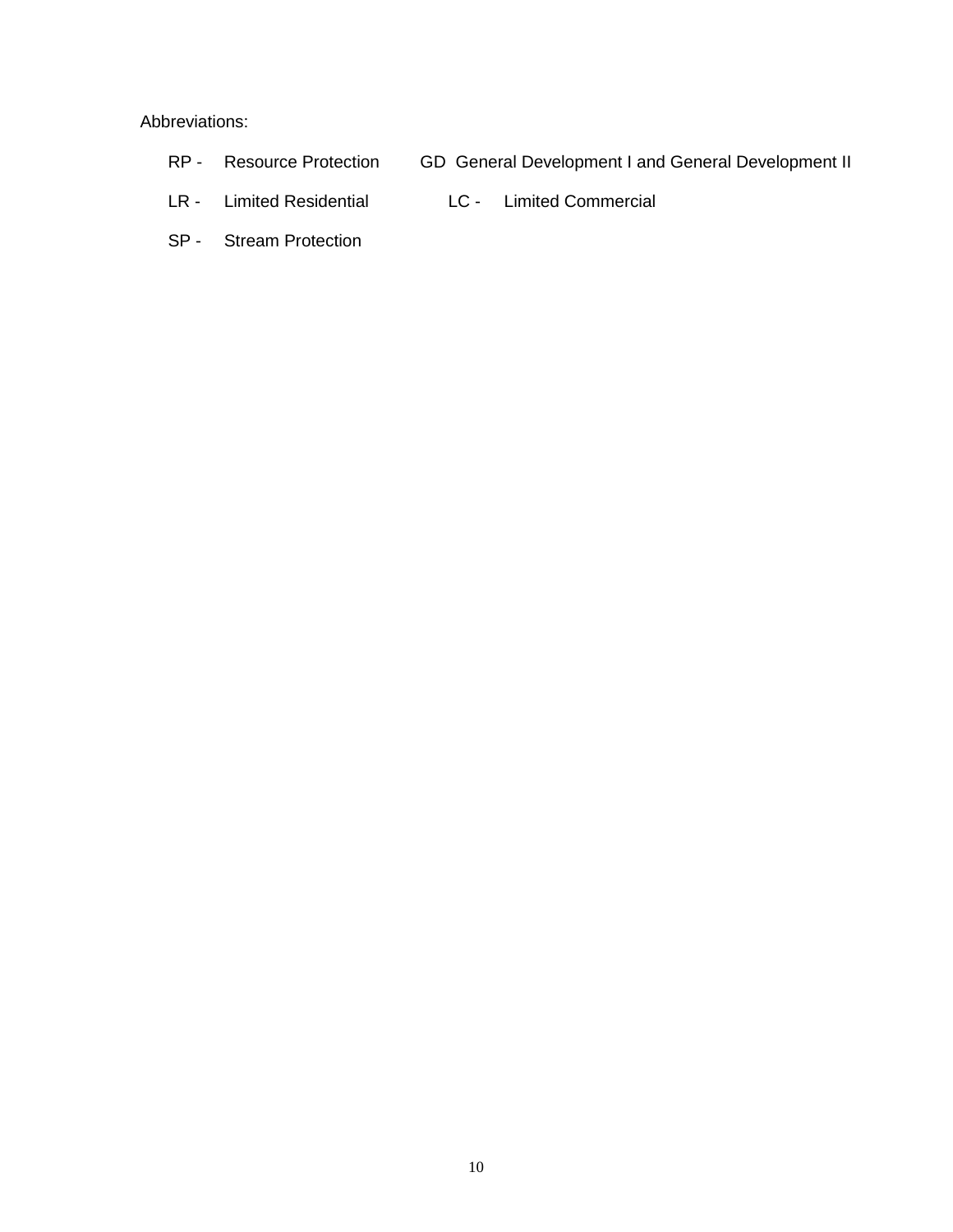Abbreviations:

RP - Resource Protection GD General Development I and General Development II

LR - Limited Residential LC - Limited Commercial

SP - Stream Protection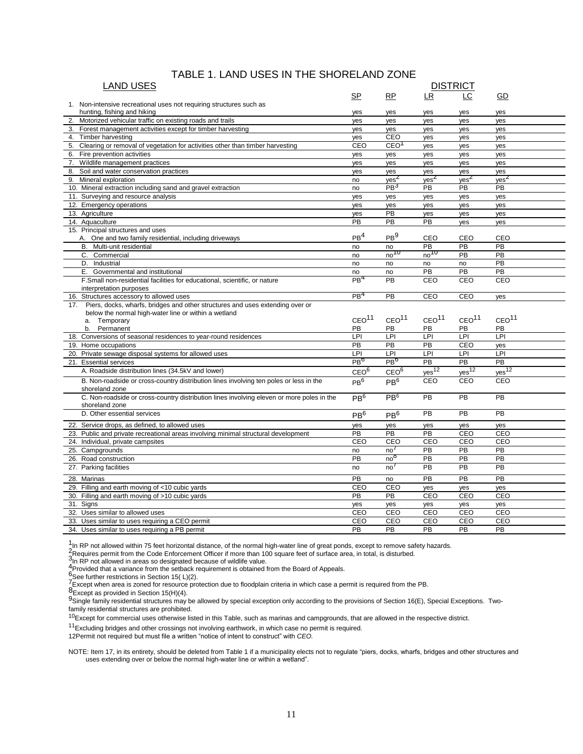# TABLE 1. LAND USES IN THE SHORELAND ZONE

| LAND USES | DISTRICT | | | | |
|---|---|---|---|---|---|
| | SP | RP | LR | LC | GD |
| 1. Non-intensive recreational uses not requiring structures such as hunting, fishing and hiking | yes | yes | yes | yes | yes |
| 2. Motorized vehicular traffic on existing roads and trails | yes | yes | yes | yes | yes |
| 3. Forest management activities except for timber harvesting | yes | yes | yes | yes | yes |
| 4. Timber harvesting | yes | CEO | yes | yes | yes |
| 5. Clearing or removal of vegetation for activities other than timber harvesting | CEO | CEO[1] | yes | yes | yes |
| 6. Fire prevention activities | yes | yes | yes | yes | yes |
| 7. Wildlife management practices | yes | yes | yes | yes | yes |
| 8. Soil and water conservation practices | yes | yes | yes | yes | yes |
| 9. Mineral exploration | no | yes[2] | yes[2] | yes[2] | yes[2] |
| 10. Mineral extraction including sand and gravel extraction | no | PB[3] | PB | PB | PB |
| 11. Surveying and resource analysis | yes | yes | yes | yes | yes |
| 12. Emergency operations | yes | yes | yes | yes | yes |
| 13. Agriculture | yes | PB | yes | yes | yes |
| 14. Aquaculture | PB | PB | PB | yes | yes |
| 15. Principal structures and uses | | | | | |
| A. One and two family residential, including driveways | PB[4] | PB[9] | CEO | CEO | CEO |
| B. Multi-unit residential | no | no | PB | PB | PB |
| C. Commercial | no | no[10] | no[10] | PB | PB |
| D. Industrial | no | no | no | no | PB |
| E. Governmental and institutional | no | no | PB | PB | PB |
| F. Small non-residential facilities for educational, scientific, or nature interpretation purposes | PB[4] | PB | CEO | CEO | CEO |
| 16. Structures accessory to allowed uses | PB[4] | PB | CEO | CEO | yes |
| 17. Piers, docks, wharfs, bridges and other structures and uses extending over or below the normal high-water line or within a wetland | | | | | |
| a. Temporary | CEO[11] | CEO[11] | CEO[11] | CEO[11] | CEO[11] |
| b. Permanent | PB | PB | PB | PB | PB |
| 18. Conversions of seasonal residences to year-round residences | LPI | LPI | LPI | LPI | LPI |
| 19. Home occupations | PB | PB | PB | CEO | yes |
| 20. Private sewage disposal systems for allowed uses | LPI | LPI | LPI | LPI | LPI |
| 21. Essential services | PB[6] | PB[6] | PB | PB | PB |
| A. Roadside distribution lines (34.5kV and lower) | CEO[6] | CEO[6] | yes[12] | yes[12] | yes[12] |
| B. Non-roadside or cross-country distribution lines involving ten poles or less in the shoreland zone | PB[6] | PB[6] | CEO | CEO | CEO |
| C. Non-roadside or cross-country distribution lines involving eleven or more poles in the shoreland zone | PB[6] | PB[6] | PB | PB | PB |
| D. Other essential services | PB[6] | PB[6] | PB | PB | PB |
| 22. Service drops, as defined, to allowed uses | yes | yes | yes | yes | yes |
| 23. Public and private recreational areas involving minimal structural development | PB | PB | PB | CEO | CEO |
| 24. Individual, private campsites | CEO | CEO | CEO | CEO | CEO |
| 25. Campgrounds | no | no[7] | PB | PB | PB |
| 26. Road construction | PB | no[8] | PB | PB | PB |
| 27. Parking facilities | no | no[7] | PB | PB | PB |
| 28. Marinas | PB | no | PB | PB | PB |
| 29. Filling and earth moving of <10 cubic yards | CEO | CEO | yes | yes | yes |
| 30. Filling and earth moving of >10 cubic yards | PB | PB | CEO | CEO | CEO |
| 31. Signs | yes | yes | yes | yes | yes |
| 32. Uses similar to allowed uses | CEO | CEO | CEO | CEO | CEO |
| 33. Uses similar to uses requiring a CEO permit | CEO | CEO | CEO | CEO | CEO |
| 34. Uses similar to uses requiring a PB permit | PB | PB | PB | PB | PB |

[1] In RP not allowed within 75 feet horizontal distance, of the normal high-water line of great ponds, except to remove safety hazards.
[2] Requires permit from the Code Enforcement Officer if more than 100 square feet of surface area, in total, is disturbed.
[3] In RP not allowed in areas so designated because of wildlife value.
[4] Provided that a variance from the setback requirement is obtained from the Board of Appeals.
[6] See further restrictions in Section 15( L)(2).
[7] Except when area is zoned for resource protection due to floodplain criteria in which case a permit is required from the PB.
[8] Except as provided in Section 15(H)(4).
[9] Single family residential structures may be allowed by special exception only according to the provisions of Section 16(E), Special Exceptions. Two-family residential structures are prohibited.
[10] Except for commercial uses otherwise listed in this Table, such as marinas and campgrounds, that are allowed in the respective district.
[11] Excluding bridges and other crossings not involving earthwork, in which case no permit is required.
12 Permit not required but must file a written "notice of intent to construct" with *CEO.*

NOTE: Item 17, in its entirety, should be deleted from Table 1 if a municipality elects not to regulate "piers, docks, wharfs, bridges and other structures and uses extending over or below the normal high-water line or within a wetland".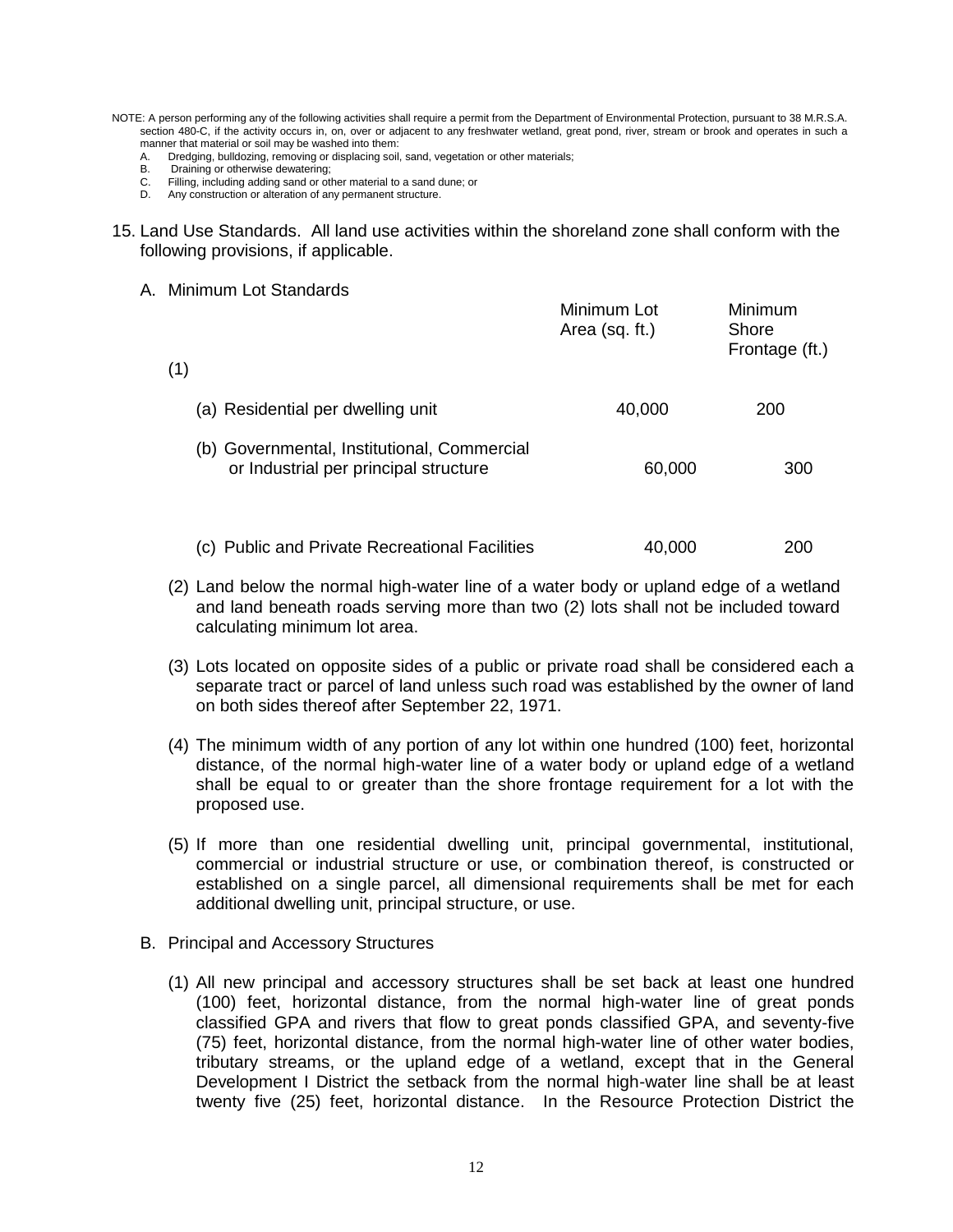NOTE: A person performing any of the following activities shall require a permit from the Department of Environmental Protection, pursuant to 38 M.R.S.A. section 480-C, if the activity occurs in, on, over or adjacent to any freshwater wetland, great pond, river, stream or brook and operates in such a manner that material or soil may be washed into them:

A. Dredging, bulldozing, removing or displacing soil, sand, vegetation or other materials;
B. Draining or otherwise dewatering;
C. Filling, including adding sand or other material to a sand dune; or
D. Any construction or alteration of any permanent structure.

15. Land Use Standards. All land use activities within the shoreland zone shall conform with the following provisions, if applicable.

A. Minimum Lot Standards

(1)

| | Minimum Lot Area (sq. ft.) | Minimum Shore Frontage (ft.) |
|---|---|---|
| (a) Residential per dwelling unit | 40,000 | 200 |
| (b) Governmental, Institutional, Commercial or Industrial per principal structure | 60,000 | 300 |
| (c) Public and Private Recreational Facilities | 40,000 | 200 |

(2) Land below the normal high-water line of a water body or upland edge of a wetland and land beneath roads serving more than two (2) lots shall not be included toward calculating minimum lot area.

(3) Lots located on opposite sides of a public or private road shall be considered each a separate tract or parcel of land unless such road was established by the owner of land on both sides thereof after September 22, 1971.

(4) The minimum width of any portion of any lot within one hundred (100) feet, horizontal distance, of the normal high-water line of a water body or upland edge of a wetland shall be equal to or greater than the shore frontage requirement for a lot with the proposed use.

(5) If more than one residential dwelling unit, principal governmental, institutional, commercial or industrial structure or use, or combination thereof, is constructed or established on a single parcel, all dimensional requirements shall be met for each additional dwelling unit, principal structure, or use.

B. Principal and Accessory Structures

(1) All new principal and accessory structures shall be set back at least one hundred (100) feet, horizontal distance, from the normal high-water line of great ponds classified GPA and rivers that flow to great ponds classified GPA, and seventy-five (75) feet, horizontal distance, from the normal high-water line of other water bodies, tributary streams, or the upland edge of a wetland, except that in the General Development I District the setback from the normal high-water line shall be at least twenty five (25) feet, horizontal distance. In the Resource Protection District the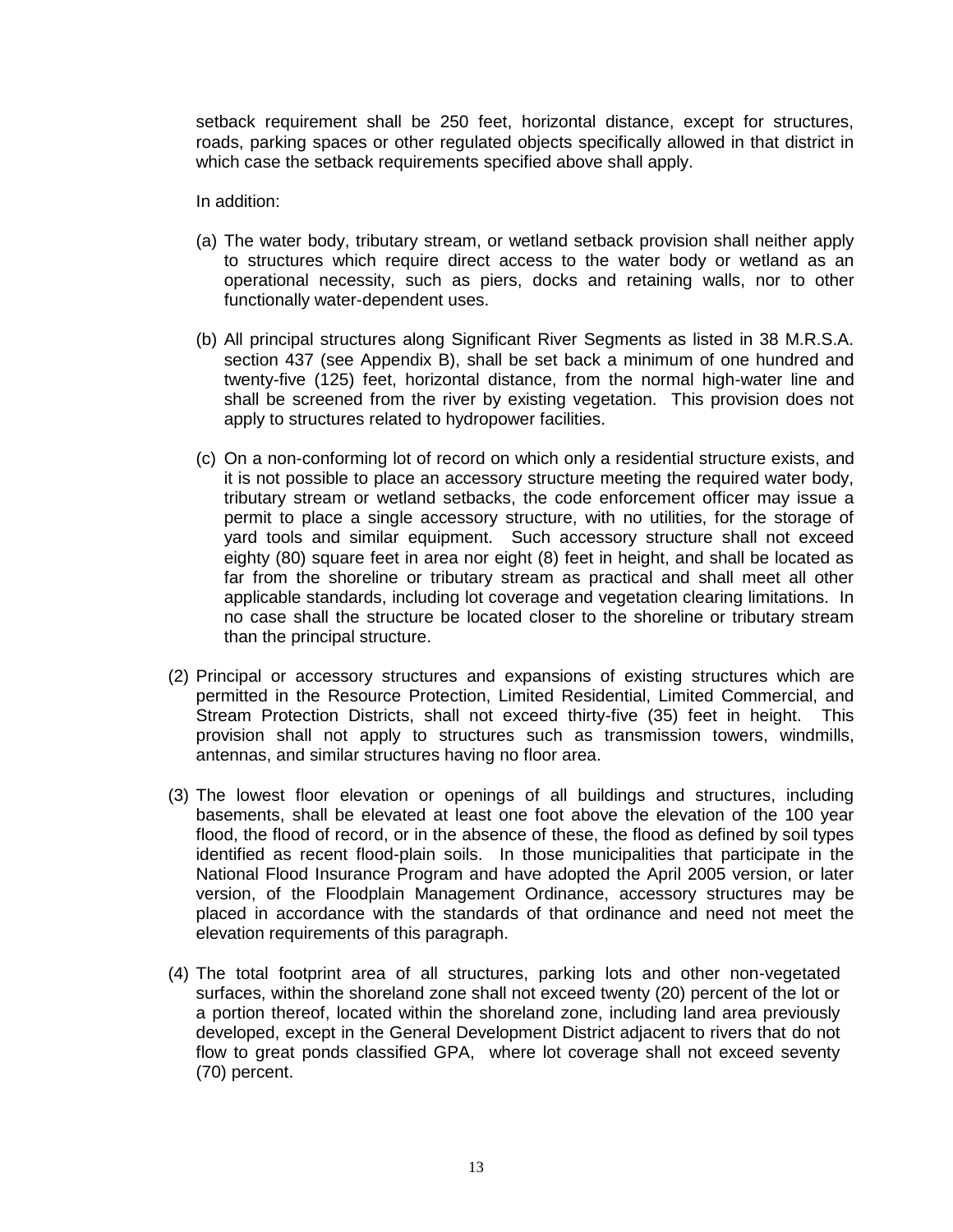setback requirement shall be 250 feet, horizontal distance, except for structures, roads, parking spaces or other regulated objects specifically allowed in that district in which case the setback requirements specified above shall apply.

In addition:

(a) The water body, tributary stream, or wetland setback provision shall neither apply to structures which require direct access to the water body or wetland as an operational necessity, such as piers, docks and retaining walls, nor to other functionally water-dependent uses.

(b) All principal structures along Significant River Segments as listed in 38 M.R.S.A. section 437 (see Appendix B), shall be set back a minimum of one hundred and twenty-five (125) feet, horizontal distance, from the normal high-water line and shall be screened from the river by existing vegetation. This provision does not apply to structures related to hydropower facilities.

(c) On a non-conforming lot of record on which only a residential structure exists, and it is not possible to place an accessory structure meeting the required water body, tributary stream or wetland setbacks, the code enforcement officer may issue a permit to place a single accessory structure, with no utilities, for the storage of yard tools and similar equipment. Such accessory structure shall not exceed eighty (80) square feet in area nor eight (8) feet in height, and shall be located as far from the shoreline or tributary stream as practical and shall meet all other applicable standards, including lot coverage and vegetation clearing limitations. In no case shall the structure be located closer to the shoreline or tributary stream than the principal structure.

(2) Principal or accessory structures and expansions of existing structures which are permitted in the Resource Protection, Limited Residential, Limited Commercial, and Stream Protection Districts, shall not exceed thirty-five (35) feet in height. This provision shall not apply to structures such as transmission towers, windmills, antennas, and similar structures having no floor area.

(3) The lowest floor elevation or openings of all buildings and structures, including basements, shall be elevated at least one foot above the elevation of the 100 year flood, the flood of record, or in the absence of these, the flood as defined by soil types identified as recent flood-plain soils. In those municipalities that participate in the National Flood Insurance Program and have adopted the April 2005 version, or later version, of the Floodplain Management Ordinance, accessory structures may be placed in accordance with the standards of that ordinance and need not meet the elevation requirements of this paragraph.

(4) The total footprint area of all structures, parking lots and other non-vegetated surfaces, within the shoreland zone shall not exceed twenty (20) percent of the lot or a portion thereof, located within the shoreland zone, including land area previously developed, except in the General Development District adjacent to rivers that do not flow to great ponds classified GPA, where lot coverage shall not exceed seventy (70) percent.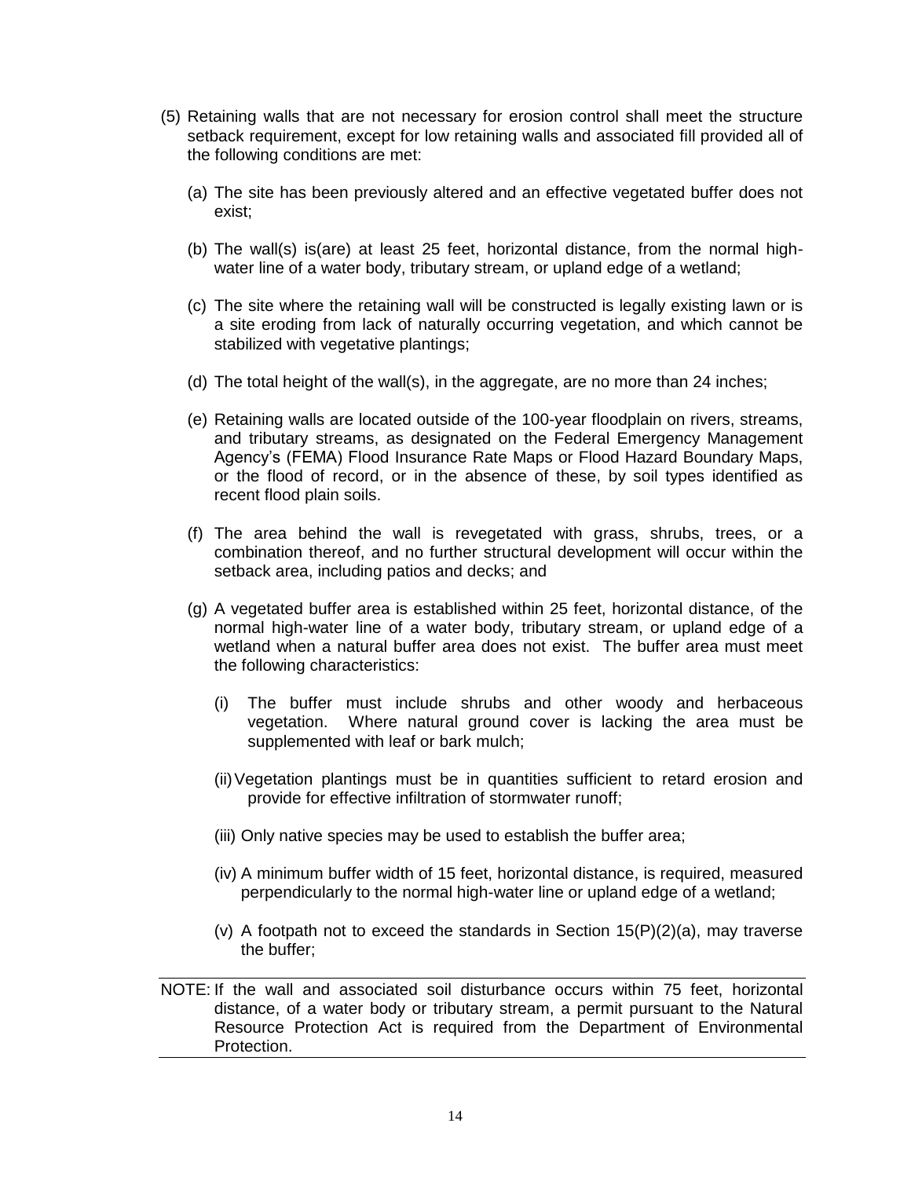(5) Retaining walls that are not necessary for erosion control shall meet the structure setback requirement, except for low retaining walls and associated fill provided all of the following conditions are met:

   (a) The site has been previously altered and an effective vegetated buffer does not exist;

   (b) The wall(s) is(are) at least 25 feet, horizontal distance, from the normal high-water line of a water body, tributary stream, or upland edge of a wetland;

   (c) The site where the retaining wall will be constructed is legally existing lawn or is a site eroding from lack of naturally occurring vegetation, and which cannot be stabilized with vegetative plantings;

   (d) The total height of the wall(s), in the aggregate, are no more than 24 inches;

   (e) Retaining walls are located outside of the 100-year floodplain on rivers, streams, and tributary streams, as designated on the Federal Emergency Management Agency's (FEMA) Flood Insurance Rate Maps or Flood Hazard Boundary Maps, or the flood of record, or in the absence of these, by soil types identified as recent flood plain soils.

   (f) The area behind the wall is revegetated with grass, shrubs, trees, or a combination thereof, and no further structural development will occur within the setback area, including patios and decks; and

   (g) A vegetated buffer area is established within 25 feet, horizontal distance, of the normal high-water line of a water body, tributary stream, or upland edge of a wetland when a natural buffer area does not exist. The buffer area must meet the following characteristics:

      (i) The buffer must include shrubs and other woody and herbaceous vegetation. Where natural ground cover is lacking the area must be supplemented with leaf or bark mulch;

      (ii) Vegetation plantings must be in quantities sufficient to retard erosion and provide for effective infiltration of stormwater runoff;

      (iii) Only native species may be used to establish the buffer area;

      (iv) A minimum buffer width of 15 feet, horizontal distance, is required, measured perpendicularly to the normal high-water line or upland edge of a wetland;

      (v) A footpath not to exceed the standards in Section 15(P)(2)(a), may traverse the buffer;

---

NOTE: If the wall and associated soil disturbance occurs within 75 feet, horizontal distance, of a water body or tributary stream, a permit pursuant to the Natural Resource Protection Act is required from the Department of Environmental Protection.

---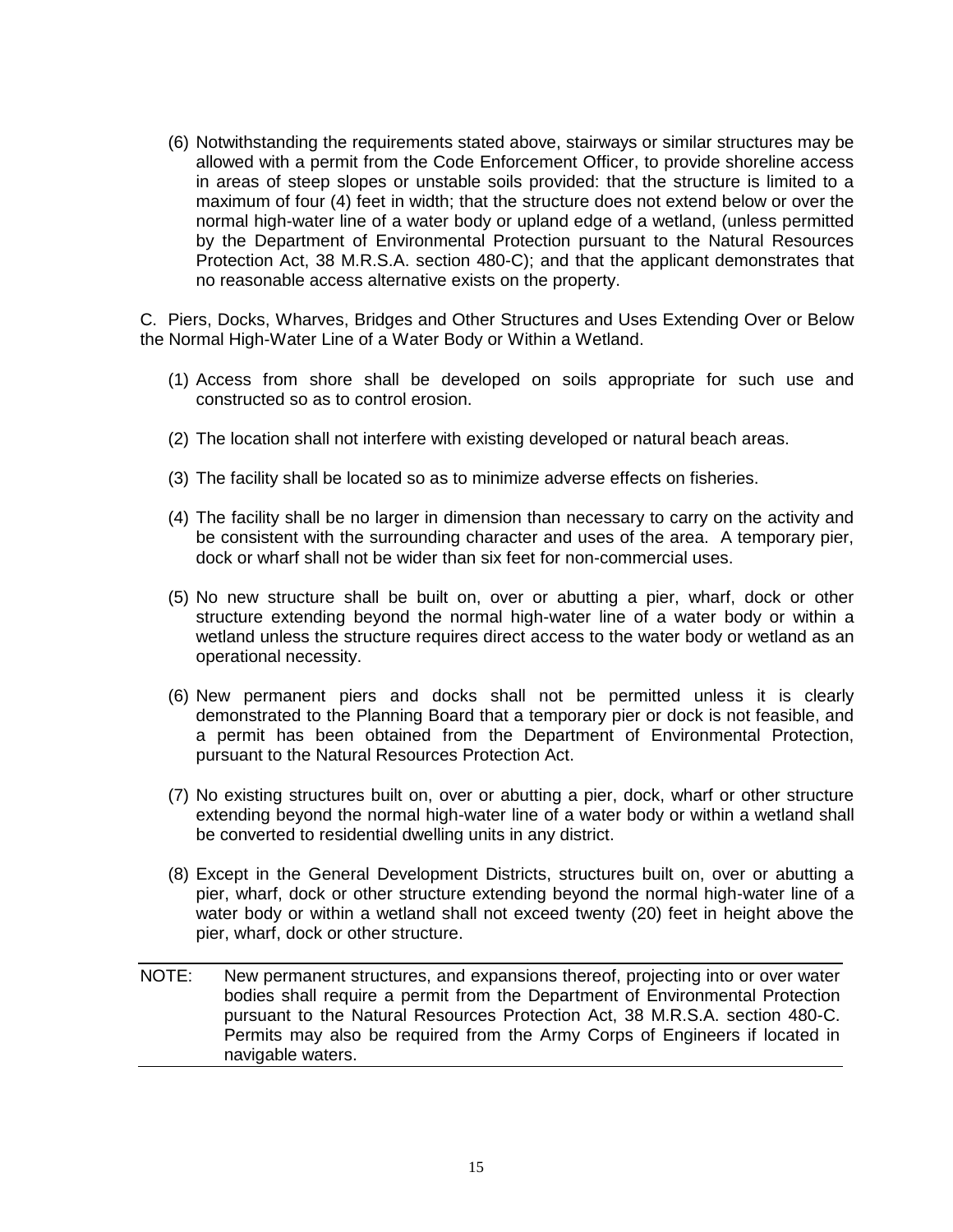(6) Notwithstanding the requirements stated above, stairways or similar structures may be allowed with a permit from the Code Enforcement Officer, to provide shoreline access in areas of steep slopes or unstable soils provided: that the structure is limited to a maximum of four (4) feet in width; that the structure does not extend below or over the normal high-water line of a water body or upland edge of a wetland, (unless permitted by the Department of Environmental Protection pursuant to the Natural Resources Protection Act, 38 M.R.S.A. section 480-C); and that the applicant demonstrates that no reasonable access alternative exists on the property.

C. Piers, Docks, Wharves, Bridges and Other Structures and Uses Extending Over or Below the Normal High-Water Line of a Water Body or Within a Wetland.

(1) Access from shore shall be developed on soils appropriate for such use and constructed so as to control erosion.

(2) The location shall not interfere with existing developed or natural beach areas.

(3) The facility shall be located so as to minimize adverse effects on fisheries.

(4) The facility shall be no larger in dimension than necessary to carry on the activity and be consistent with the surrounding character and uses of the area. A temporary pier, dock or wharf shall not be wider than six feet for non-commercial uses.

(5) No new structure shall be built on, over or abutting a pier, wharf, dock or other structure extending beyond the normal high-water line of a water body or within a wetland unless the structure requires direct access to the water body or wetland as an operational necessity.

(6) New permanent piers and docks shall not be permitted unless it is clearly demonstrated to the Planning Board that a temporary pier or dock is not feasible, and a permit has been obtained from the Department of Environmental Protection, pursuant to the Natural Resources Protection Act.

(7) No existing structures built on, over or abutting a pier, dock, wharf or other structure extending beyond the normal high-water line of a water body or within a wetland shall be converted to residential dwelling units in any district.

(8) Except in the General Development Districts, structures built on, over or abutting a pier, wharf, dock or other structure extending beyond the normal high-water line of a water body or within a wetland shall not exceed twenty (20) feet in height above the pier, wharf, dock or other structure.

---

NOTE: New permanent structures, and expansions thereof, projecting into or over water bodies shall require a permit from the Department of Environmental Protection pursuant to the Natural Resources Protection Act, 38 M.R.S.A. section 480-C. Permits may also be required from the Army Corps of Engineers if located in navigable waters.

---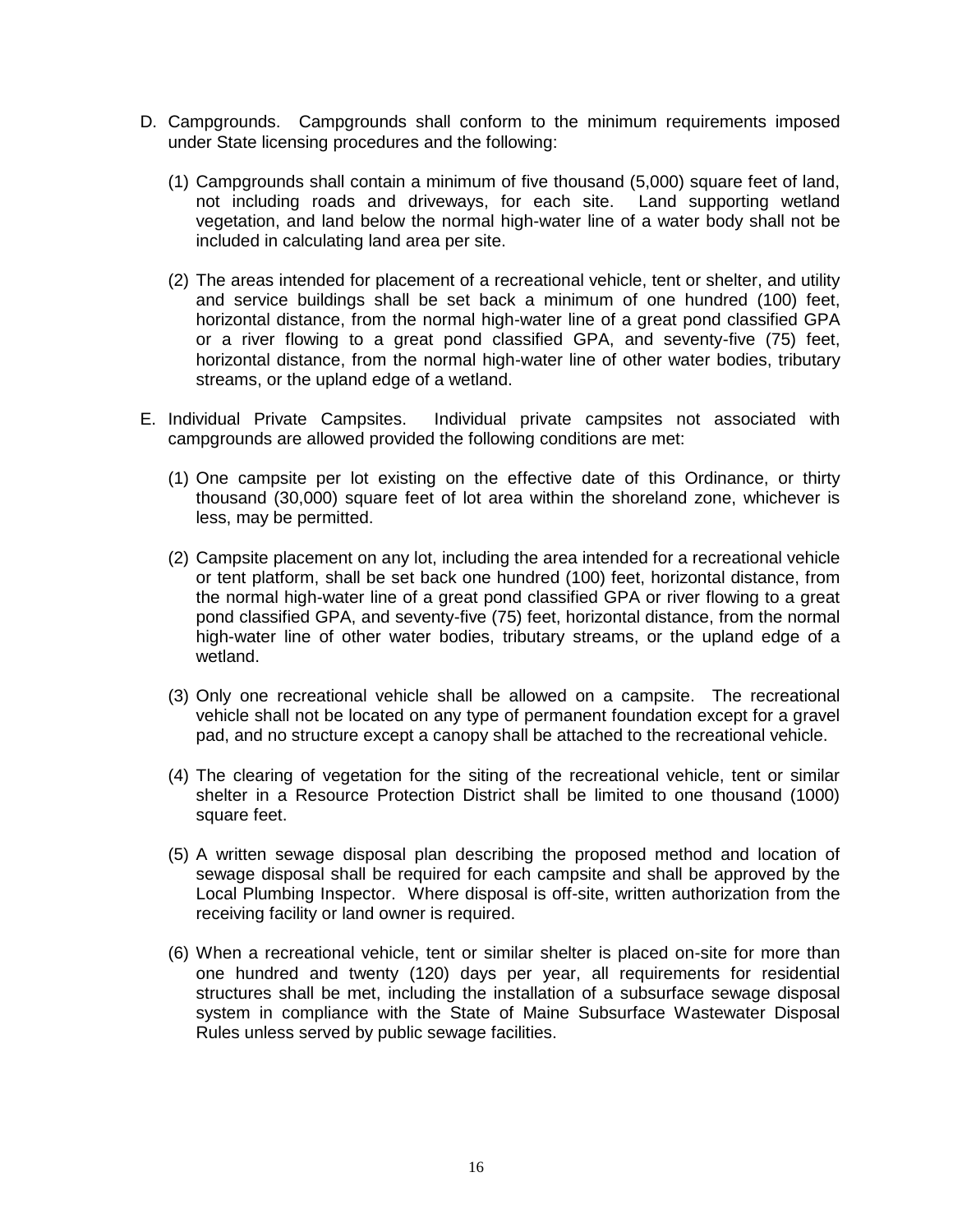D. Campgrounds. Campgrounds shall conform to the minimum requirements imposed under State licensing procedures and the following:

   (1) Campgrounds shall contain a minimum of five thousand (5,000) square feet of land, not including roads and driveways, for each site. Land supporting wetland vegetation, and land below the normal high-water line of a water body shall not be included in calculating land area per site.

   (2) The areas intended for placement of a recreational vehicle, tent or shelter, and utility and service buildings shall be set back a minimum of one hundred (100) feet, horizontal distance, from the normal high-water line of a great pond classified GPA or a river flowing to a great pond classified GPA, and seventy-five (75) feet, horizontal distance, from the normal high-water line of other water bodies, tributary streams, or the upland edge of a wetland.

E. Individual Private Campsites. Individual private campsites not associated with campgrounds are allowed provided the following conditions are met:

   (1) One campsite per lot existing on the effective date of this Ordinance, or thirty thousand (30,000) square feet of lot area within the shoreland zone, whichever is less, may be permitted.

   (2) Campsite placement on any lot, including the area intended for a recreational vehicle or tent platform, shall be set back one hundred (100) feet, horizontal distance, from the normal high-water line of a great pond classified GPA or river flowing to a great pond classified GPA, and seventy-five (75) feet, horizontal distance, from the normal high-water line of other water bodies, tributary streams, or the upland edge of a wetland.

   (3) Only one recreational vehicle shall be allowed on a campsite. The recreational vehicle shall not be located on any type of permanent foundation except for a gravel pad, and no structure except a canopy shall be attached to the recreational vehicle.

   (4) The clearing of vegetation for the siting of the recreational vehicle, tent or similar shelter in a Resource Protection District shall be limited to one thousand (1000) square feet.

   (5) A written sewage disposal plan describing the proposed method and location of sewage disposal shall be required for each campsite and shall be approved by the Local Plumbing Inspector. Where disposal is off-site, written authorization from the receiving facility or land owner is required.

   (6) When a recreational vehicle, tent or similar shelter is placed on-site for more than one hundred and twenty (120) days per year, all requirements for residential structures shall be met, including the installation of a subsurface sewage disposal system in compliance with the State of Maine Subsurface Wastewater Disposal Rules unless served by public sewage facilities.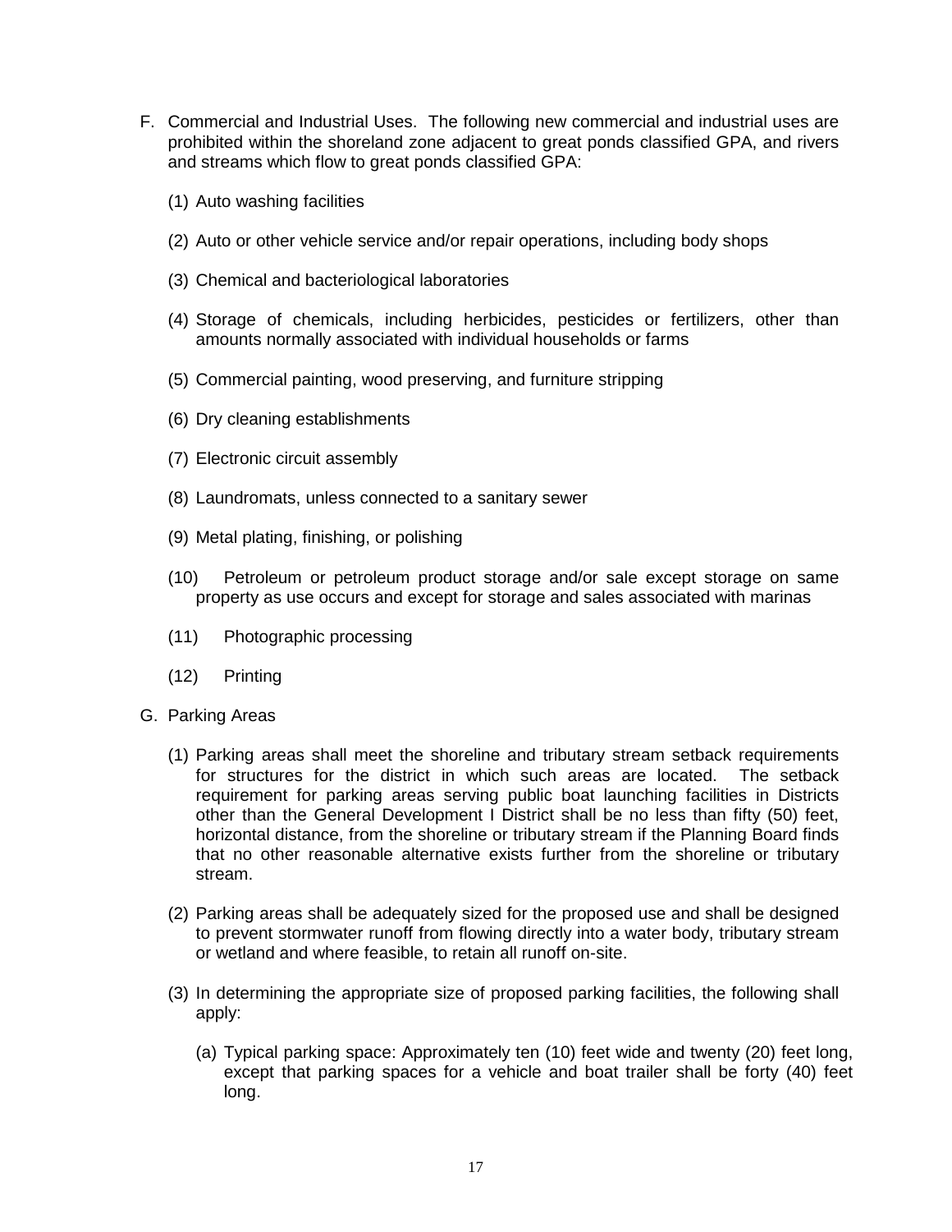F. Commercial and Industrial Uses. The following new commercial and industrial uses are prohibited within the shoreland zone adjacent to great ponds classified GPA, and rivers and streams which flow to great ponds classified GPA:

   (1) Auto washing facilities

   (2) Auto or other vehicle service and/or repair operations, including body shops

   (3) Chemical and bacteriological laboratories

   (4) Storage of chemicals, including herbicides, pesticides or fertilizers, other than amounts normally associated with individual households or farms

   (5) Commercial painting, wood preserving, and furniture stripping

   (6) Dry cleaning establishments

   (7) Electronic circuit assembly

   (8) Laundromats, unless connected to a sanitary sewer

   (9) Metal plating, finishing, or polishing

   (10) Petroleum or petroleum product storage and/or sale except storage on same property as use occurs and except for storage and sales associated with marinas

   (11) Photographic processing

   (12) Printing

G. Parking Areas

   (1) Parking areas shall meet the shoreline and tributary stream setback requirements for structures for the district in which such areas are located. The setback requirement for parking areas serving public boat launching facilities in Districts other than the General Development I District shall be no less than fifty (50) feet, horizontal distance, from the shoreline or tributary stream if the Planning Board finds that no other reasonable alternative exists further from the shoreline or tributary stream.

   (2) Parking areas shall be adequately sized for the proposed use and shall be designed to prevent stormwater runoff from flowing directly into a water body, tributary stream or wetland and where feasible, to retain all runoff on-site.

   (3) In determining the appropriate size of proposed parking facilities, the following shall apply:

      (a) Typical parking space: Approximately ten (10) feet wide and twenty (20) feet long, except that parking spaces for a vehicle and boat trailer shall be forty (40) feet long.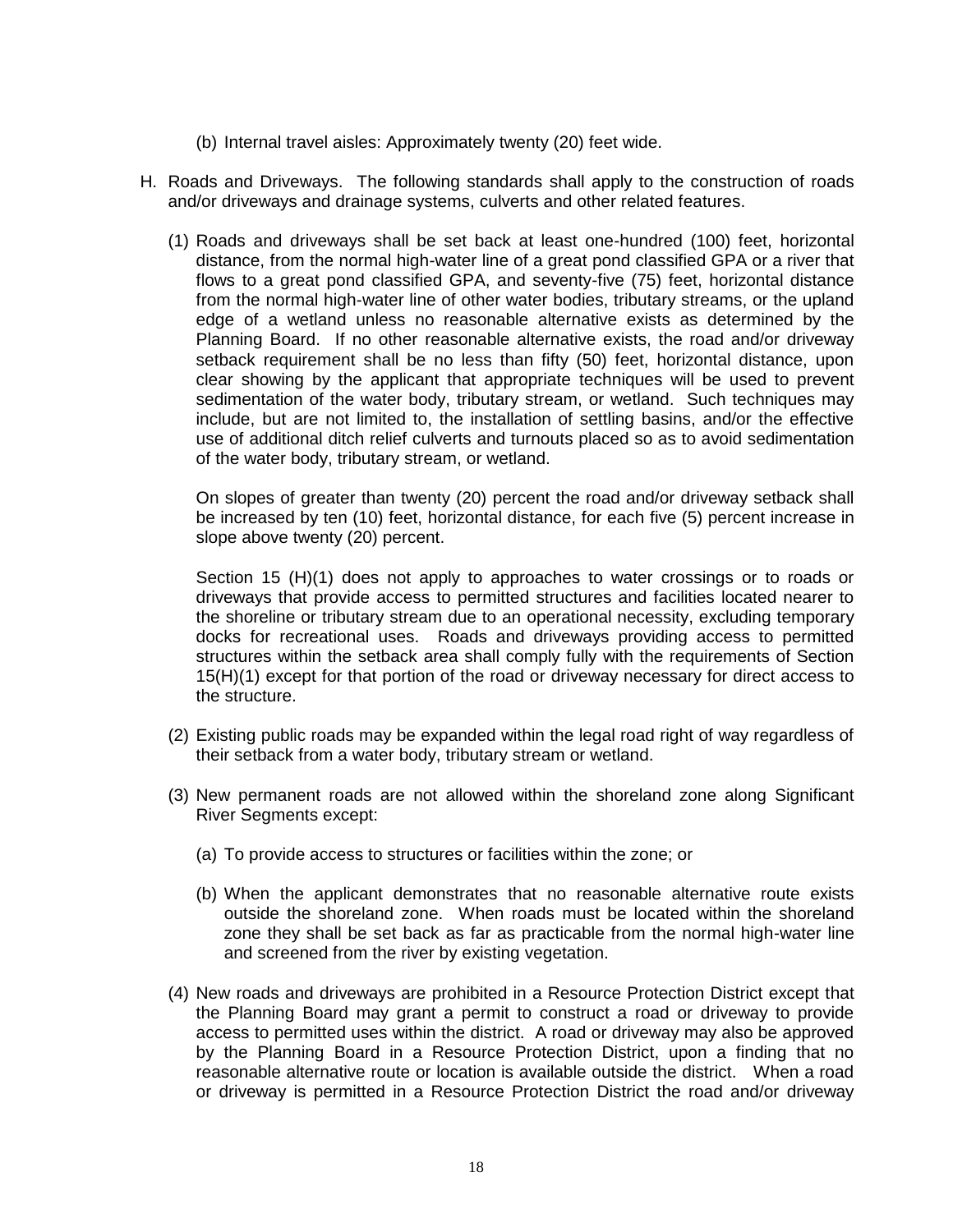(b) Internal travel aisles: Approximately twenty (20) feet wide.

H. Roads and Driveways. The following standards shall apply to the construction of roads and/or driveways and drainage systems, culverts and other related features.

(1) Roads and driveways shall be set back at least one-hundred (100) feet, horizontal distance, from the normal high-water line of a great pond classified GPA or a river that flows to a great pond classified GPA, and seventy-five (75) feet, horizontal distance from the normal high-water line of other water bodies, tributary streams, or the upland edge of a wetland unless no reasonable alternative exists as determined by the Planning Board. If no other reasonable alternative exists, the road and/or driveway setback requirement shall be no less than fifty (50) feet, horizontal distance, upon clear showing by the applicant that appropriate techniques will be used to prevent sedimentation of the water body, tributary stream, or wetland. Such techniques may include, but are not limited to, the installation of settling basins, and/or the effective use of additional ditch relief culverts and turnouts placed so as to avoid sedimentation of the water body, tributary stream, or wetland.

On slopes of greater than twenty (20) percent the road and/or driveway setback shall be increased by ten (10) feet, horizontal distance, for each five (5) percent increase in slope above twenty (20) percent.

Section 15 (H)(1) does not apply to approaches to water crossings or to roads or driveways that provide access to permitted structures and facilities located nearer to the shoreline or tributary stream due to an operational necessity, excluding temporary docks for recreational uses. Roads and driveways providing access to permitted structures within the setback area shall comply fully with the requirements of Section 15(H)(1) except for that portion of the road or driveway necessary for direct access to the structure.

(2) Existing public roads may be expanded within the legal road right of way regardless of their setback from a water body, tributary stream or wetland.

(3) New permanent roads are not allowed within the shoreland zone along Significant River Segments except:

(a) To provide access to structures or facilities within the zone; or

(b) When the applicant demonstrates that no reasonable alternative route exists outside the shoreland zone. When roads must be located within the shoreland zone they shall be set back as far as practicable from the normal high-water line and screened from the river by existing vegetation.

(4) New roads and driveways are prohibited in a Resource Protection District except that the Planning Board may grant a permit to construct a road or driveway to provide access to permitted uses within the district. A road or driveway may also be approved by the Planning Board in a Resource Protection District, upon a finding that no reasonable alternative route or location is available outside the district. When a road or driveway is permitted in a Resource Protection District the road and/or driveway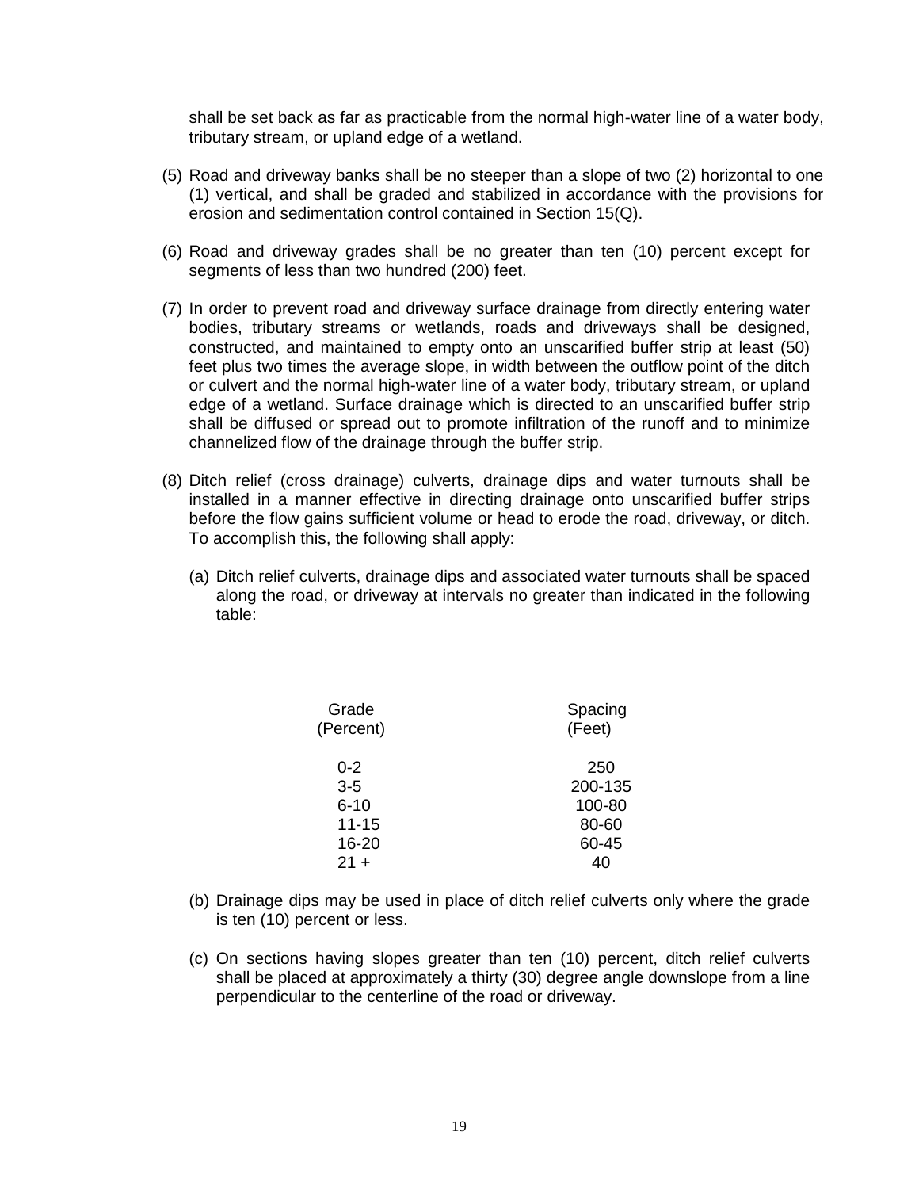shall be set back as far as practicable from the normal high-water line of a water body, tributary stream, or upland edge of a wetland.

(5) Road and driveway banks shall be no steeper than a slope of two (2) horizontal to one (1) vertical, and shall be graded and stabilized in accordance with the provisions for erosion and sedimentation control contained in Section 15(Q).

(6) Road and driveway grades shall be no greater than ten (10) percent except for segments of less than two hundred (200) feet.

(7) In order to prevent road and driveway surface drainage from directly entering water bodies, tributary streams or wetlands, roads and driveways shall be designed, constructed, and maintained to empty onto an unscarified buffer strip at least (50) feet plus two times the average slope, in width between the outflow point of the ditch or culvert and the normal high-water line of a water body, tributary stream, or upland edge of a wetland. Surface drainage which is directed to an unscarified buffer strip shall be diffused or spread out to promote infiltration of the runoff and to minimize channelized flow of the drainage through the buffer strip.

(8) Ditch relief (cross drainage) culverts, drainage dips and water turnouts shall be installed in a manner effective in directing drainage onto unscarified buffer strips before the flow gains sufficient volume or head to erode the road, driveway, or ditch. To accomplish this, the following shall apply:

   (a) Ditch relief culverts, drainage dips and associated water turnouts shall be spaced along the road, or driveway at intervals no greater than indicated in the following table:

| Grade (Percent) | Spacing (Feet) |
|---|---|
| 0-2 | 250 |
| 3-5 | 200-135 |
| 6-10 | 100-80 |
| 11-15 | 80-60 |
| 16-20 | 60-45 |
| 21 + | 40 |

   (b) Drainage dips may be used in place of ditch relief culverts only where the grade is ten (10) percent or less.

   (c) On sections having slopes greater than ten (10) percent, ditch relief culverts shall be placed at approximately a thirty (30) degree angle downslope from a line perpendicular to the centerline of the road or driveway.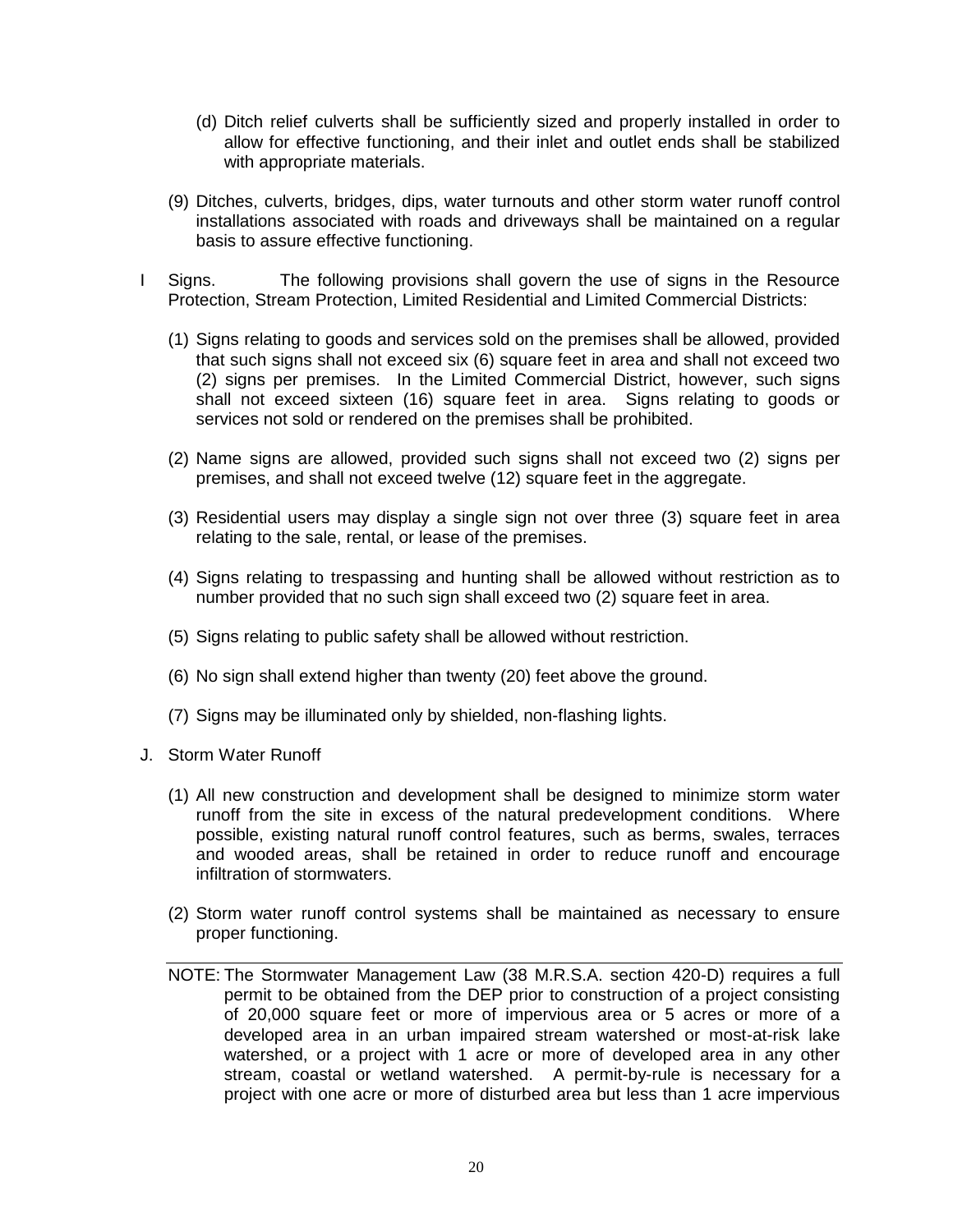(d) Ditch relief culverts shall be sufficiently sized and properly installed in order to allow for effective functioning, and their inlet and outlet ends shall be stabilized with appropriate materials.

(9) Ditches, culverts, bridges, dips, water turnouts and other storm water runoff control installations associated with roads and driveways shall be maintained on a regular basis to assure effective functioning.

I Signs. The following provisions shall govern the use of signs in the Resource Protection, Stream Protection, Limited Residential and Limited Commercial Districts:

(1) Signs relating to goods and services sold on the premises shall be allowed, provided that such signs shall not exceed six (6) square feet in area and shall not exceed two (2) signs per premises. In the Limited Commercial District, however, such signs shall not exceed sixteen (16) square feet in area. Signs relating to goods or services not sold or rendered on the premises shall be prohibited.

(2) Name signs are allowed, provided such signs shall not exceed two (2) signs per premises, and shall not exceed twelve (12) square feet in the aggregate.

(3) Residential users may display a single sign not over three (3) square feet in area relating to the sale, rental, or lease of the premises.

(4) Signs relating to trespassing and hunting shall be allowed without restriction as to number provided that no such sign shall exceed two (2) square feet in area.

(5) Signs relating to public safety shall be allowed without restriction.

(6) No sign shall extend higher than twenty (20) feet above the ground.

(7) Signs may be illuminated only by shielded, non-flashing lights.

J. Storm Water Runoff

(1) All new construction and development shall be designed to minimize storm water runoff from the site in excess of the natural predevelopment conditions. Where possible, existing natural runoff control features, such as berms, swales, terraces and wooded areas, shall be retained in order to reduce runoff and encourage infiltration of stormwaters.

(2) Storm water runoff control systems shall be maintained as necessary to ensure proper functioning.

NOTE: The Stormwater Management Law (38 M.R.S.A. section 420-D) requires a full permit to be obtained from the DEP prior to construction of a project consisting of 20,000 square feet or more of impervious area or 5 acres or more of a developed area in an urban impaired stream watershed or most-at-risk lake watershed, or a project with 1 acre or more of developed area in any other stream, coastal or wetland watershed. A permit-by-rule is necessary for a project with one acre or more of disturbed area but less than 1 acre impervious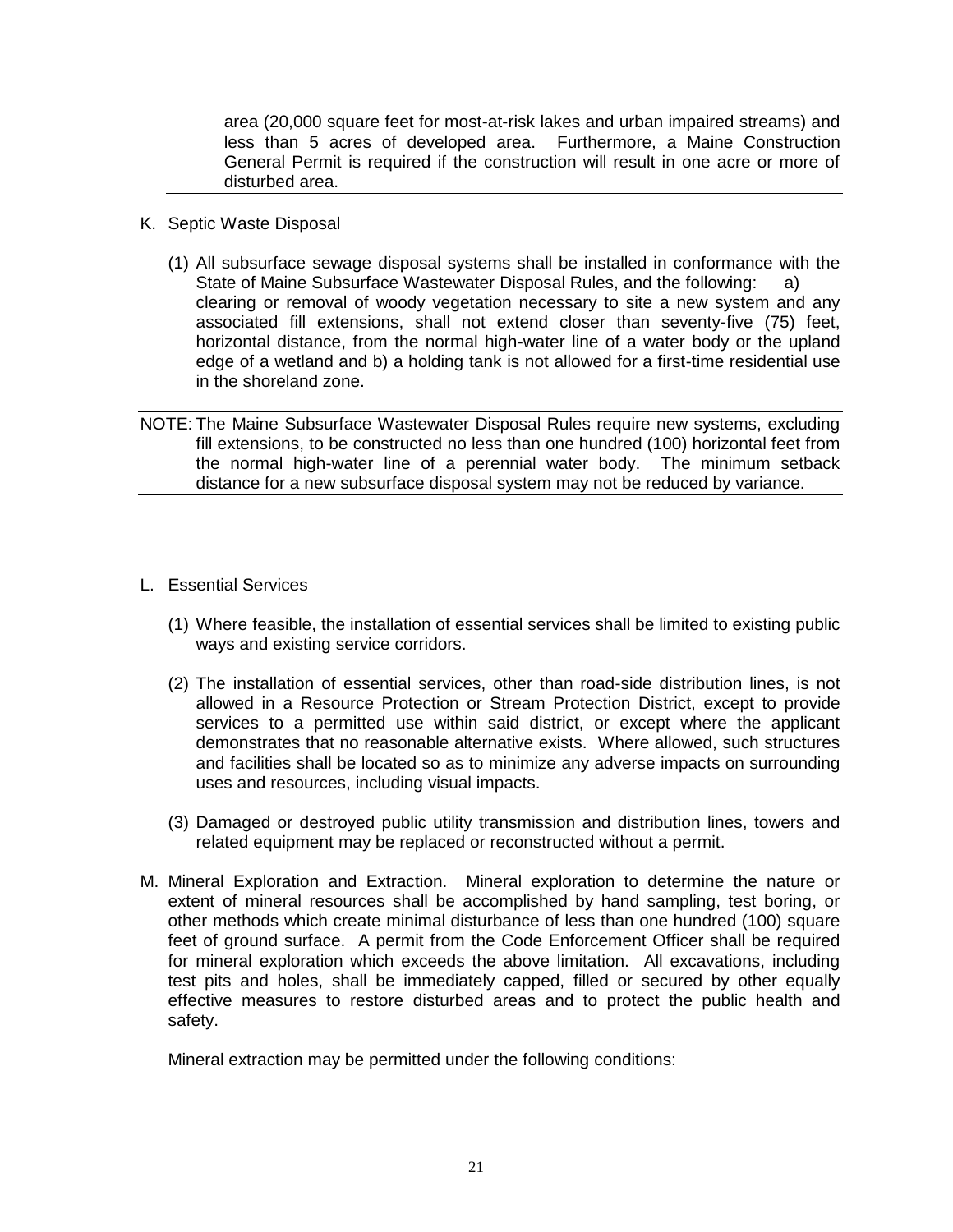area (20,000 square feet for most-at-risk lakes and urban impaired streams) and less than 5 acres of developed area. Furthermore, a Maine Construction General Permit is required if the construction will result in one acre or more of disturbed area.

---

K. Septic Waste Disposal

(1) All subsurface sewage disposal systems shall be installed in conformance with the State of Maine Subsurface Wastewater Disposal Rules, and the following: a) clearing or removal of woody vegetation necessary to site a new system and any associated fill extensions, shall not extend closer than seventy-five (75) feet, horizontal distance, from the normal high-water line of a water body or the upland edge of a wetland and b) a holding tank is not allowed for a first-time residential use in the shoreland zone.

---

NOTE: The Maine Subsurface Wastewater Disposal Rules require new systems, excluding fill extensions, to be constructed no less than one hundred (100) horizontal feet from the normal high-water line of a perennial water body. The minimum setback distance for a new subsurface disposal system may not be reduced by variance.

---

L. Essential Services

(1) Where feasible, the installation of essential services shall be limited to existing public ways and existing service corridors.

(2) The installation of essential services, other than road-side distribution lines, is not allowed in a Resource Protection or Stream Protection District, except to provide services to a permitted use within said district, or except where the applicant demonstrates that no reasonable alternative exists. Where allowed, such structures and facilities shall be located so as to minimize any adverse impacts on surrounding uses and resources, including visual impacts.

(3) Damaged or destroyed public utility transmission and distribution lines, towers and related equipment may be replaced or reconstructed without a permit.

M. Mineral Exploration and Extraction. Mineral exploration to determine the nature or extent of mineral resources shall be accomplished by hand sampling, test boring, or other methods which create minimal disturbance of less than one hundred (100) square feet of ground surface. A permit from the Code Enforcement Officer shall be required for mineral exploration which exceeds the above limitation. All excavations, including test pits and holes, shall be immediately capped, filled or secured by other equally effective measures to restore disturbed areas and to protect the public health and safety.

Mineral extraction may be permitted under the following conditions: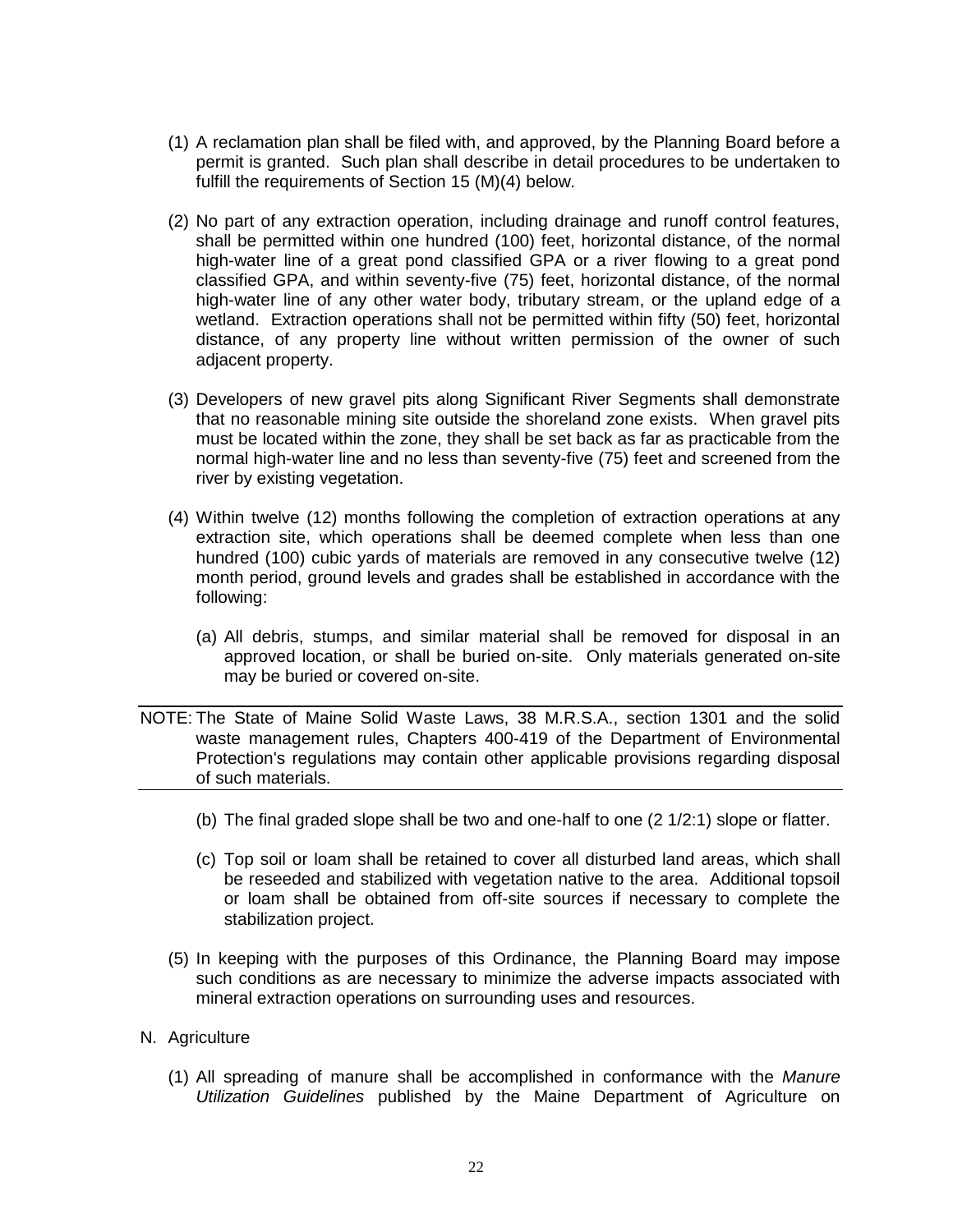(1) A reclamation plan shall be filed with, and approved, by the Planning Board before a permit is granted. Such plan shall describe in detail procedures to be undertaken to fulfill the requirements of Section 15 (M)(4) below.

(2) No part of any extraction operation, including drainage and runoff control features, shall be permitted within one hundred (100) feet, horizontal distance, of the normal high-water line of a great pond classified GPA or a river flowing to a great pond classified GPA, and within seventy-five (75) feet, horizontal distance, of the normal high-water line of any other water body, tributary stream, or the upland edge of a wetland. Extraction operations shall not be permitted within fifty (50) feet, horizontal distance, of any property line without written permission of the owner of such adjacent property.

(3) Developers of new gravel pits along Significant River Segments shall demonstrate that no reasonable mining site outside the shoreland zone exists. When gravel pits must be located within the zone, they shall be set back as far as practicable from the normal high-water line and no less than seventy-five (75) feet and screened from the river by existing vegetation.

(4) Within twelve (12) months following the completion of extraction operations at any extraction site, which operations shall be deemed complete when less than one hundred (100) cubic yards of materials are removed in any consecutive twelve (12) month period, ground levels and grades shall be established in accordance with the following:

   (a) All debris, stumps, and similar material shall be removed for disposal in an approved location, or shall be buried on-site. Only materials generated on-site may be buried or covered on-site.

---

NOTE: The State of Maine Solid Waste Laws, 38 M.R.S.A., section 1301 and the solid waste management rules, Chapters 400-419 of the Department of Environmental Protection's regulations may contain other applicable provisions regarding disposal of such materials.

---

   (b) The final graded slope shall be two and one-half to one (2 1/2:1) slope or flatter.

   (c) Top soil or loam shall be retained to cover all disturbed land areas, which shall be reseeded and stabilized with vegetation native to the area. Additional topsoil or loam shall be obtained from off-site sources if necessary to complete the stabilization project.

(5) In keeping with the purposes of this Ordinance, the Planning Board may impose such conditions as are necessary to minimize the adverse impacts associated with mineral extraction operations on surrounding uses and resources.

N. Agriculture

(1) All spreading of manure shall be accomplished in conformance with the *Manure Utilization Guidelines* published by the Maine Department of Agriculture on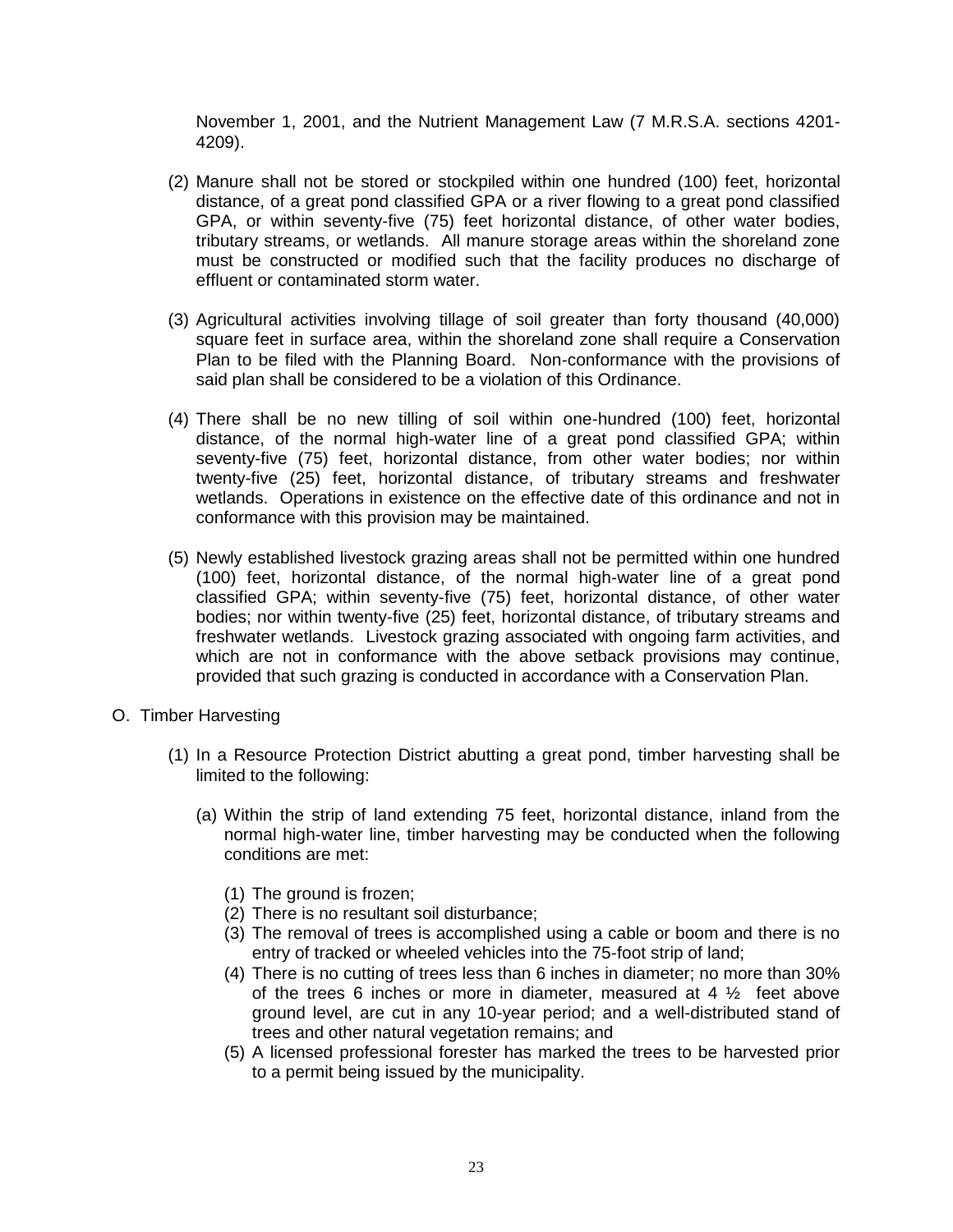November 1, 2001, and the Nutrient Management Law (7 M.R.S.A. sections 4201-4209).

(2) Manure shall not be stored or stockpiled within one hundred (100) feet, horizontal distance, of a great pond classified GPA or a river flowing to a great pond classified GPA, or within seventy-five (75) feet horizontal distance, of other water bodies, tributary streams, or wetlands. All manure storage areas within the shoreland zone must be constructed or modified such that the facility produces no discharge of effluent or contaminated storm water.

(3) Agricultural activities involving tillage of soil greater than forty thousand (40,000) square feet in surface area, within the shoreland zone shall require a Conservation Plan to be filed with the Planning Board. Non-conformance with the provisions of said plan shall be considered to be a violation of this Ordinance.

(4) There shall be no new tilling of soil within one-hundred (100) feet, horizontal distance, of the normal high-water line of a great pond classified GPA; within seventy-five (75) feet, horizontal distance, from other water bodies; nor within twenty-five (25) feet, horizontal distance, of tributary streams and freshwater wetlands. Operations in existence on the effective date of this ordinance and not in conformance with this provision may be maintained.

(5) Newly established livestock grazing areas shall not be permitted within one hundred (100) feet, horizontal distance, of the normal high-water line of a great pond classified GPA; within seventy-five (75) feet, horizontal distance, of other water bodies; nor within twenty-five (25) feet, horizontal distance, of tributary streams and freshwater wetlands. Livestock grazing associated with ongoing farm activities, and which are not in conformance with the above setback provisions may continue, provided that such grazing is conducted in accordance with a Conservation Plan.

O. Timber Harvesting

(1) In a Resource Protection District abutting a great pond, timber harvesting shall be limited to the following:

(a) Within the strip of land extending 75 feet, horizontal distance, inland from the normal high-water line, timber harvesting may be conducted when the following conditions are met:

(1) The ground is frozen;
(2) There is no resultant soil disturbance;
(3) The removal of trees is accomplished using a cable or boom and there is no entry of tracked or wheeled vehicles into the 75-foot strip of land;
(4) There is no cutting of trees less than 6 inches in diameter; no more than 30% of the trees 6 inches or more in diameter, measured at 4 ½ feet above ground level, are cut in any 10-year period; and a well-distributed stand of trees and other natural vegetation remains; and
(5) A licensed professional forester has marked the trees to be harvested prior to a permit being issued by the municipality.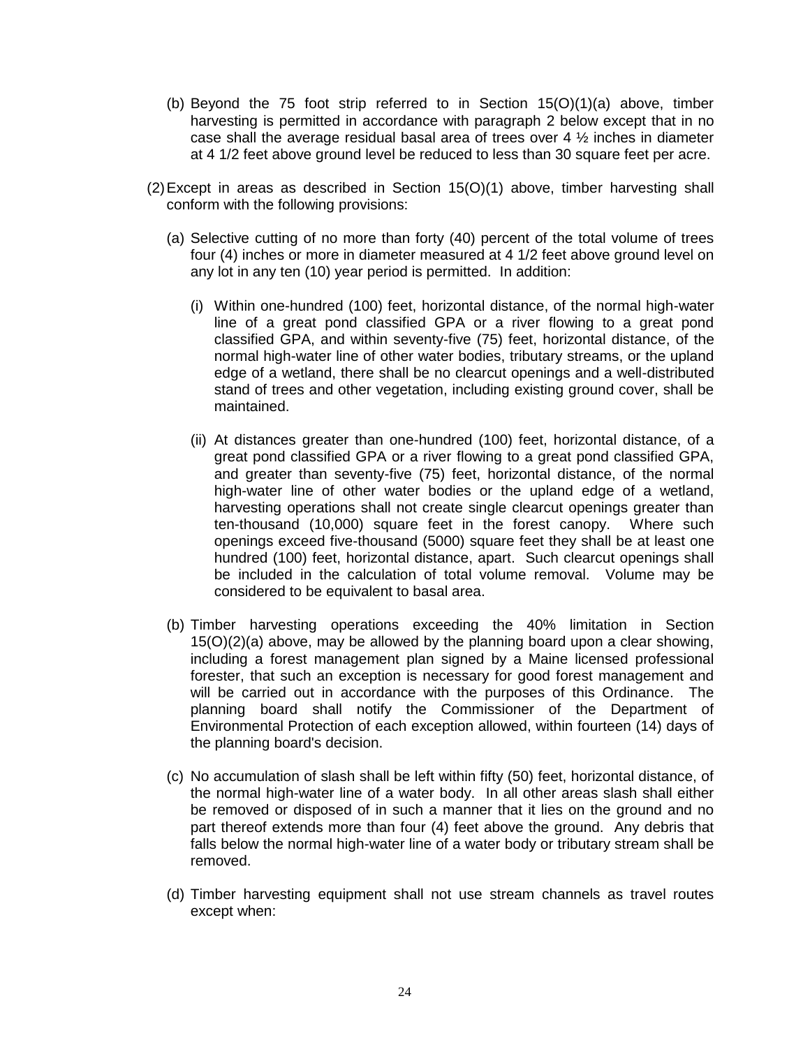(b) Beyond the 75 foot strip referred to in Section 15(O)(1)(a) above, timber harvesting is permitted in accordance with paragraph 2 below except that in no case shall the average residual basal area of trees over 4 ½ inches in diameter at 4 1/2 feet above ground level be reduced to less than 30 square feet per acre.

(2) Except in areas as described in Section 15(O)(1) above, timber harvesting shall conform with the following provisions:

(a) Selective cutting of no more than forty (40) percent of the total volume of trees four (4) inches or more in diameter measured at 4 1/2 feet above ground level on any lot in any ten (10) year period is permitted. In addition:

(i) Within one-hundred (100) feet, horizontal distance, of the normal high-water line of a great pond classified GPA or a river flowing to a great pond classified GPA, and within seventy-five (75) feet, horizontal distance, of the normal high-water line of other water bodies, tributary streams, or the upland edge of a wetland, there shall be no clearcut openings and a well-distributed stand of trees and other vegetation, including existing ground cover, shall be maintained.

(ii) At distances greater than one-hundred (100) feet, horizontal distance, of a great pond classified GPA or a river flowing to a great pond classified GPA, and greater than seventy-five (75) feet, horizontal distance, of the normal high-water line of other water bodies or the upland edge of a wetland, harvesting operations shall not create single clearcut openings greater than ten-thousand (10,000) square feet in the forest canopy. Where such openings exceed five-thousand (5000) square feet they shall be at least one hundred (100) feet, horizontal distance, apart. Such clearcut openings shall be included in the calculation of total volume removal. Volume may be considered to be equivalent to basal area.

(b) Timber harvesting operations exceeding the 40% limitation in Section 15(O)(2)(a) above, may be allowed by the planning board upon a clear showing, including a forest management plan signed by a Maine licensed professional forester, that such an exception is necessary for good forest management and will be carried out in accordance with the purposes of this Ordinance. The planning board shall notify the Commissioner of the Department of Environmental Protection of each exception allowed, within fourteen (14) days of the planning board's decision.

(c) No accumulation of slash shall be left within fifty (50) feet, horizontal distance, of the normal high-water line of a water body. In all other areas slash shall either be removed or disposed of in such a manner that it lies on the ground and no part thereof extends more than four (4) feet above the ground. Any debris that falls below the normal high-water line of a water body or tributary stream shall be removed.

(d) Timber harvesting equipment shall not use stream channels as travel routes except when: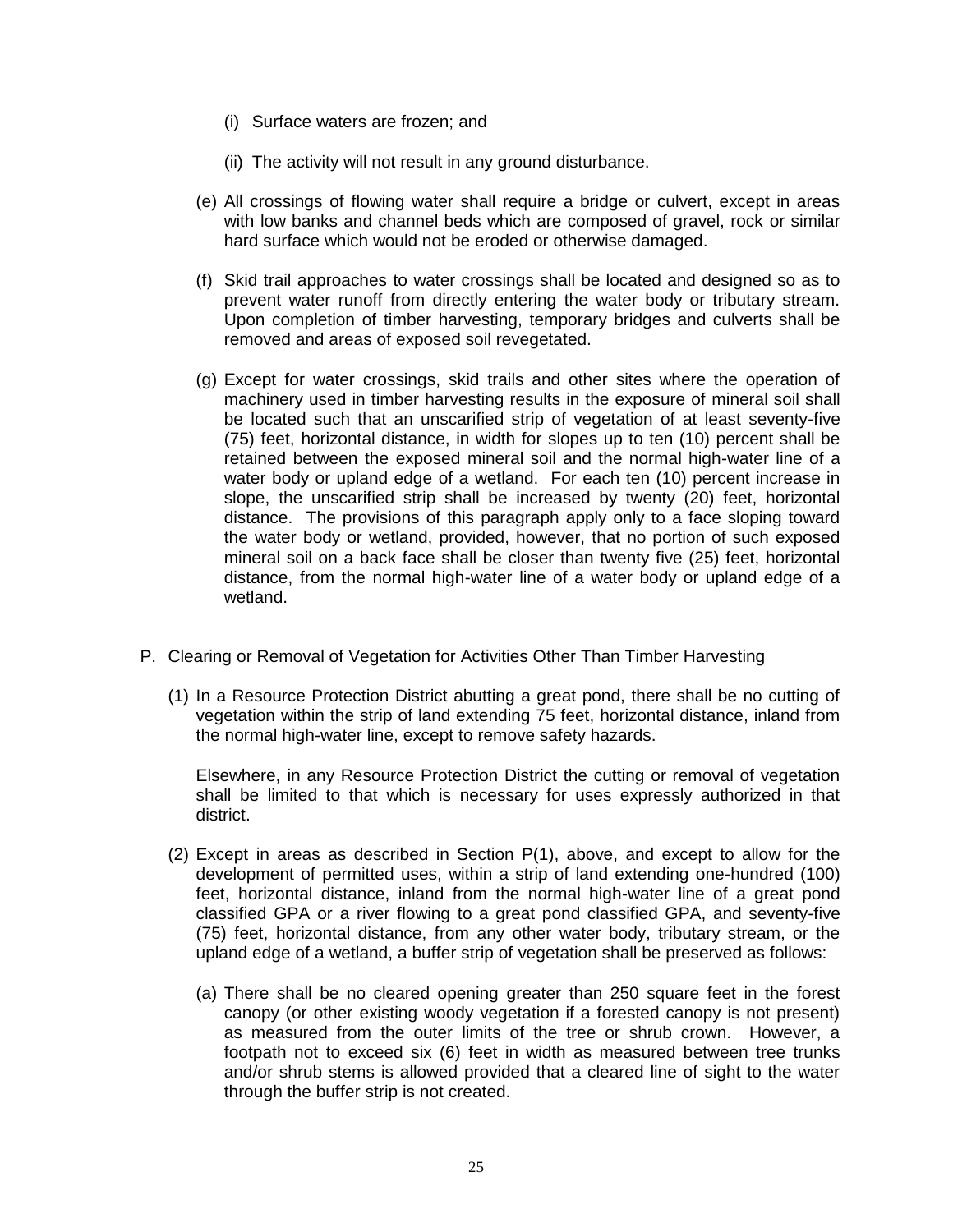(i) Surface waters are frozen; and

(ii) The activity will not result in any ground disturbance.

(e) All crossings of flowing water shall require a bridge or culvert, except in areas with low banks and channel beds which are composed of gravel, rock or similar hard surface which would not be eroded or otherwise damaged.

(f) Skid trail approaches to water crossings shall be located and designed so as to prevent water runoff from directly entering the water body or tributary stream. Upon completion of timber harvesting, temporary bridges and culverts shall be removed and areas of exposed soil revegetated.

(g) Except for water crossings, skid trails and other sites where the operation of machinery used in timber harvesting results in the exposure of mineral soil shall be located such that an unscarified strip of vegetation of at least seventy-five (75) feet, horizontal distance, in width for slopes up to ten (10) percent shall be retained between the exposed mineral soil and the normal high-water line of a water body or upland edge of a wetland. For each ten (10) percent increase in slope, the unscarified strip shall be increased by twenty (20) feet, horizontal distance. The provisions of this paragraph apply only to a face sloping toward the water body or wetland, provided, however, that no portion of such exposed mineral soil on a back face shall be closer than twenty five (25) feet, horizontal distance, from the normal high-water line of a water body or upland edge of a wetland.

P. Clearing or Removal of Vegetation for Activities Other Than Timber Harvesting

(1) In a Resource Protection District abutting a great pond, there shall be no cutting of vegetation within the strip of land extending 75 feet, horizontal distance, inland from the normal high-water line, except to remove safety hazards.

Elsewhere, in any Resource Protection District the cutting or removal of vegetation shall be limited to that which is necessary for uses expressly authorized in that district.

(2) Except in areas as described in Section P(1), above, and except to allow for the development of permitted uses, within a strip of land extending one-hundred (100) feet, horizontal distance, inland from the normal high-water line of a great pond classified GPA or a river flowing to a great pond classified GPA, and seventy-five (75) feet, horizontal distance, from any other water body, tributary stream, or the upland edge of a wetland, a buffer strip of vegetation shall be preserved as follows:

(a) There shall be no cleared opening greater than 250 square feet in the forest canopy (or other existing woody vegetation if a forested canopy is not present) as measured from the outer limits of the tree or shrub crown. However, a footpath not to exceed six (6) feet in width as measured between tree trunks and/or shrub stems is allowed provided that a cleared line of sight to the water through the buffer strip is not created.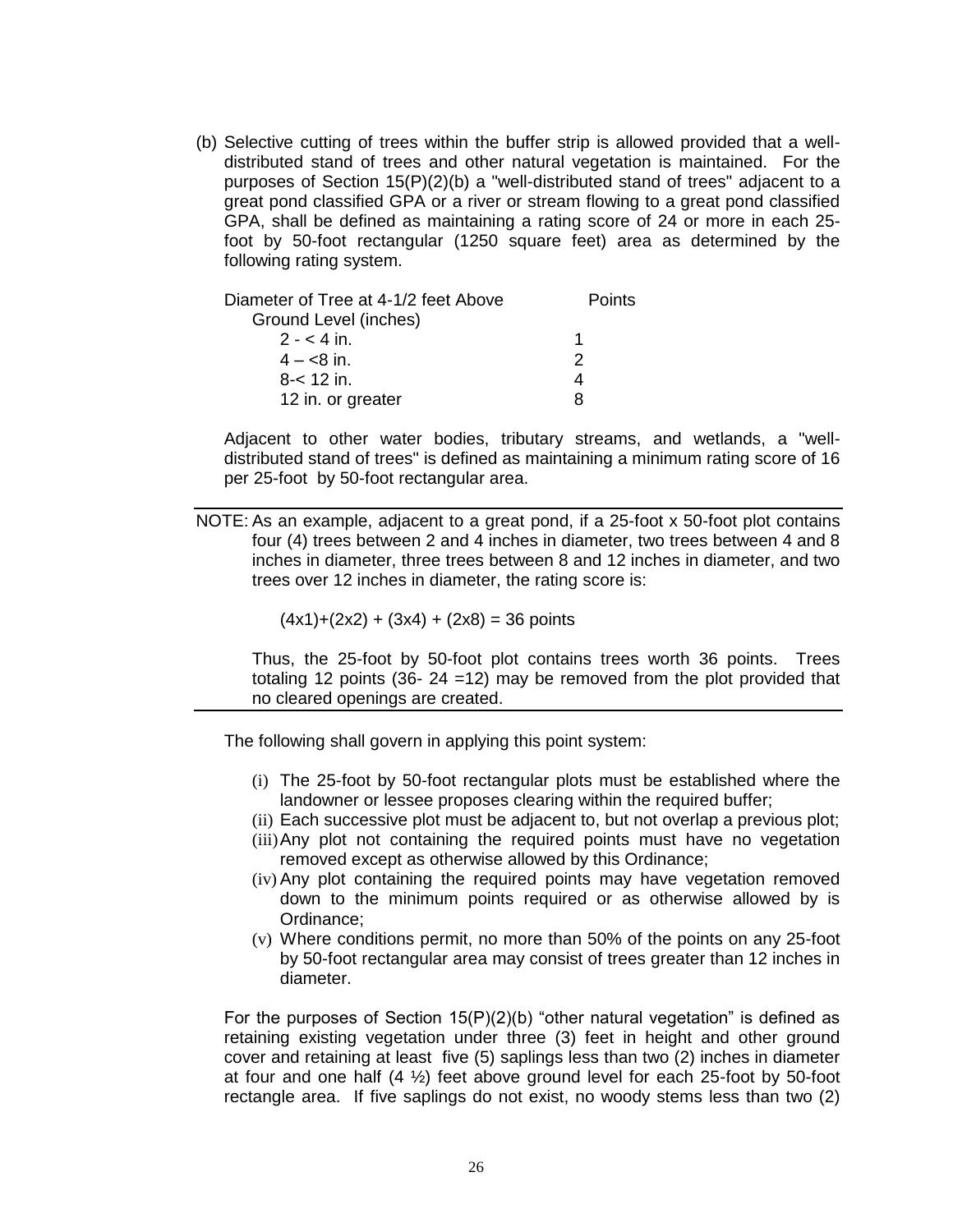(b) Selective cutting of trees within the buffer strip is allowed provided that a well-distributed stand of trees and other natural vegetation is maintained. For the purposes of Section 15(P)(2)(b) a "well-distributed stand of trees" adjacent to a great pond classified GPA or a river or stream flowing to a great pond classified GPA, shall be defined as maintaining a rating score of 24 or more in each 25-foot by 50-foot rectangular (1250 square feet) area as determined by the following rating system.

| Diameter of Tree at 4-1/2 feet Above Ground Level (inches) | Points |
|---|---|
| 2 - < 4 in. | 1 |
| 4 – <8 in. | 2 |
| 8-< 12 in. | 4 |
| 12 in. or greater | 8 |

Adjacent to other water bodies, tributary streams, and wetlands, a "well-distributed stand of trees" is defined as maintaining a minimum rating score of 16 per 25-foot by 50-foot rectangular area.

---

NOTE: As an example, adjacent to a great pond, if a 25-foot x 50-foot plot contains four (4) trees between 2 and 4 inches in diameter, two trees between 4 and 8 inches in diameter, three trees between 8 and 12 inches in diameter, and two trees over 12 inches in diameter, the rating score is:

$(4x1)+(2x2) + (3x4) + (2x8) = 36$ points

Thus, the 25-foot by 50-foot plot contains trees worth 36 points. Trees totaling 12 points (36- 24 =12) may be removed from the plot provided that no cleared openings are created.

---

The following shall govern in applying this point system:

(i) The 25-foot by 50-foot rectangular plots must be established where the landowner or lessee proposes clearing within the required buffer;

(ii) Each successive plot must be adjacent to, but not overlap a previous plot;

(iii) Any plot not containing the required points must have no vegetation removed except as otherwise allowed by this Ordinance;

(iv) Any plot containing the required points may have vegetation removed down to the minimum points required or as otherwise allowed by is Ordinance;

(v) Where conditions permit, no more than 50% of the points on any 25-foot by 50-foot rectangular area may consist of trees greater than 12 inches in diameter.

For the purposes of Section 15(P)(2)(b) “other natural vegetation” is defined as retaining existing vegetation under three (3) feet in height and other ground cover and retaining at least five (5) saplings less than two (2) inches in diameter at four and one half (4 ½) feet above ground level for each 25-foot by 50-foot rectangle area. If five saplings do not exist, no woody stems less than two (2)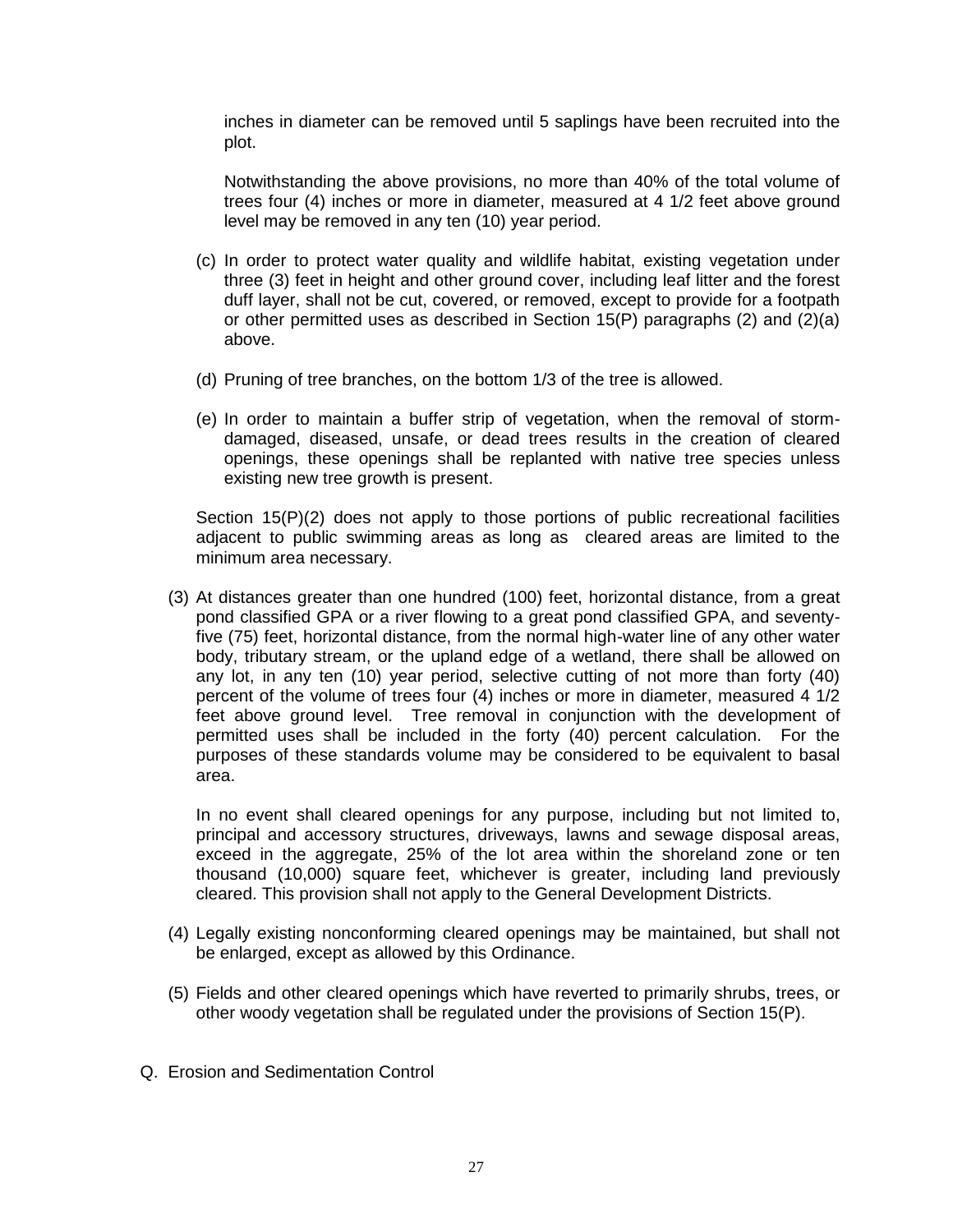inches in diameter can be removed until 5 saplings have been recruited into the plot.

Notwithstanding the above provisions, no more than 40% of the total volume of trees four (4) inches or more in diameter, measured at 4 1/2 feet above ground level may be removed in any ten (10) year period.

(c) In order to protect water quality and wildlife habitat, existing vegetation under three (3) feet in height and other ground cover, including leaf litter and the forest duff layer, shall not be cut, covered, or removed, except to provide for a footpath or other permitted uses as described in Section 15(P) paragraphs (2) and (2)(a) above.

(d) Pruning of tree branches, on the bottom 1/3 of the tree is allowed.

(e) In order to maintain a buffer strip of vegetation, when the removal of storm-damaged, diseased, unsafe, or dead trees results in the creation of cleared openings, these openings shall be replanted with native tree species unless existing new tree growth is present.

Section 15(P)(2) does not apply to those portions of public recreational facilities adjacent to public swimming areas as long as cleared areas are limited to the minimum area necessary.

(3) At distances greater than one hundred (100) feet, horizontal distance, from a great pond classified GPA or a river flowing to a great pond classified GPA, and seventy-five (75) feet, horizontal distance, from the normal high-water line of any other water body, tributary stream, or the upland edge of a wetland, there shall be allowed on any lot, in any ten (10) year period, selective cutting of not more than forty (40) percent of the volume of trees four (4) inches or more in diameter, measured 4 1/2 feet above ground level. Tree removal in conjunction with the development of permitted uses shall be included in the forty (40) percent calculation. For the purposes of these standards volume may be considered to be equivalent to basal area.

In no event shall cleared openings for any purpose, including but not limited to, principal and accessory structures, driveways, lawns and sewage disposal areas, exceed in the aggregate, 25% of the lot area within the shoreland zone or ten thousand (10,000) square feet, whichever is greater, including land previously cleared. This provision shall not apply to the General Development Districts.

(4) Legally existing nonconforming cleared openings may be maintained, but shall not be enlarged, except as allowed by this Ordinance.

(5) Fields and other cleared openings which have reverted to primarily shrubs, trees, or other woody vegetation shall be regulated under the provisions of Section 15(P).

Q. Erosion and Sedimentation Control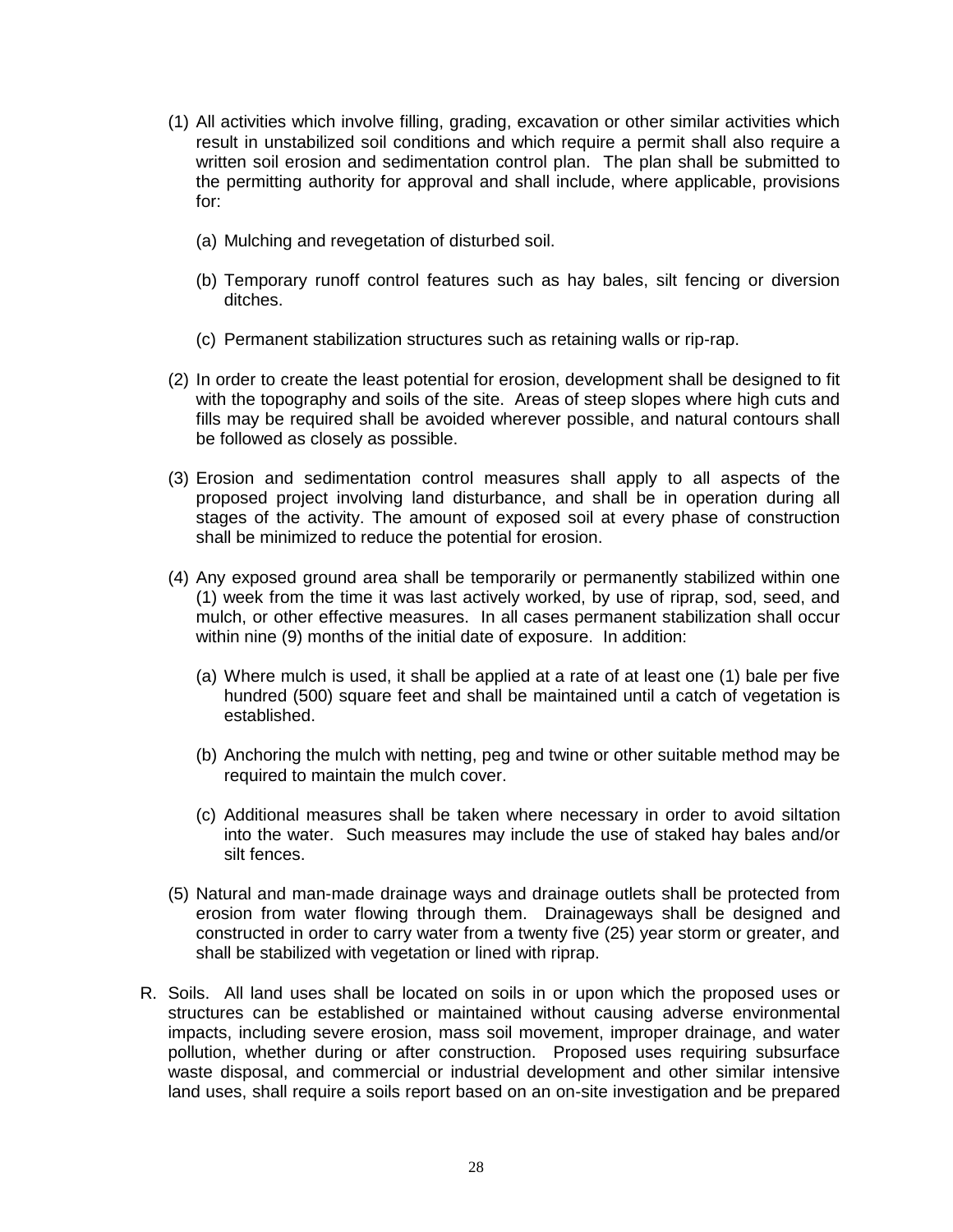(1) All activities which involve filling, grading, excavation or other similar activities which result in unstabilized soil conditions and which require a permit shall also require a written soil erosion and sedimentation control plan. The plan shall be submitted to the permitting authority for approval and shall include, where applicable, provisions for:

   (a) Mulching and revegetation of disturbed soil.

   (b) Temporary runoff control features such as hay bales, silt fencing or diversion ditches.

   (c) Permanent stabilization structures such as retaining walls or rip-rap.

(2) In order to create the least potential for erosion, development shall be designed to fit with the topography and soils of the site. Areas of steep slopes where high cuts and fills may be required shall be avoided wherever possible, and natural contours shall be followed as closely as possible.

(3) Erosion and sedimentation control measures shall apply to all aspects of the proposed project involving land disturbance, and shall be in operation during all stages of the activity. The amount of exposed soil at every phase of construction shall be minimized to reduce the potential for erosion.

(4) Any exposed ground area shall be temporarily or permanently stabilized within one (1) week from the time it was last actively worked, by use of riprap, sod, seed, and mulch, or other effective measures. In all cases permanent stabilization shall occur within nine (9) months of the initial date of exposure. In addition:

   (a) Where mulch is used, it shall be applied at a rate of at least one (1) bale per five hundred (500) square feet and shall be maintained until a catch of vegetation is established.

   (b) Anchoring the mulch with netting, peg and twine or other suitable method may be required to maintain the mulch cover.

   (c) Additional measures shall be taken where necessary in order to avoid siltation into the water. Such measures may include the use of staked hay bales and/or silt fences.

(5) Natural and man-made drainage ways and drainage outlets shall be protected from erosion from water flowing through them. Drainageways shall be designed and constructed in order to carry water from a twenty five (25) year storm or greater, and shall be stabilized with vegetation or lined with riprap.

R. Soils. All land uses shall be located on soils in or upon which the proposed uses or structures can be established or maintained without causing adverse environmental impacts, including severe erosion, mass soil movement, improper drainage, and water pollution, whether during or after construction. Proposed uses requiring subsurface waste disposal, and commercial or industrial development and other similar intensive land uses, shall require a soils report based on an on-site investigation and be prepared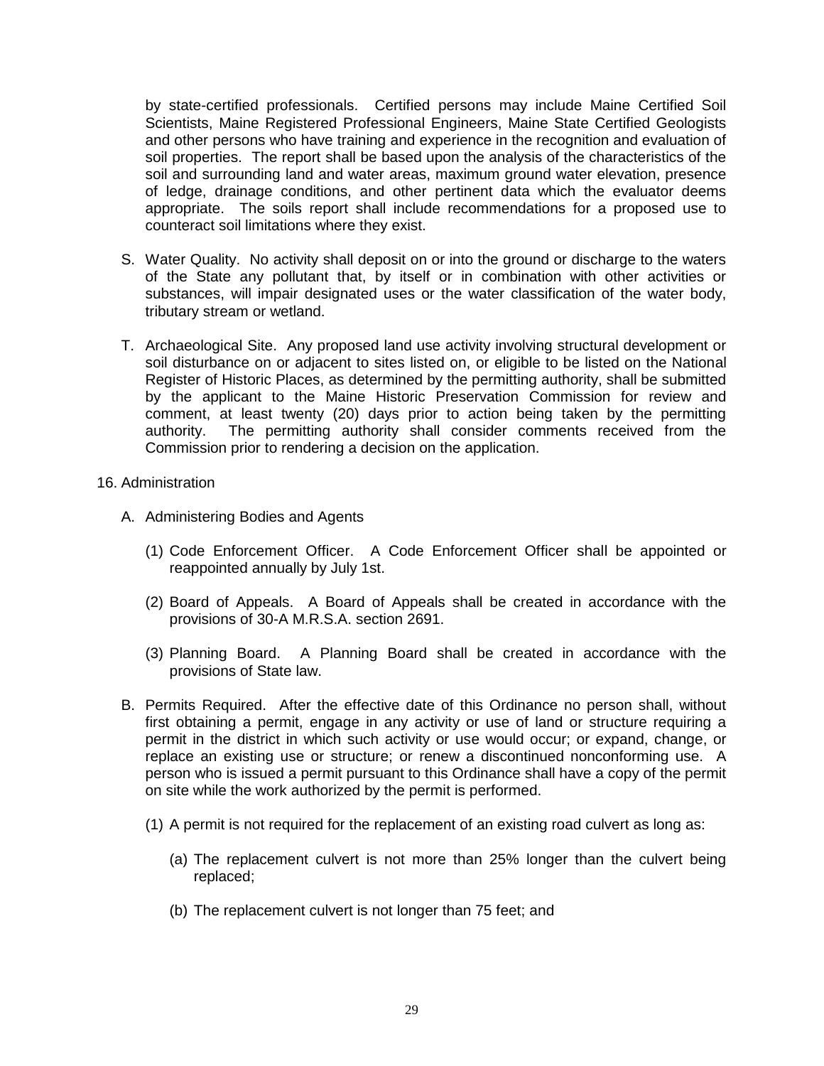by state-certified professionals. Certified persons may include Maine Certified Soil Scientists, Maine Registered Professional Engineers, Maine State Certified Geologists and other persons who have training and experience in the recognition and evaluation of soil properties. The report shall be based upon the analysis of the characteristics of the soil and surrounding land and water areas, maximum ground water elevation, presence of ledge, drainage conditions, and other pertinent data which the evaluator deems appropriate. The soils report shall include recommendations for a proposed use to counteract soil limitations where they exist.

S. Water Quality. No activity shall deposit on or into the ground or discharge to the waters of the State any pollutant that, by itself or in combination with other activities or substances, will impair designated uses or the water classification of the water body, tributary stream or wetland.

T. Archaeological Site. Any proposed land use activity involving structural development or soil disturbance on or adjacent to sites listed on, or eligible to be listed on the National Register of Historic Places, as determined by the permitting authority, shall be submitted by the applicant to the Maine Historic Preservation Commission for review and comment, at least twenty (20) days prior to action being taken by the permitting authority. The permitting authority shall consider comments received from the Commission prior to rendering a decision on the application.

16. Administration

A. Administering Bodies and Agents

(1) Code Enforcement Officer. A Code Enforcement Officer shall be appointed or reappointed annually by July 1st.

(2) Board of Appeals. A Board of Appeals shall be created in accordance with the provisions of 30-A M.R.S.A. section 2691.

(3) Planning Board. A Planning Board shall be created in accordance with the provisions of State law.

B. Permits Required. After the effective date of this Ordinance no person shall, without first obtaining a permit, engage in any activity or use of land or structure requiring a permit in the district in which such activity or use would occur; or expand, change, or replace an existing use or structure; or renew a discontinued nonconforming use. A person who is issued a permit pursuant to this Ordinance shall have a copy of the permit on site while the work authorized by the permit is performed.

(1) A permit is not required for the replacement of an existing road culvert as long as:

(a) The replacement culvert is not more than 25% longer than the culvert being replaced;

(b) The replacement culvert is not longer than 75 feet; and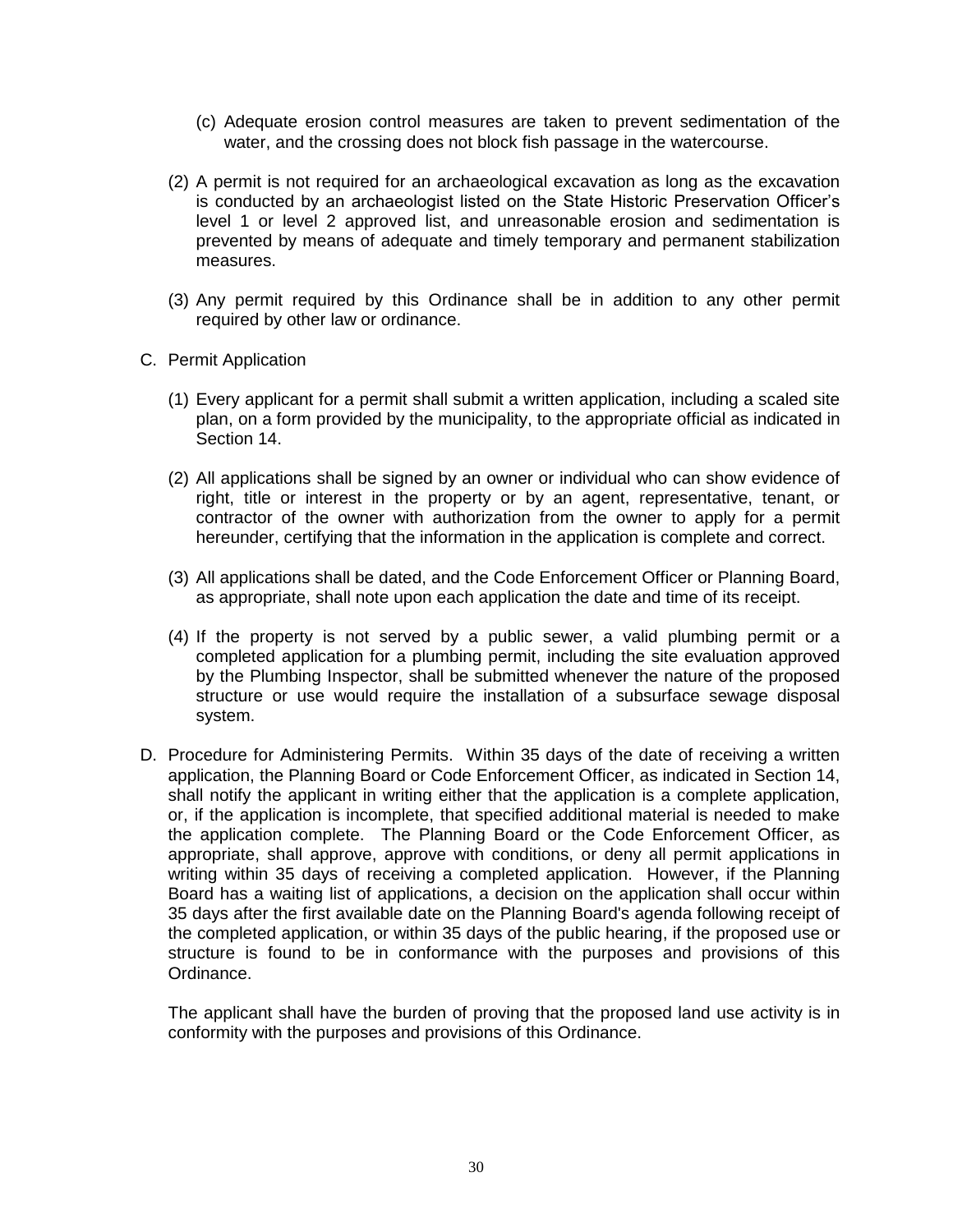(c) Adequate erosion control measures are taken to prevent sedimentation of the water, and the crossing does not block fish passage in the watercourse.

(2) A permit is not required for an archaeological excavation as long as the excavation is conducted by an archaeologist listed on the State Historic Preservation Officer's level 1 or level 2 approved list, and unreasonable erosion and sedimentation is prevented by means of adequate and timely temporary and permanent stabilization measures.

(3) Any permit required by this Ordinance shall be in addition to any other permit required by other law or ordinance.

C. Permit Application

(1) Every applicant for a permit shall submit a written application, including a scaled site plan, on a form provided by the municipality, to the appropriate official as indicated in Section 14.

(2) All applications shall be signed by an owner or individual who can show evidence of right, title or interest in the property or by an agent, representative, tenant, or contractor of the owner with authorization from the owner to apply for a permit hereunder, certifying that the information in the application is complete and correct.

(3) All applications shall be dated, and the Code Enforcement Officer or Planning Board, as appropriate, shall note upon each application the date and time of its receipt.

(4) If the property is not served by a public sewer, a valid plumbing permit or a completed application for a plumbing permit, including the site evaluation approved by the Plumbing Inspector, shall be submitted whenever the nature of the proposed structure or use would require the installation of a subsurface sewage disposal system.

D. Procedure for Administering Permits. Within 35 days of the date of receiving a written application, the Planning Board or Code Enforcement Officer, as indicated in Section 14, shall notify the applicant in writing either that the application is a complete application, or, if the application is incomplete, that specified additional material is needed to make the application complete. The Planning Board or the Code Enforcement Officer, as appropriate, shall approve, approve with conditions, or deny all permit applications in writing within 35 days of receiving a completed application. However, if the Planning Board has a waiting list of applications, a decision on the application shall occur within 35 days after the first available date on the Planning Board's agenda following receipt of the completed application, or within 35 days of the public hearing, if the proposed use or structure is found to be in conformance with the purposes and provisions of this Ordinance.

The applicant shall have the burden of proving that the proposed land use activity is in conformity with the purposes and provisions of this Ordinance.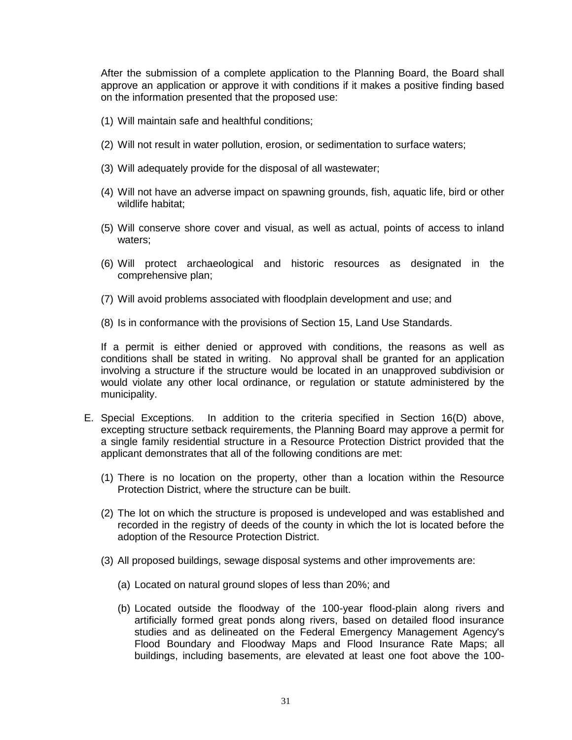After the submission of a complete application to the Planning Board, the Board shall approve an application or approve it with conditions if it makes a positive finding based on the information presented that the proposed use:

(1) Will maintain safe and healthful conditions;

(2) Will not result in water pollution, erosion, or sedimentation to surface waters;

(3) Will adequately provide for the disposal of all wastewater;

(4) Will not have an adverse impact on spawning grounds, fish, aquatic life, bird or other wildlife habitat;

(5) Will conserve shore cover and visual, as well as actual, points of access to inland waters;

(6) Will protect archaeological and historic resources as designated in the comprehensive plan;

(7) Will avoid problems associated with floodplain development and use; and

(8) Is in conformance with the provisions of Section 15, Land Use Standards.

If a permit is either denied or approved with conditions, the reasons as well as conditions shall be stated in writing. No approval shall be granted for an application involving a structure if the structure would be located in an unapproved subdivision or would violate any other local ordinance, or regulation or statute administered by the municipality.

E. Special Exceptions. In addition to the criteria specified in Section 16(D) above, excepting structure setback requirements, the Planning Board may approve a permit for a single family residential structure in a Resource Protection District provided that the applicant demonstrates that all of the following conditions are met:

   (1) There is no location on the property, other than a location within the Resource Protection District, where the structure can be built.

   (2) The lot on which the structure is proposed is undeveloped and was established and recorded in the registry of deeds of the county in which the lot is located before the adoption of the Resource Protection District.

   (3) All proposed buildings, sewage disposal systems and other improvements are:

      (a) Located on natural ground slopes of less than 20%; and

      (b) Located outside the floodway of the 100-year flood-plain along rivers and artificially formed great ponds along rivers, based on detailed flood insurance studies and as delineated on the Federal Emergency Management Agency's Flood Boundary and Floodway Maps and Flood Insurance Rate Maps; all buildings, including basements, are elevated at least one foot above the 100-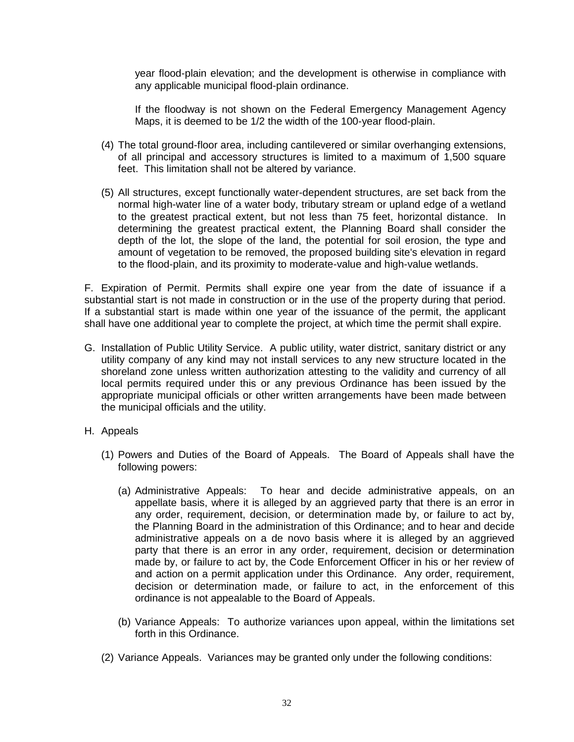year flood-plain elevation; and the development is otherwise in compliance with any applicable municipal flood-plain ordinance.

If the floodway is not shown on the Federal Emergency Management Agency Maps, it is deemed to be 1/2 the width of the 100-year flood-plain.

(4) The total ground-floor area, including cantilevered or similar overhanging extensions, of all principal and accessory structures is limited to a maximum of 1,500 square feet. This limitation shall not be altered by variance.

(5) All structures, except functionally water-dependent structures, are set back from the normal high-water line of a water body, tributary stream or upland edge of a wetland to the greatest practical extent, but not less than 75 feet, horizontal distance. In determining the greatest practical extent, the Planning Board shall consider the depth of the lot, the slope of the land, the potential for soil erosion, the type and amount of vegetation to be removed, the proposed building site's elevation in regard to the flood-plain, and its proximity to moderate-value and high-value wetlands.

F. Expiration of Permit. Permits shall expire one year from the date of issuance if a substantial start is not made in construction or in the use of the property during that period. If a substantial start is made within one year of the issuance of the permit, the applicant shall have one additional year to complete the project, at which time the permit shall expire.

G. Installation of Public Utility Service. A public utility, water district, sanitary district or any utility company of any kind may not install services to any new structure located in the shoreland zone unless written authorization attesting to the validity and currency of all local permits required under this or any previous Ordinance has been issued by the appropriate municipal officials or other written arrangements have been made between the municipal officials and the utility.

H. Appeals

(1) Powers and Duties of the Board of Appeals. The Board of Appeals shall have the following powers:

(a) Administrative Appeals: To hear and decide administrative appeals, on an appellate basis, where it is alleged by an aggrieved party that there is an error in any order, requirement, decision, or determination made by, or failure to act by, the Planning Board in the administration of this Ordinance; and to hear and decide administrative appeals on a de novo basis where it is alleged by an aggrieved party that there is an error in any order, requirement, decision or determination made by, or failure to act by, the Code Enforcement Officer in his or her review of and action on a permit application under this Ordinance. Any order, requirement, decision or determination made, or failure to act, in the enforcement of this ordinance is not appealable to the Board of Appeals.

(b) Variance Appeals: To authorize variances upon appeal, within the limitations set forth in this Ordinance.

(2) Variance Appeals. Variances may be granted only under the following conditions: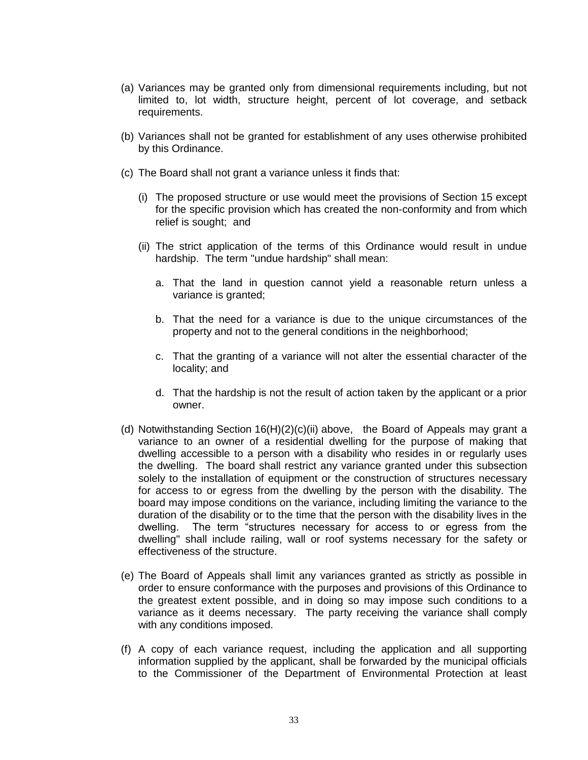(a) Variances may be granted only from dimensional requirements including, but not limited to, lot width, structure height, percent of lot coverage, and setback requirements.

(b) Variances shall not be granted for establishment of any uses otherwise prohibited by this Ordinance.

(c) The Board shall not grant a variance unless it finds that:

  (i) The proposed structure or use would meet the provisions of Section 15 except for the specific provision which has created the non-conformity and from which relief is sought; and

  (ii) The strict application of the terms of this Ordinance would result in undue hardship. The term "undue hardship" shall mean:

    a. That the land in question cannot yield a reasonable return unless a variance is granted;

    b. That the need for a variance is due to the unique circumstances of the property and not to the general conditions in the neighborhood;

    c. That the granting of a variance will not alter the essential character of the locality; and

    d. That the hardship is not the result of action taken by the applicant or a prior owner.

(d) Notwithstanding Section 16(H)(2)(c)(ii) above, the Board of Appeals may grant a variance to an owner of a residential dwelling for the purpose of making that dwelling accessible to a person with a disability who resides in or regularly uses the dwelling. The board shall restrict any variance granted under this subsection solely to the installation of equipment or the construction of structures necessary for access to or egress from the dwelling by the person with the disability. The board may impose conditions on the variance, including limiting the variance to the duration of the disability or to the time that the person with the disability lives in the dwelling. The term "structures necessary for access to or egress from the dwelling" shall include railing, wall or roof systems necessary for the safety or effectiveness of the structure.

(e) The Board of Appeals shall limit any variances granted as strictly as possible in order to ensure conformance with the purposes and provisions of this Ordinance to the greatest extent possible, and in doing so may impose such conditions to a variance as it deems necessary. The party receiving the variance shall comply with any conditions imposed.

(f) A copy of each variance request, including the application and all supporting information supplied by the applicant, shall be forwarded by the municipal officials to the Commissioner of the Department of Environmental Protection at least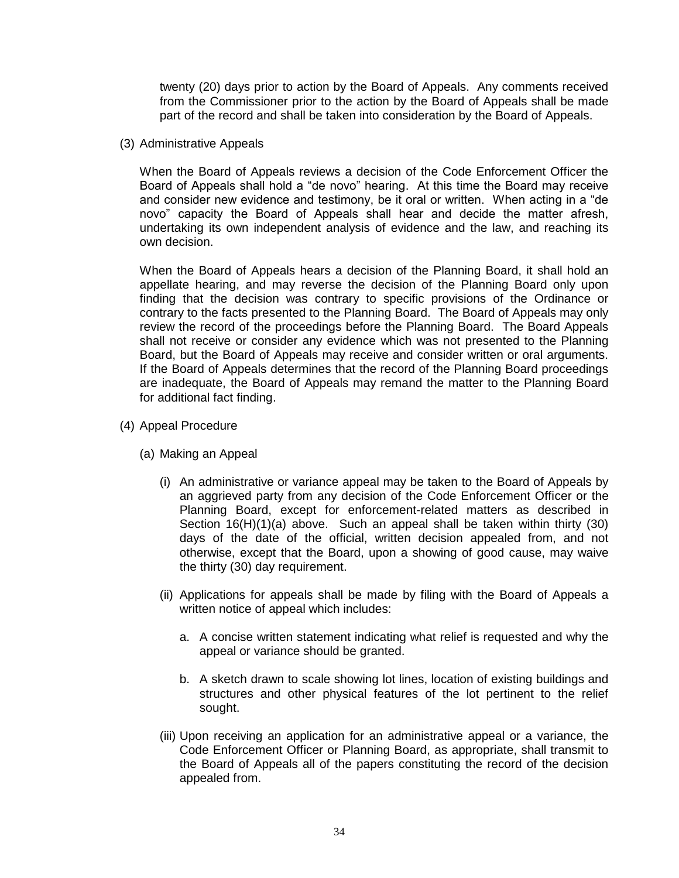twenty (20) days prior to action by the Board of Appeals. Any comments received from the Commissioner prior to the action by the Board of Appeals shall be made part of the record and shall be taken into consideration by the Board of Appeals.

(3) Administrative Appeals

When the Board of Appeals reviews a decision of the Code Enforcement Officer the Board of Appeals shall hold a "de novo" hearing. At this time the Board may receive and consider new evidence and testimony, be it oral or written. When acting in a "de novo" capacity the Board of Appeals shall hear and decide the matter afresh, undertaking its own independent analysis of evidence and the law, and reaching its own decision.

When the Board of Appeals hears a decision of the Planning Board, it shall hold an appellate hearing, and may reverse the decision of the Planning Board only upon finding that the decision was contrary to specific provisions of the Ordinance or contrary to the facts presented to the Planning Board. The Board of Appeals may only review the record of the proceedings before the Planning Board. The Board Appeals shall not receive or consider any evidence which was not presented to the Planning Board, but the Board of Appeals may receive and consider written or oral arguments. If the Board of Appeals determines that the record of the Planning Board proceedings are inadequate, the Board of Appeals may remand the matter to the Planning Board for additional fact finding.

(4) Appeal Procedure

(a) Making an Appeal

(i) An administrative or variance appeal may be taken to the Board of Appeals by an aggrieved party from any decision of the Code Enforcement Officer or the Planning Board, except for enforcement-related matters as described in Section 16(H)(1)(a) above. Such an appeal shall be taken within thirty (30) days of the date of the official, written decision appealed from, and not otherwise, except that the Board, upon a showing of good cause, may waive the thirty (30) day requirement.

(ii) Applications for appeals shall be made by filing with the Board of Appeals a written notice of appeal which includes:

a. A concise written statement indicating what relief is requested and why the appeal or variance should be granted.

b. A sketch drawn to scale showing lot lines, location of existing buildings and structures and other physical features of the lot pertinent to the relief sought.

(iii) Upon receiving an application for an administrative appeal or a variance, the Code Enforcement Officer or Planning Board, as appropriate, shall transmit to the Board of Appeals all of the papers constituting the record of the decision appealed from.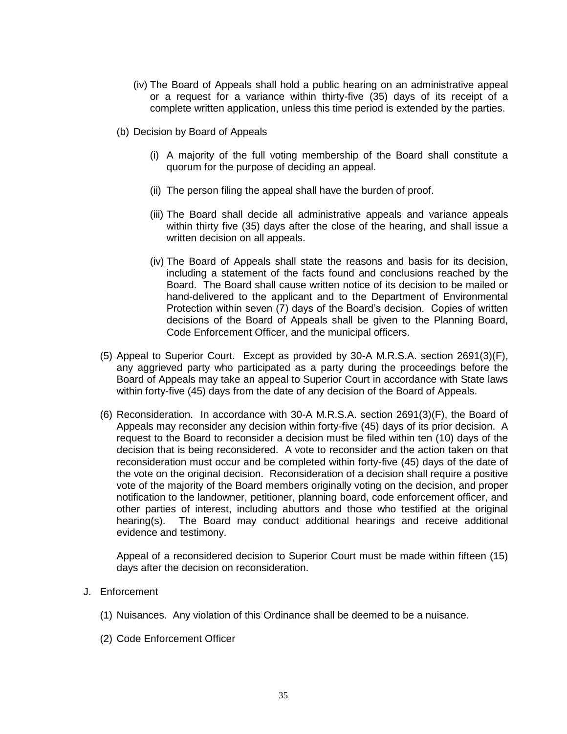(iv) The Board of Appeals shall hold a public hearing on an administrative appeal or a request for a variance within thirty-five (35) days of its receipt of a complete written application, unless this time period is extended by the parties.

(b) Decision by Board of Appeals

(i) A majority of the full voting membership of the Board shall constitute a quorum for the purpose of deciding an appeal.

(ii) The person filing the appeal shall have the burden of proof.

(iii) The Board shall decide all administrative appeals and variance appeals within thirty five (35) days after the close of the hearing, and shall issue a written decision on all appeals.

(iv) The Board of Appeals shall state the reasons and basis for its decision, including a statement of the facts found and conclusions reached by the Board. The Board shall cause written notice of its decision to be mailed or hand-delivered to the applicant and to the Department of Environmental Protection within seven (7) days of the Board's decision. Copies of written decisions of the Board of Appeals shall be given to the Planning Board, Code Enforcement Officer, and the municipal officers.

(5) Appeal to Superior Court. Except as provided by 30-A M.R.S.A. section 2691(3)(F), any aggrieved party who participated as a party during the proceedings before the Board of Appeals may take an appeal to Superior Court in accordance with State laws within forty-five (45) days from the date of any decision of the Board of Appeals.

(6) Reconsideration. In accordance with 30-A M.R.S.A. section 2691(3)(F), the Board of Appeals may reconsider any decision within forty-five (45) days of its prior decision. A request to the Board to reconsider a decision must be filed within ten (10) days of the decision that is being reconsidered. A vote to reconsider and the action taken on that reconsideration must occur and be completed within forty-five (45) days of the date of the vote on the original decision. Reconsideration of a decision shall require a positive vote of the majority of the Board members originally voting on the decision, and proper notification to the landowner, petitioner, planning board, code enforcement officer, and other parties of interest, including abuttors and those who testified at the original hearing(s). The Board may conduct additional hearings and receive additional evidence and testimony.

Appeal of a reconsidered decision to Superior Court must be made within fifteen (15) days after the decision on reconsideration.

J. Enforcement

(1) Nuisances. Any violation of this Ordinance shall be deemed to be a nuisance.

(2) Code Enforcement Officer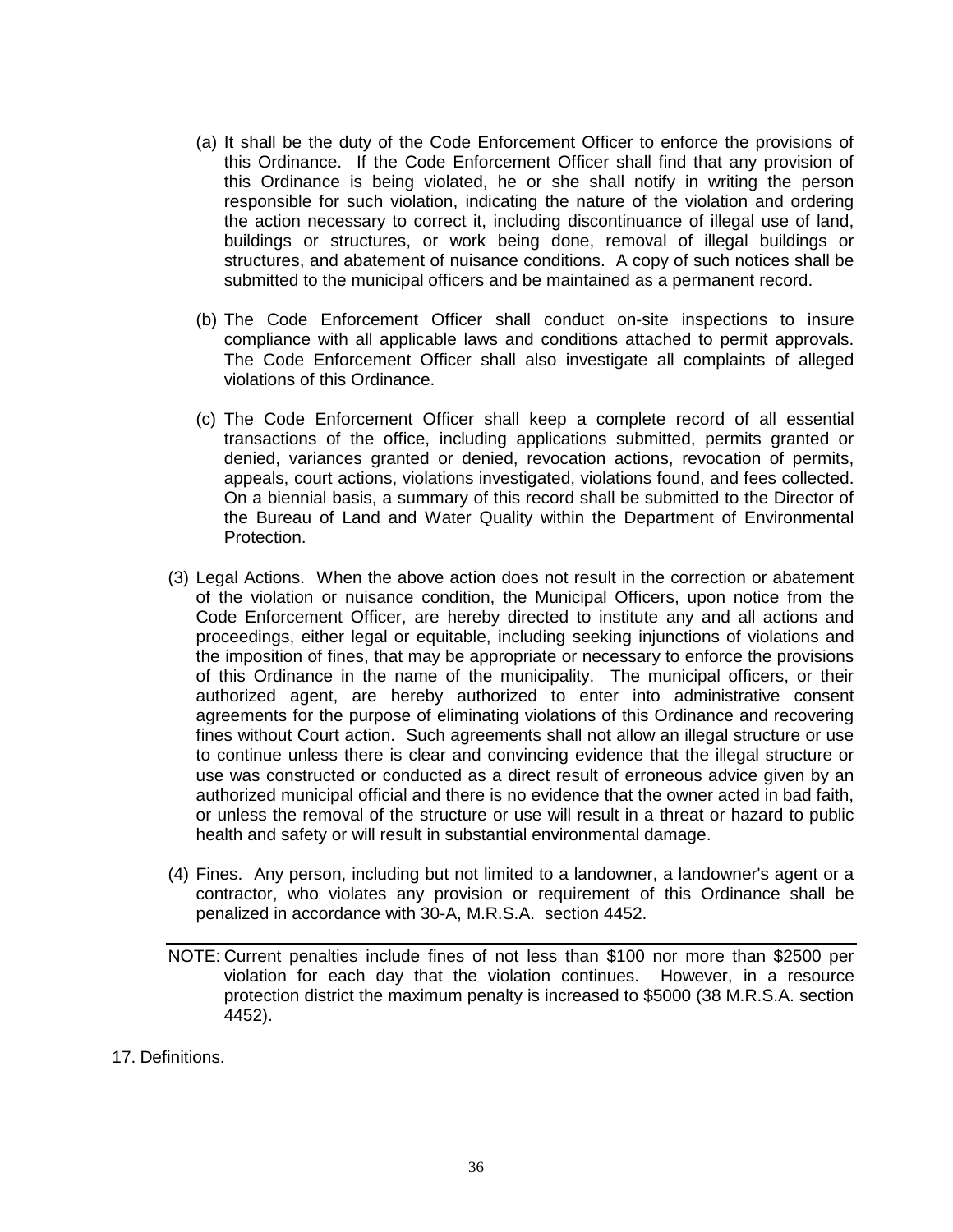(a) It shall be the duty of the Code Enforcement Officer to enforce the provisions of this Ordinance. If the Code Enforcement Officer shall find that any provision of this Ordinance is being violated, he or she shall notify in writing the person responsible for such violation, indicating the nature of the violation and ordering the action necessary to correct it, including discontinuance of illegal use of land, buildings or structures, or work being done, removal of illegal buildings or structures, and abatement of nuisance conditions. A copy of such notices shall be submitted to the municipal officers and be maintained as a permanent record.

(b) The Code Enforcement Officer shall conduct on-site inspections to insure compliance with all applicable laws and conditions attached to permit approvals. The Code Enforcement Officer shall also investigate all complaints of alleged violations of this Ordinance.

(c) The Code Enforcement Officer shall keep a complete record of all essential transactions of the office, including applications submitted, permits granted or denied, variances granted or denied, revocation actions, revocation of permits, appeals, court actions, violations investigated, violations found, and fees collected. On a biennial basis, a summary of this record shall be submitted to the Director of the Bureau of Land and Water Quality within the Department of Environmental Protection.

(3) Legal Actions. When the above action does not result in the correction or abatement of the violation or nuisance condition, the Municipal Officers, upon notice from the Code Enforcement Officer, are hereby directed to institute any and all actions and proceedings, either legal or equitable, including seeking injunctions of violations and the imposition of fines, that may be appropriate or necessary to enforce the provisions of this Ordinance in the name of the municipality. The municipal officers, or their authorized agent, are hereby authorized to enter into administrative consent agreements for the purpose of eliminating violations of this Ordinance and recovering fines without Court action. Such agreements shall not allow an illegal structure or use to continue unless there is clear and convincing evidence that the illegal structure or use was constructed or conducted as a direct result of erroneous advice given by an authorized municipal official and there is no evidence that the owner acted in bad faith, or unless the removal of the structure or use will result in a threat or hazard to public health and safety or will result in substantial environmental damage.

(4) Fines. Any person, including but not limited to a landowner, a landowner's agent or a contractor, who violates any provision or requirement of this Ordinance shall be penalized in accordance with 30-A, M.R.S.A. section 4452.

---

NOTE: Current penalties include fines of not less than $100 nor more than $2500 per violation for each day that the violation continues. However, in a resource protection district the maximum penalty is increased to $5000 (38 M.R.S.A. section 4452).

---

17. Definitions.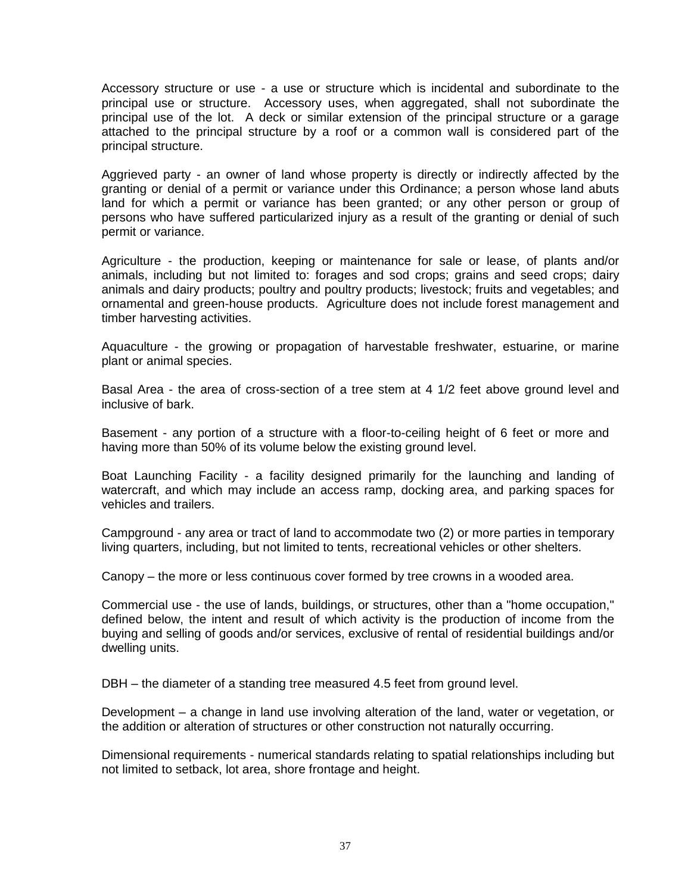Accessory structure or use - a use or structure which is incidental and subordinate to the principal use or structure. Accessory uses, when aggregated, shall not subordinate the principal use of the lot. A deck or similar extension of the principal structure or a garage attached to the principal structure by a roof or a common wall is considered part of the principal structure.

Aggrieved party - an owner of land whose property is directly or indirectly affected by the granting or denial of a permit or variance under this Ordinance; a person whose land abuts land for which a permit or variance has been granted; or any other person or group of persons who have suffered particularized injury as a result of the granting or denial of such permit or variance.

Agriculture - the production, keeping or maintenance for sale or lease, of plants and/or animals, including but not limited to: forages and sod crops; grains and seed crops; dairy animals and dairy products; poultry and poultry products; livestock; fruits and vegetables; and ornamental and green-house products. Agriculture does not include forest management and timber harvesting activities.

Aquaculture - the growing or propagation of harvestable freshwater, estuarine, or marine plant or animal species.

Basal Area - the area of cross-section of a tree stem at 4 1/2 feet above ground level and inclusive of bark.

Basement - any portion of a structure with a floor-to-ceiling height of 6 feet or more and having more than 50% of its volume below the existing ground level.

Boat Launching Facility - a facility designed primarily for the launching and landing of watercraft, and which may include an access ramp, docking area, and parking spaces for vehicles and trailers.

Campground - any area or tract of land to accommodate two (2) or more parties in temporary living quarters, including, but not limited to tents, recreational vehicles or other shelters.

Canopy – the more or less continuous cover formed by tree crowns in a wooded area.

Commercial use - the use of lands, buildings, or structures, other than a "home occupation," defined below, the intent and result of which activity is the production of income from the buying and selling of goods and/or services, exclusive of rental of residential buildings and/or dwelling units.

DBH – the diameter of a standing tree measured 4.5 feet from ground level.

Development – a change in land use involving alteration of the land, water or vegetation, or the addition or alteration of structures or other construction not naturally occurring.

Dimensional requirements - numerical standards relating to spatial relationships including but not limited to setback, lot area, shore frontage and height.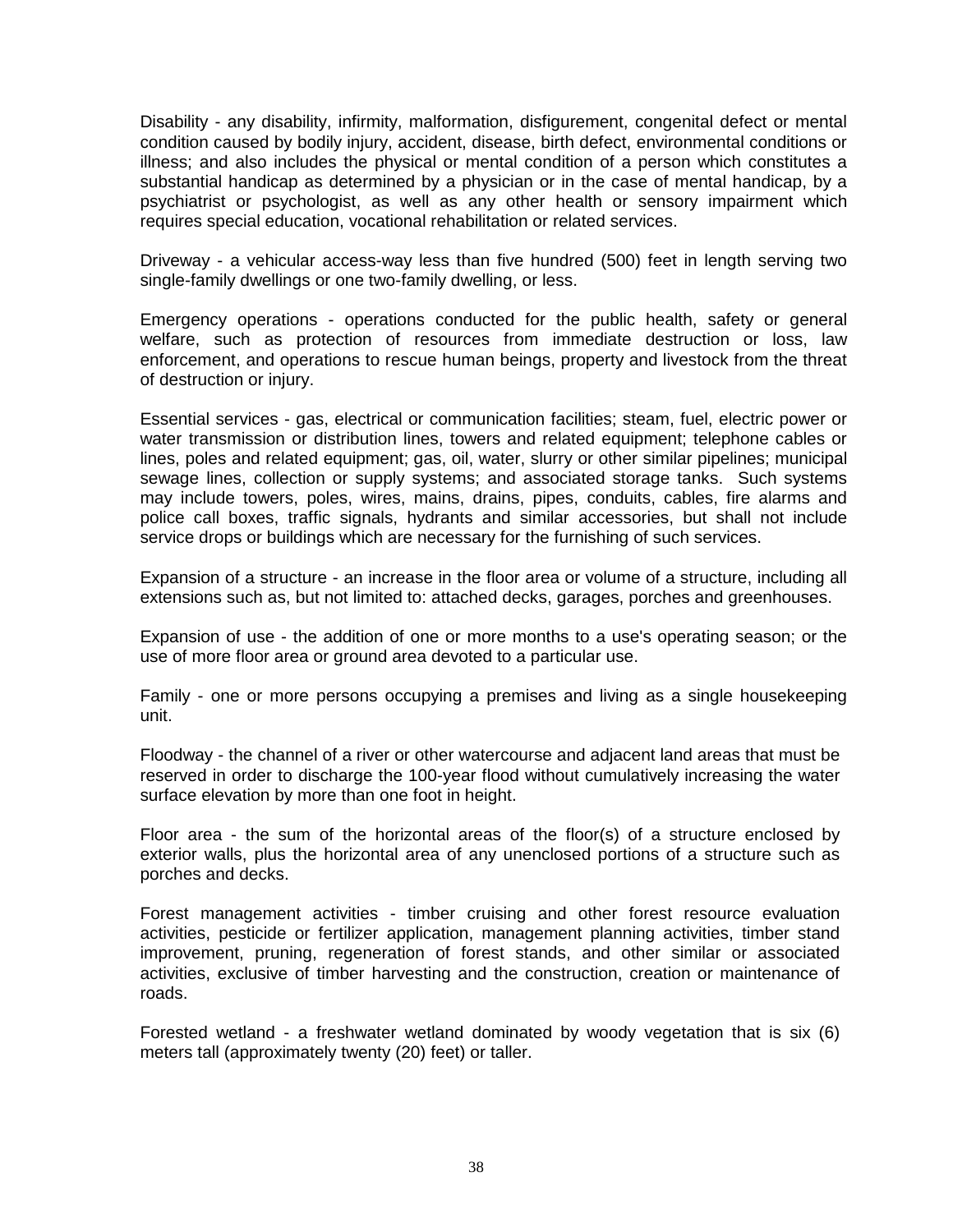Disability - any disability, infirmity, malformation, disfigurement, congenital defect or mental condition caused by bodily injury, accident, disease, birth defect, environmental conditions or illness; and also includes the physical or mental condition of a person which constitutes a substantial handicap as determined by a physician or in the case of mental handicap, by a psychiatrist or psychologist, as well as any other health or sensory impairment which requires special education, vocational rehabilitation or related services.

Driveway - a vehicular access-way less than five hundred (500) feet in length serving two single-family dwellings or one two-family dwelling, or less.

Emergency operations - operations conducted for the public health, safety or general welfare, such as protection of resources from immediate destruction or loss, law enforcement, and operations to rescue human beings, property and livestock from the threat of destruction or injury.

Essential services - gas, electrical or communication facilities; steam, fuel, electric power or water transmission or distribution lines, towers and related equipment; telephone cables or lines, poles and related equipment; gas, oil, water, slurry or other similar pipelines; municipal sewage lines, collection or supply systems; and associated storage tanks. Such systems may include towers, poles, wires, mains, drains, pipes, conduits, cables, fire alarms and police call boxes, traffic signals, hydrants and similar accessories, but shall not include service drops or buildings which are necessary for the furnishing of such services.

Expansion of a structure - an increase in the floor area or volume of a structure, including all extensions such as, but not limited to: attached decks, garages, porches and greenhouses.

Expansion of use - the addition of one or more months to a use's operating season; or the use of more floor area or ground area devoted to a particular use.

Family - one or more persons occupying a premises and living as a single housekeeping unit.

Floodway - the channel of a river or other watercourse and adjacent land areas that must be reserved in order to discharge the 100-year flood without cumulatively increasing the water surface elevation by more than one foot in height.

Floor area - the sum of the horizontal areas of the floor(s) of a structure enclosed by exterior walls, plus the horizontal area of any unenclosed portions of a structure such as porches and decks.

Forest management activities - timber cruising and other forest resource evaluation activities, pesticide or fertilizer application, management planning activities, timber stand improvement, pruning, regeneration of forest stands, and other similar or associated activities, exclusive of timber harvesting and the construction, creation or maintenance of roads.

Forested wetland - a freshwater wetland dominated by woody vegetation that is six (6) meters tall (approximately twenty (20) feet) or taller.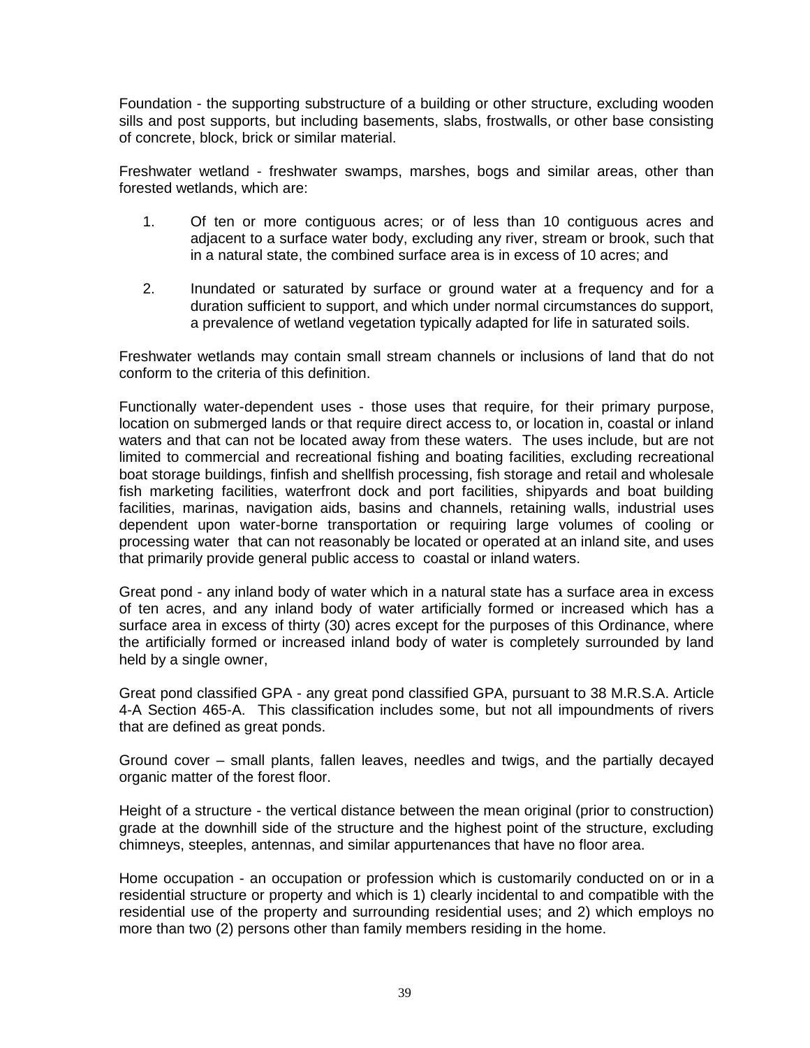Foundation - the supporting substructure of a building or other structure, excluding wooden sills and post supports, but including basements, slabs, frostwalls, or other base consisting of concrete, block, brick or similar material.

Freshwater wetland - freshwater swamps, marshes, bogs and similar areas, other than forested wetlands, which are:

1. Of ten or more contiguous acres; or of less than 10 contiguous acres and adjacent to a surface water body, excluding any river, stream or brook, such that in a natural state, the combined surface area is in excess of 10 acres; and

2. Inundated or saturated by surface or ground water at a frequency and for a duration sufficient to support, and which under normal circumstances do support, a prevalence of wetland vegetation typically adapted for life in saturated soils.

Freshwater wetlands may contain small stream channels or inclusions of land that do not conform to the criteria of this definition.

Functionally water-dependent uses - those uses that require, for their primary purpose, location on submerged lands or that require direct access to, or location in, coastal or inland waters and that can not be located away from these waters. The uses include, but are not limited to commercial and recreational fishing and boating facilities, excluding recreational boat storage buildings, finfish and shellfish processing, fish storage and retail and wholesale fish marketing facilities, waterfront dock and port facilities, shipyards and boat building facilities, marinas, navigation aids, basins and channels, retaining walls, industrial uses dependent upon water-borne transportation or requiring large volumes of cooling or processing water that can not reasonably be located or operated at an inland site, and uses that primarily provide general public access to coastal or inland waters.

Great pond - any inland body of water which in a natural state has a surface area in excess of ten acres, and any inland body of water artificially formed or increased which has a surface area in excess of thirty (30) acres except for the purposes of this Ordinance, where the artificially formed or increased inland body of water is completely surrounded by land held by a single owner,

Great pond classified GPA - any great pond classified GPA, pursuant to 38 M.R.S.A. Article 4-A Section 465-A. This classification includes some, but not all impoundments of rivers that are defined as great ponds.

Ground cover – small plants, fallen leaves, needles and twigs, and the partially decayed organic matter of the forest floor.

Height of a structure - the vertical distance between the mean original (prior to construction) grade at the downhill side of the structure and the highest point of the structure, excluding chimneys, steeples, antennas, and similar appurtenances that have no floor area.

Home occupation - an occupation or profession which is customarily conducted on or in a residential structure or property and which is 1) clearly incidental to and compatible with the residential use of the property and surrounding residential uses; and 2) which employs no more than two (2) persons other than family members residing in the home.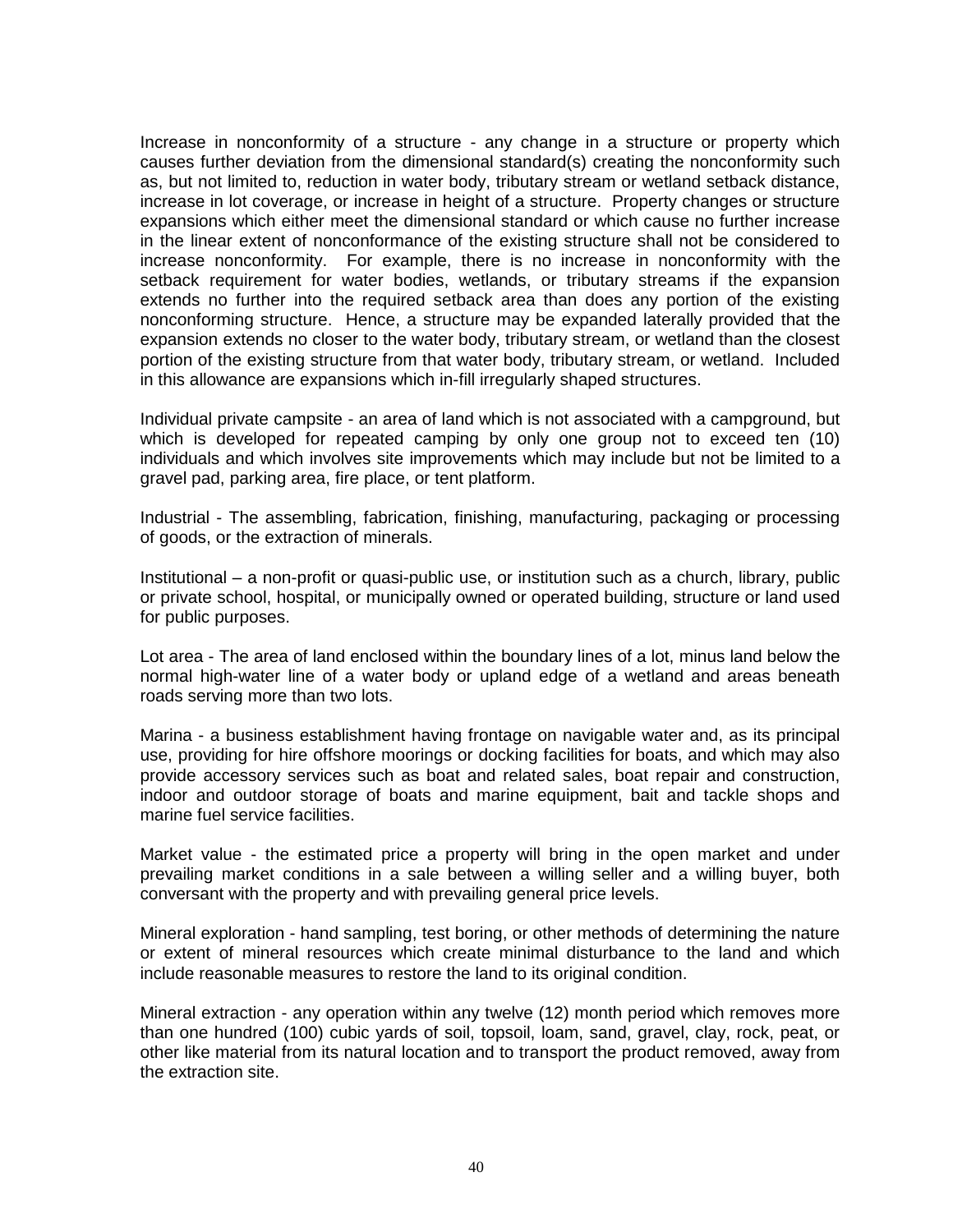Increase in nonconformity of a structure - any change in a structure or property which causes further deviation from the dimensional standard(s) creating the nonconformity such as, but not limited to, reduction in water body, tributary stream or wetland setback distance, increase in lot coverage, or increase in height of a structure. Property changes or structure expansions which either meet the dimensional standard or which cause no further increase in the linear extent of nonconformance of the existing structure shall not be considered to increase nonconformity. For example, there is no increase in nonconformity with the setback requirement for water bodies, wetlands, or tributary streams if the expansion extends no further into the required setback area than does any portion of the existing nonconforming structure. Hence, a structure may be expanded laterally provided that the expansion extends no closer to the water body, tributary stream, or wetland than the closest portion of the existing structure from that water body, tributary stream, or wetland. Included in this allowance are expansions which in-fill irregularly shaped structures.

Individual private campsite - an area of land which is not associated with a campground, but which is developed for repeated camping by only one group not to exceed ten (10) individuals and which involves site improvements which may include but not be limited to a gravel pad, parking area, fire place, or tent platform.

Industrial - The assembling, fabrication, finishing, manufacturing, packaging or processing of goods, or the extraction of minerals.

Institutional – a non-profit or quasi-public use, or institution such as a church, library, public or private school, hospital, or municipally owned or operated building, structure or land used for public purposes.

Lot area - The area of land enclosed within the boundary lines of a lot, minus land below the normal high-water line of a water body or upland edge of a wetland and areas beneath roads serving more than two lots.

Marina - a business establishment having frontage on navigable water and, as its principal use, providing for hire offshore moorings or docking facilities for boats, and which may also provide accessory services such as boat and related sales, boat repair and construction, indoor and outdoor storage of boats and marine equipment, bait and tackle shops and marine fuel service facilities.

Market value - the estimated price a property will bring in the open market and under prevailing market conditions in a sale between a willing seller and a willing buyer, both conversant with the property and with prevailing general price levels.

Mineral exploration - hand sampling, test boring, or other methods of determining the nature or extent of mineral resources which create minimal disturbance to the land and which include reasonable measures to restore the land to its original condition.

Mineral extraction - any operation within any twelve (12) month period which removes more than one hundred (100) cubic yards of soil, topsoil, loam, sand, gravel, clay, rock, peat, or other like material from its natural location and to transport the product removed, away from the extraction site.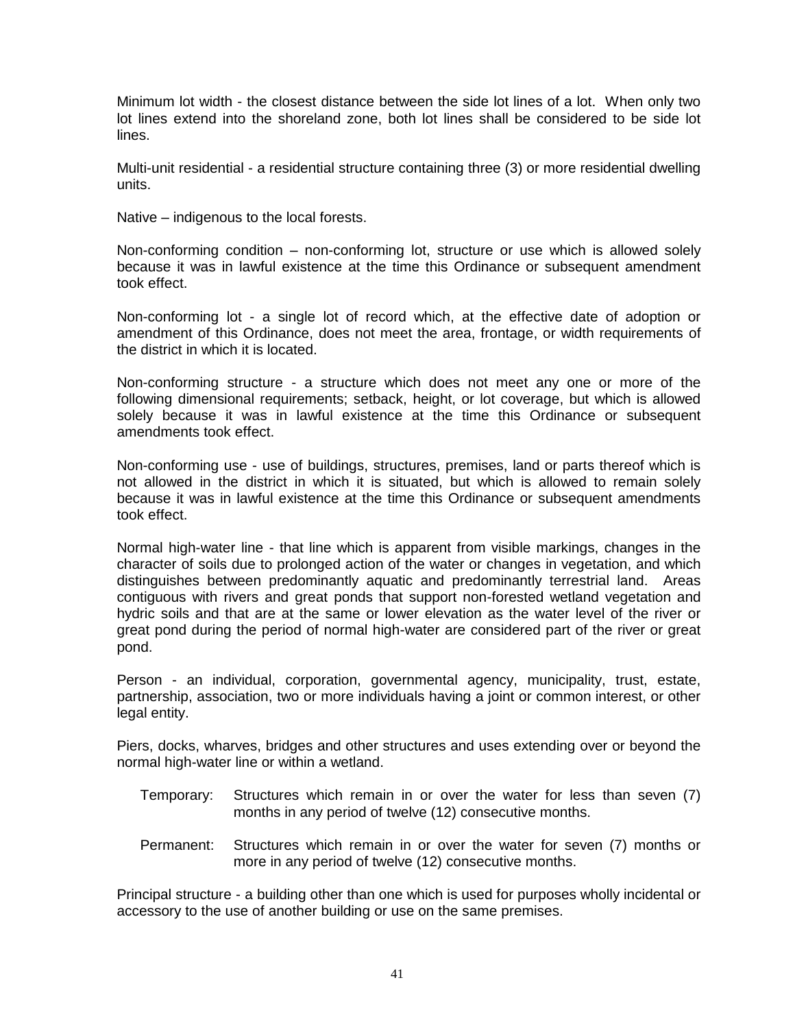Minimum lot width - the closest distance between the side lot lines of a lot. When only two lot lines extend into the shoreland zone, both lot lines shall be considered to be side lot lines.

Multi-unit residential - a residential structure containing three (3) or more residential dwelling units.

Native – indigenous to the local forests.

Non-conforming condition – non-conforming lot, structure or use which is allowed solely because it was in lawful existence at the time this Ordinance or subsequent amendment took effect.

Non-conforming lot - a single lot of record which, at the effective date of adoption or amendment of this Ordinance, does not meet the area, frontage, or width requirements of the district in which it is located.

Non-conforming structure - a structure which does not meet any one or more of the following dimensional requirements; setback, height, or lot coverage, but which is allowed solely because it was in lawful existence at the time this Ordinance or subsequent amendments took effect.

Non-conforming use - use of buildings, structures, premises, land or parts thereof which is not allowed in the district in which it is situated, but which is allowed to remain solely because it was in lawful existence at the time this Ordinance or subsequent amendments took effect.

Normal high-water line - that line which is apparent from visible markings, changes in the character of soils due to prolonged action of the water or changes in vegetation, and which distinguishes between predominantly aquatic and predominantly terrestrial land. Areas contiguous with rivers and great ponds that support non-forested wetland vegetation and hydric soils and that are at the same or lower elevation as the water level of the river or great pond during the period of normal high-water are considered part of the river or great pond.

Person - an individual, corporation, governmental agency, municipality, trust, estate, partnership, association, two or more individuals having a joint or common interest, or other legal entity.

Piers, docks, wharves, bridges and other structures and uses extending over or beyond the normal high-water line or within a wetland.

- Temporary: Structures which remain in or over the water for less than seven (7) months in any period of twelve (12) consecutive months.
- Permanent: Structures which remain in or over the water for seven (7) months or more in any period of twelve (12) consecutive months.

Principal structure - a building other than one which is used for purposes wholly incidental or accessory to the use of another building or use on the same premises.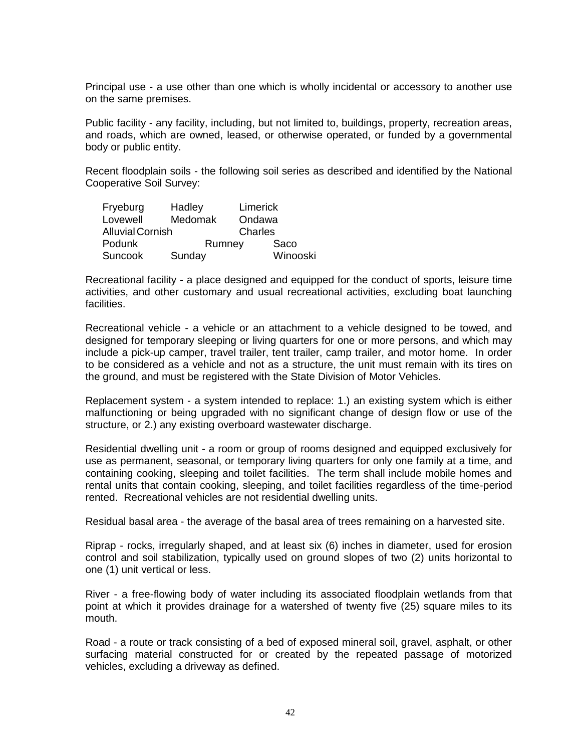Principal use - a use other than one which is wholly incidental or accessory to another use on the same premises.

Public facility - any facility, including, but not limited to, buildings, property, recreation areas, and roads, which are owned, leased, or otherwise operated, or funded by a governmental body or public entity.

Recent floodplain soils - the following soil series as described and identified by the National Cooperative Soil Survey:

| | | |
|---|---|---|
| Fryeburg | Hadley | Limerick |
| Lovewell | Medomak | Ondawa |
| Alluvial | Cornish | Charles |
| Podunk | Rumney | Saco |
| Suncook | Sunday | Winooski |

Recreational facility - a place designed and equipped for the conduct of sports, leisure time activities, and other customary and usual recreational activities, excluding boat launching facilities.

Recreational vehicle - a vehicle or an attachment to a vehicle designed to be towed, and designed for temporary sleeping or living quarters for one or more persons, and which may include a pick-up camper, travel trailer, tent trailer, camp trailer, and motor home. In order to be considered as a vehicle and not as a structure, the unit must remain with its tires on the ground, and must be registered with the State Division of Motor Vehicles.

Replacement system - a system intended to replace: 1.) an existing system which is either malfunctioning or being upgraded with no significant change of design flow or use of the structure, or 2.) any existing overboard wastewater discharge.

Residential dwelling unit - a room or group of rooms designed and equipped exclusively for use as permanent, seasonal, or temporary living quarters for only one family at a time, and containing cooking, sleeping and toilet facilities. The term shall include mobile homes and rental units that contain cooking, sleeping, and toilet facilities regardless of the time-period rented. Recreational vehicles are not residential dwelling units.

Residual basal area - the average of the basal area of trees remaining on a harvested site.

Riprap - rocks, irregularly shaped, and at least six (6) inches in diameter, used for erosion control and soil stabilization, typically used on ground slopes of two (2) units horizontal to one (1) unit vertical or less.

River - a free-flowing body of water including its associated floodplain wetlands from that point at which it provides drainage for a watershed of twenty five (25) square miles to its mouth.

Road - a route or track consisting of a bed of exposed mineral soil, gravel, asphalt, or other surfacing material constructed for or created by the repeated passage of motorized vehicles, excluding a driveway as defined.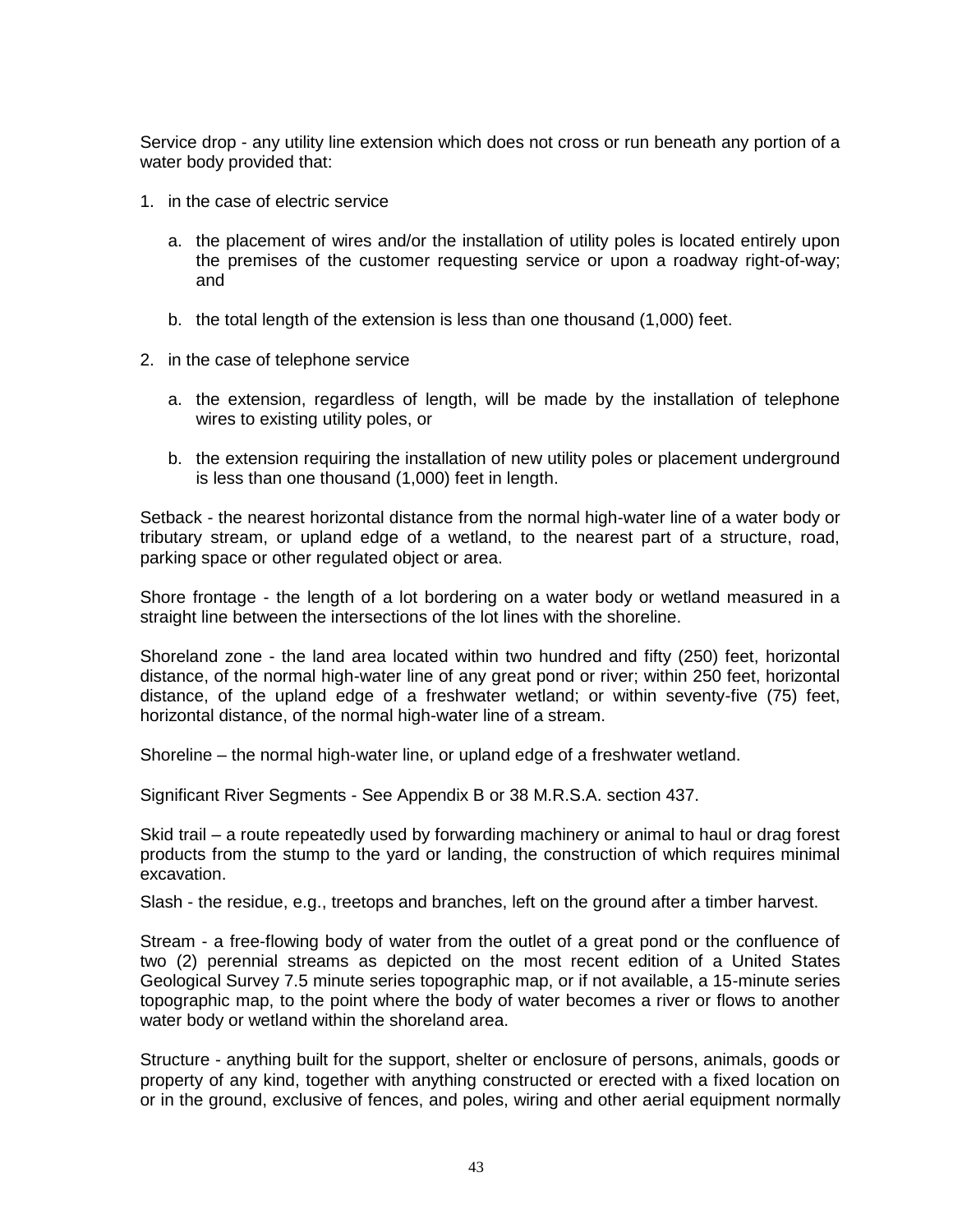Service drop - any utility line extension which does not cross or run beneath any portion of a water body provided that:

1. in the case of electric service

   a. the placement of wires and/or the installation of utility poles is located entirely upon the premises of the customer requesting service or upon a roadway right-of-way; and

   b. the total length of the extension is less than one thousand (1,000) feet.

2. in the case of telephone service

   a. the extension, regardless of length, will be made by the installation of telephone wires to existing utility poles, or

   b. the extension requiring the installation of new utility poles or placement underground is less than one thousand (1,000) feet in length.

Setback - the nearest horizontal distance from the normal high-water line of a water body or tributary stream, or upland edge of a wetland, to the nearest part of a structure, road, parking space or other regulated object or area.

Shore frontage - the length of a lot bordering on a water body or wetland measured in a straight line between the intersections of the lot lines with the shoreline.

Shoreland zone - the land area located within two hundred and fifty (250) feet, horizontal distance, of the normal high-water line of any great pond or river; within 250 feet, horizontal distance, of the upland edge of a freshwater wetland; or within seventy-five (75) feet, horizontal distance, of the normal high-water line of a stream.

Shoreline – the normal high-water line, or upland edge of a freshwater wetland.

Significant River Segments - See Appendix B or 38 M.R.S.A. section 437.

Skid trail – a route repeatedly used by forwarding machinery or animal to haul or drag forest products from the stump to the yard or landing, the construction of which requires minimal excavation.

Slash - the residue, e.g., treetops and branches, left on the ground after a timber harvest.

Stream - a free-flowing body of water from the outlet of a great pond or the confluence of two (2) perennial streams as depicted on the most recent edition of a United States Geological Survey 7.5 minute series topographic map, or if not available, a 15-minute series topographic map, to the point where the body of water becomes a river or flows to another water body or wetland within the shoreland area.

Structure - anything built for the support, shelter or enclosure of persons, animals, goods or property of any kind, together with anything constructed or erected with a fixed location on or in the ground, exclusive of fences, and poles, wiring and other aerial equipment normally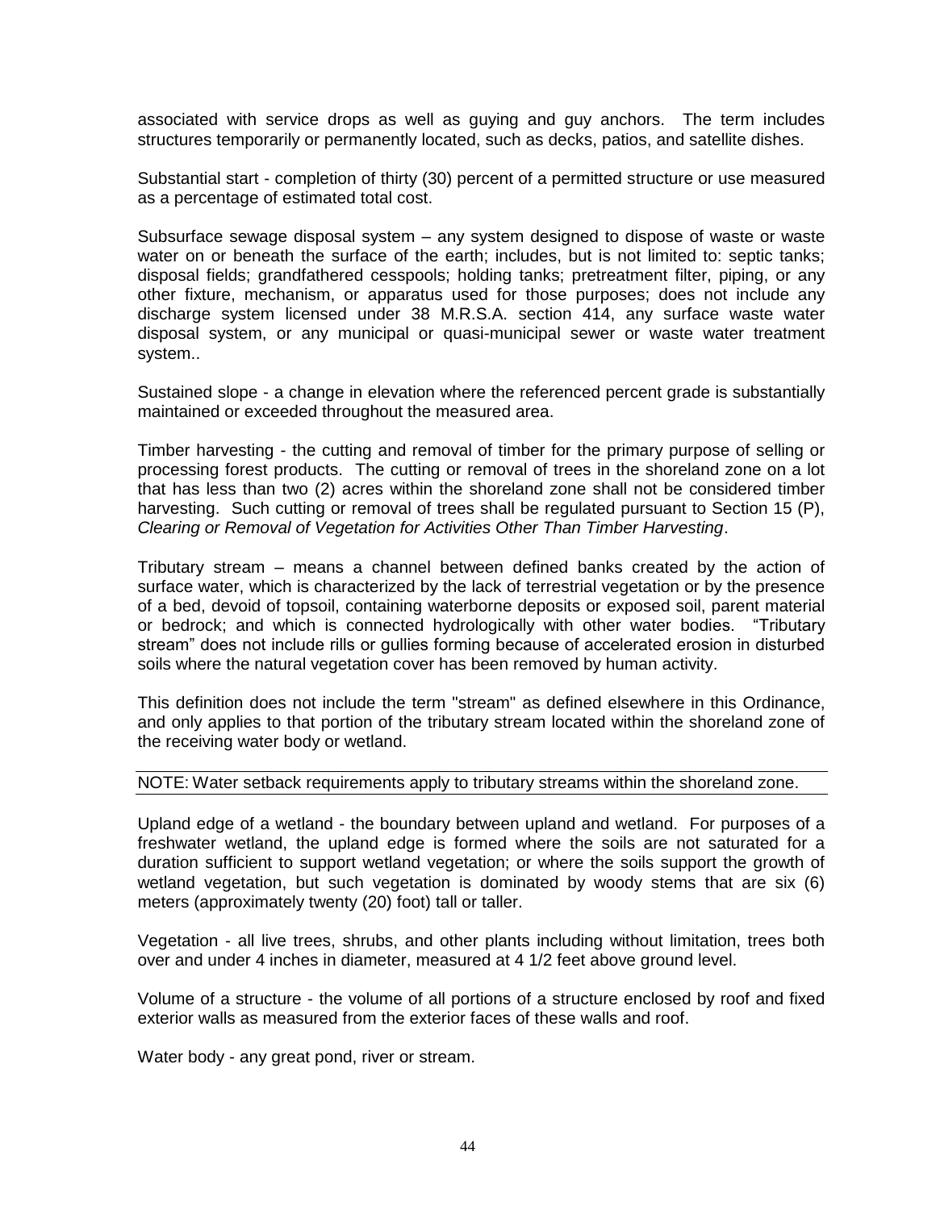associated with service drops as well as guying and guy anchors. The term includes structures temporarily or permanently located, such as decks, patios, and satellite dishes.

Substantial start - completion of thirty (30) percent of a permitted structure or use measured as a percentage of estimated total cost.

Subsurface sewage disposal system – any system designed to dispose of waste or waste water on or beneath the surface of the earth; includes, but is not limited to: septic tanks; disposal fields; grandfathered cesspools; holding tanks; pretreatment filter, piping, or any other fixture, mechanism, or apparatus used for those purposes; does not include any discharge system licensed under 38 M.R.S.A. section 414, any surface waste water disposal system, or any municipal or quasi-municipal sewer or waste water treatment system..

Sustained slope - a change in elevation where the referenced percent grade is substantially maintained or exceeded throughout the measured area.

Timber harvesting - the cutting and removal of timber for the primary purpose of selling or processing forest products. The cutting or removal of trees in the shoreland zone on a lot that has less than two (2) acres within the shoreland zone shall not be considered timber harvesting. Such cutting or removal of trees shall be regulated pursuant to Section 15 (P), *Clearing or Removal of Vegetation for Activities Other Than Timber Harvesting*.

Tributary stream – means a channel between defined banks created by the action of surface water, which is characterized by the lack of terrestrial vegetation or by the presence of a bed, devoid of topsoil, containing waterborne deposits or exposed soil, parent material or bedrock; and which is connected hydrologically with other water bodies. "Tributary stream" does not include rills or gullies forming because of accelerated erosion in disturbed soils where the natural vegetation cover has been removed by human activity.

This definition does not include the term "stream" as defined elsewhere in this Ordinance, and only applies to that portion of the tributary stream located within the shoreland zone of the receiving water body or wetland.

NOTE: Water setback requirements apply to tributary streams within the shoreland zone.

Upland edge of a wetland - the boundary between upland and wetland. For purposes of a freshwater wetland, the upland edge is formed where the soils are not saturated for a duration sufficient to support wetland vegetation; or where the soils support the growth of wetland vegetation, but such vegetation is dominated by woody stems that are six (6) meters (approximately twenty (20) foot) tall or taller.

Vegetation - all live trees, shrubs, and other plants including without limitation, trees both over and under 4 inches in diameter, measured at 4 1/2 feet above ground level.

Volume of a structure - the volume of all portions of a structure enclosed by roof and fixed exterior walls as measured from the exterior faces of these walls and roof.

Water body - any great pond, river or stream.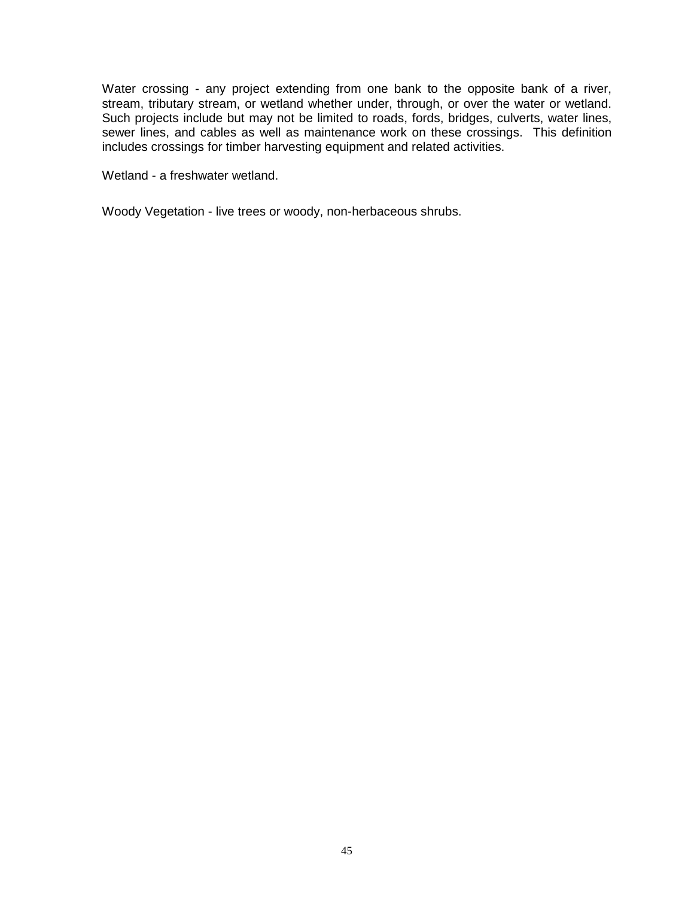Water crossing - any project extending from one bank to the opposite bank of a river, stream, tributary stream, or wetland whether under, through, or over the water or wetland. Such projects include but may not be limited to roads, fords, bridges, culverts, water lines, sewer lines, and cables as well as maintenance work on these crossings. This definition includes crossings for timber harvesting equipment and related activities.

Wetland - a freshwater wetland.

Woody Vegetation - live trees or woody, non-herbaceous shrubs.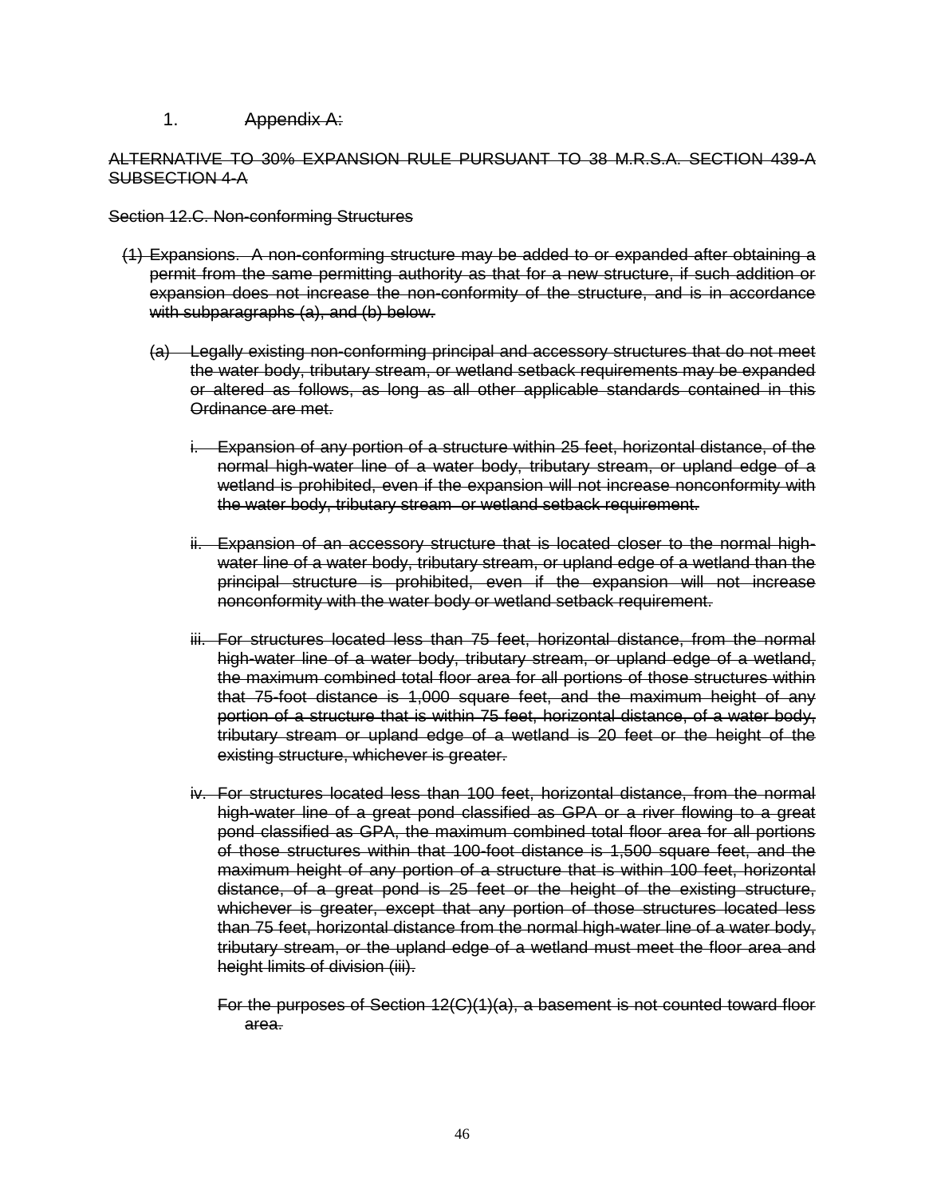~~1. Appendix A:~~

~~ALTERNATIVE TO 30% EXPANSION RULE PURSUANT TO 38 M.R.S.A. SECTION 439-A SUBSECTION 4-A~~

~~Section 12.C. Non-conforming Structures~~

~~(1) Expansions. A non-conforming structure may be added to or expanded after obtaining a permit from the same permitting authority as that for a new structure, if such addition or expansion does not increase the non-conformity of the structure, and is in accordance with subparagraphs (a), and (b) below.~~

~~(a) Legally existing non-conforming principal and accessory structures that do not meet the water body, tributary stream, or wetland setback requirements may be expanded or altered as follows, as long as all other applicable standards contained in this Ordinance are met.~~

~~i. Expansion of any portion of a structure within 25 feet, horizontal distance, of the normal high-water line of a water body, tributary stream, or upland edge of a wetland is prohibited, even if the expansion will not increase nonconformity with the water body, tributary stream or wetland setback requirement.~~

~~ii. Expansion of an accessory structure that is located closer to the normal high-water line of a water body, tributary stream, or upland edge of a wetland than the principal structure is prohibited, even if the expansion will not increase nonconformity with the water body or wetland setback requirement.~~

~~iii. For structures located less than 75 feet, horizontal distance, from the normal high-water line of a water body, tributary stream, or upland edge of a wetland, the maximum combined total floor area for all portions of those structures within that 75-foot distance is 1,000 square feet, and the maximum height of any portion of a structure that is within 75 feet, horizontal distance, of a water body, tributary stream or upland edge of a wetland is 20 feet or the height of the existing structure, whichever is greater.~~

~~iv. For structures located less than 100 feet, horizontal distance, from the normal high-water line of a great pond classified as GPA or a river flowing to a great pond classified as GPA, the maximum combined total floor area for all portions of those structures within that 100-foot distance is 1,500 square feet, and the maximum height of any portion of a structure that is within 100 feet, horizontal distance, of a great pond is 25 feet or the height of the existing structure, whichever is greater, except that any portion of those structures located less than 75 feet, horizontal distance from the normal high-water line of a water body, tributary stream, or the upland edge of a wetland must meet the floor area and height limits of division (iii).~~

~~For the purposes of Section 12(C)(1)(a), a basement is not counted toward floor area.~~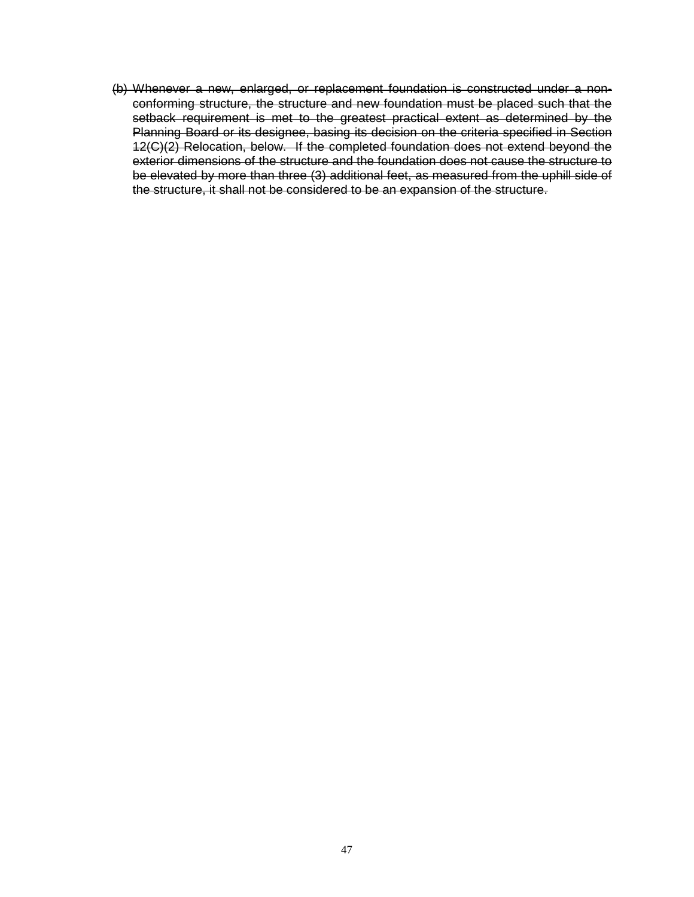~~(b) Whenever a new, enlarged, or replacement foundation is constructed under a non-conforming structure, the structure and new foundation must be placed such that the setback requirement is met to the greatest practical extent as determined by the Planning Board or its designee, basing its decision on the criteria specified in Section 12(C)(2) Relocation, below. If the completed foundation does not extend beyond the exterior dimensions of the structure and the foundation does not cause the structure to be elevated by more than three (3) additional feet, as measured from the uphill side of the structure, it shall not be considered to be an expansion of the structure.~~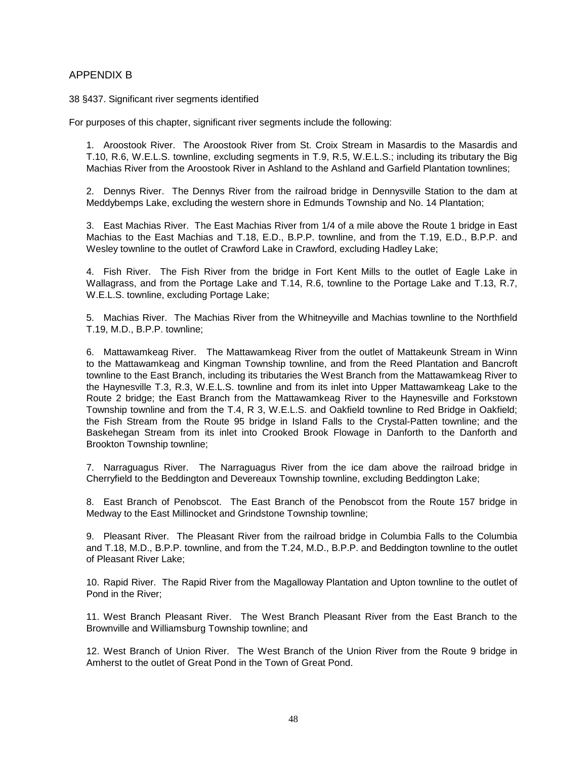## APPENDIX B

38 §437. Significant river segments identified

For purposes of this chapter, significant river segments include the following:

1. Aroostook River. The Aroostook River from St. Croix Stream in Masardis to the Masardis and T.10, R.6, W.E.L.S. townline, excluding segments in T.9, R.5, W.E.L.S.; including its tributary the Big Machias River from the Aroostook River in Ashland to the Ashland and Garfield Plantation townlines;

2. Dennys River. The Dennys River from the railroad bridge in Dennysville Station to the dam at Meddybemps Lake, excluding the western shore in Edmunds Township and No. 14 Plantation;

3. East Machias River. The East Machias River from 1/4 of a mile above the Route 1 bridge in East Machias to the East Machias and T.18, E.D., B.P.P. townline, and from the T.19, E.D., B.P.P. and Wesley townline to the outlet of Crawford Lake in Crawford, excluding Hadley Lake;

4. Fish River. The Fish River from the bridge in Fort Kent Mills to the outlet of Eagle Lake in Wallagrass, and from the Portage Lake and T.14, R.6, townline to the Portage Lake and T.13, R.7, W.E.L.S. townline, excluding Portage Lake;

5. Machias River. The Machias River from the Whitneyville and Machias townline to the Northfield T.19, M.D., B.P.P. townline;

6. Mattawamkeag River. The Mattawamkeag River from the outlet of Mattakeunk Stream in Winn to the Mattawamkeag and Kingman Township townline, and from the Reed Plantation and Bancroft townline to the East Branch, including its tributaries the West Branch from the Mattawamkeag River to the Haynesville T.3, R.3, W.E.L.S. townline and from its inlet into Upper Mattawamkeag Lake to the Route 2 bridge; the East Branch from the Mattawamkeag River to the Haynesville and Forkstown Township townline and from the T.4, R 3, W.E.L.S. and Oakfield townline to Red Bridge in Oakfield; the Fish Stream from the Route 95 bridge in Island Falls to the Crystal-Patten townline; and the Baskehegan Stream from its inlet into Crooked Brook Flowage in Danforth to the Danforth and Brookton Township townline;

7. Narraguagus River. The Narraguagus River from the ice dam above the railroad bridge in Cherryfield to the Beddington and Devereaux Township townline, excluding Beddington Lake;

8. East Branch of Penobscot. The East Branch of the Penobscot from the Route 157 bridge in Medway to the East Millinocket and Grindstone Township townline;

9. Pleasant River. The Pleasant River from the railroad bridge in Columbia Falls to the Columbia and T.18, M.D., B.P.P. townline, and from the T.24, M.D., B.P.P. and Beddington townline to the outlet of Pleasant River Lake;

10. Rapid River. The Rapid River from the Magalloway Plantation and Upton townline to the outlet of Pond in the River;

11. West Branch Pleasant River. The West Branch Pleasant River from the East Branch to the Brownville and Williamsburg Township townline; and

12. West Branch of Union River. The West Branch of the Union River from the Route 9 bridge in Amherst to the outlet of Great Pond in the Town of Great Pond.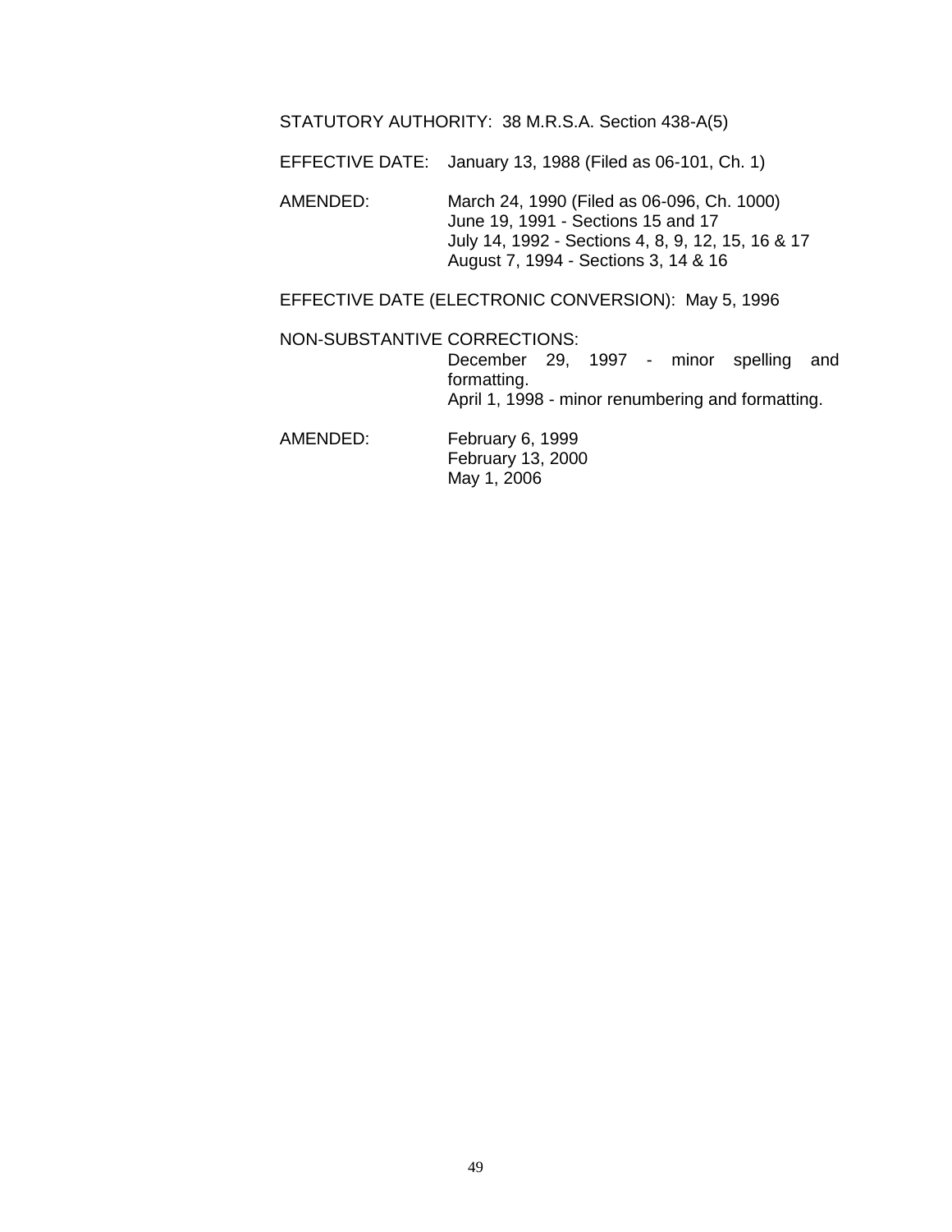STATUTORY AUTHORITY: 38 M.R.S.A. Section 438-A(5)

EFFECTIVE DATE: January 13, 1988 (Filed as 06-101, Ch. 1)

AMENDED: March 24, 1990 (Filed as 06-096, Ch. 1000)
June 19, 1991 - Sections 15 and 17
July 14, 1992 - Sections 4, 8, 9, 12, 15, 16 & 17
August 7, 1994 - Sections 3, 14 & 16

EFFECTIVE DATE (ELECTRONIC CONVERSION): May 5, 1996

NON-SUBSTANTIVE CORRECTIONS:
December 29, 1997 - minor spelling and formatting.
April 1, 1998 - minor renumbering and formatting.

AMENDED: February 6, 1999
February 13, 2000
May 1, 2006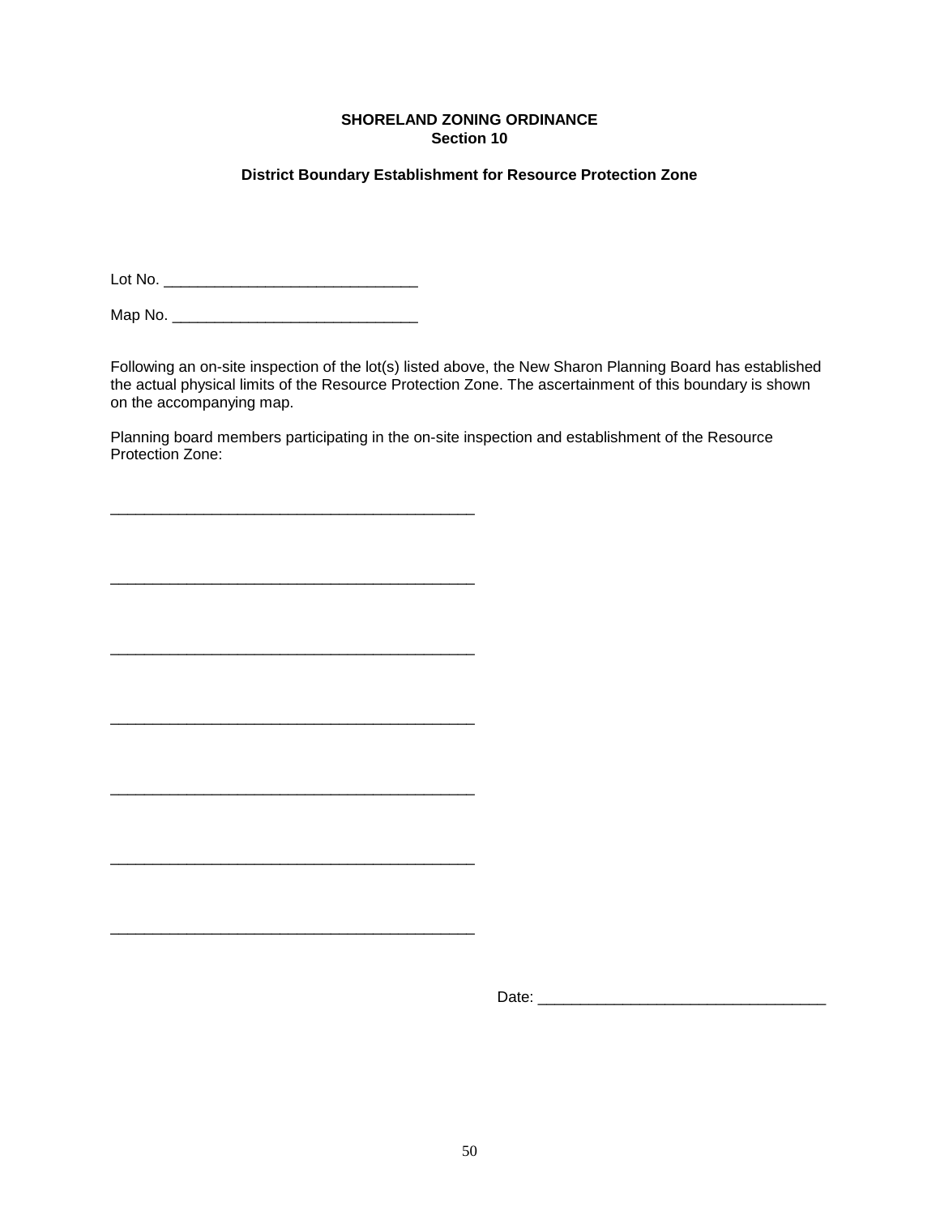**SHORELAND ZONING ORDINANCE**
**Section 10**

**District Boundary Establishment for Resource Protection Zone**

Lot No. ______________________________

Map No. _____________________________

Following an on-site inspection of the lot(s) listed above, the New Sharon Planning Board has established the actual physical limits of the Resource Protection Zone. The ascertainment of this boundary is shown on the accompanying map.

Planning board members participating in the on-site inspection and establishment of the Resource Protection Zone:

___________________________________________

___________________________________________

___________________________________________

___________________________________________

___________________________________________

___________________________________________

___________________________________________

Date: _________________________________